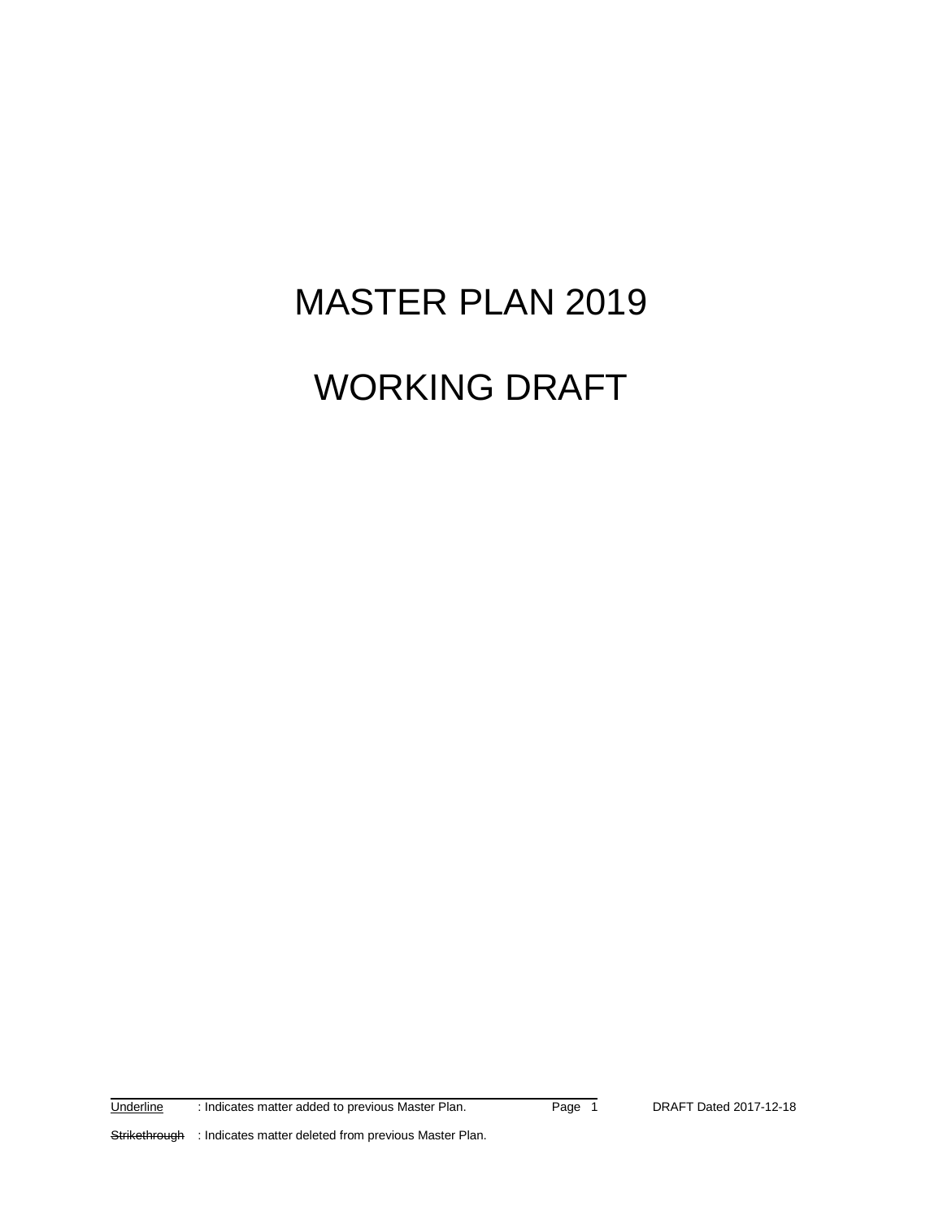# MASTER PLAN 2019

# WORKING DRAFT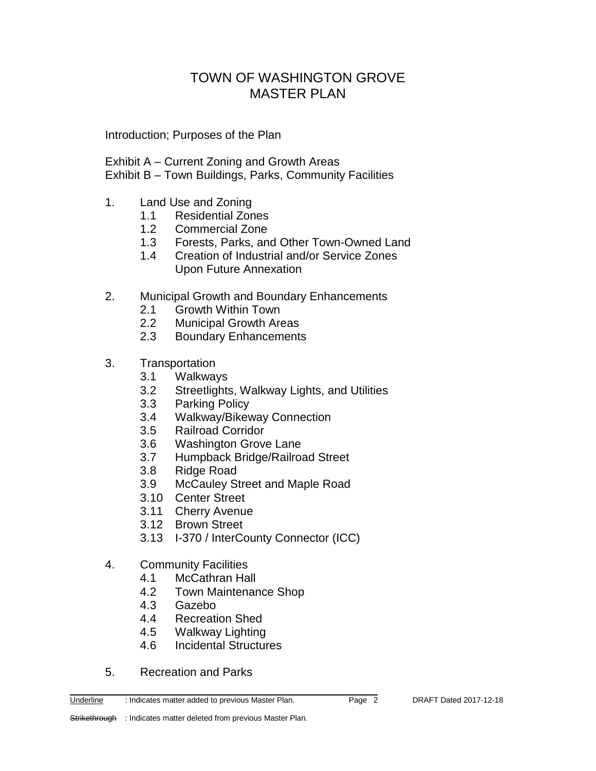# TOWN OF WASHINGTON GROVE
# MASTER PLAN

Introduction; Purposes of the Plan

Exhibit A – Current Zoning and Growth Areas
Exhibit B – Town Buildings, Parks, Community Facilities

1. Land Use and Zoning
   - 1.1 Residential Zones
   - 1.2 Commercial Zone
   - 1.3 Forests, Parks, and Other Town-Owned Land
   - 1.4 Creation of Industrial and/or Service Zones Upon Future Annexation

2. Municipal Growth and Boundary Enhancements
   - 2.1 Growth Within Town
   - 2.2 Municipal Growth Areas
   - 2.3 Boundary Enhancements

3. Transportation
   - 3.1 Walkways
   - 3.2 Streetlights, Walkway Lights, and Utilities
   - 3.3 Parking Policy
   - 3.4 Walkway/Bikeway Connection
   - 3.5 Railroad Corridor
   - 3.6 Washington Grove Lane
   - 3.7 Humpback Bridge/Railroad Street
   - 3.8 Ridge Road
   - 3.9 McCauley Street and Maple Road
   - 3.10 Center Street
   - 3.11 Cherry Avenue
   - 3.12 Brown Street
   - 3.13 I-370 / InterCounty Connector (ICC)

4. Community Facilities
   - 4.1 McCathran Hall
   - 4.2 Town Maintenance Shop
   - 4.3 Gazebo
   - 4.4 Recreation Shed
   - 4.5 Walkway Lighting
   - 4.6 Incidental Structures

5. Recreation and Parks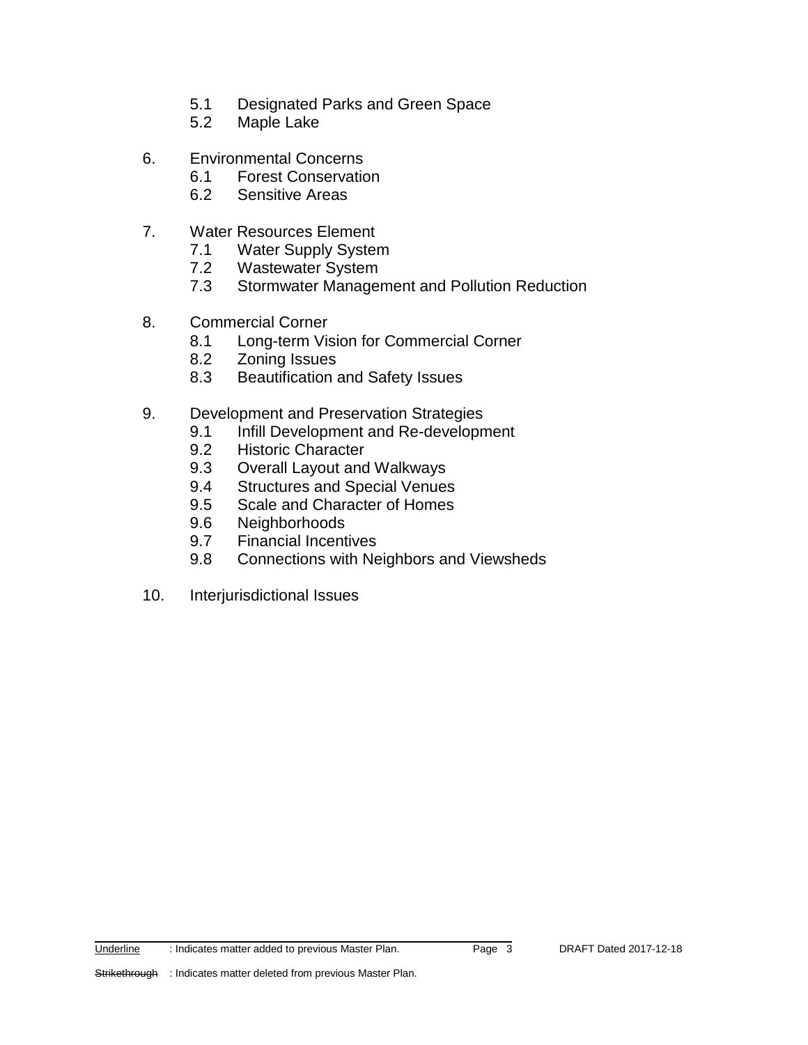5.1 Designated Parks and Green Space
5.2 Maple Lake

6. Environmental Concerns
   - 6.1 Forest Conservation
   - 6.2 Sensitive Areas

7. Water Resources Element
   - 7.1 Water Supply System
   - 7.2 Wastewater System
   - 7.3 Stormwater Management and Pollution Reduction

8. Commercial Corner
   - 8.1 Long-term Vision for Commercial Corner
   - 8.2 Zoning Issues
   - 8.3 Beautification and Safety Issues

9. Development and Preservation Strategies
   - 9.1 Infill Development and Re-development
   - 9.2 Historic Character
   - 9.3 Overall Layout and Walkways
   - 9.4 Structures and Special Venues
   - 9.5 Scale and Character of Homes
   - 9.6 Neighborhoods
   - 9.7 Financial Incentives
   - 9.8 Connections with Neighbors and Viewsheds

10. Interjurisdictional Issues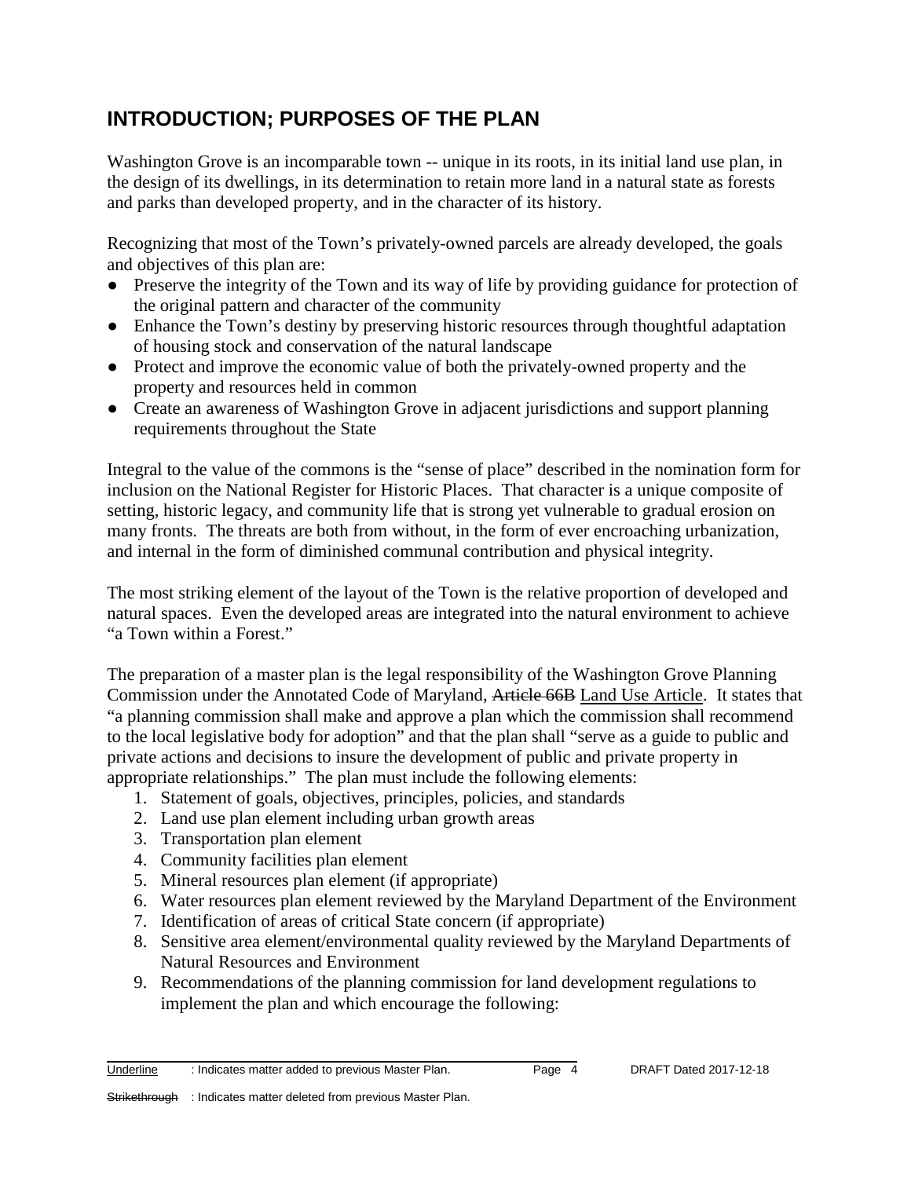## INTRODUCTION; PURPOSES OF THE PLAN

Washington Grove is an incomparable town -- unique in its roots, in its initial land use plan, in the design of its dwellings, in its determination to retain more land in a natural state as forests and parks than developed property, and in the character of its history.

Recognizing that most of the Town's privately-owned parcels are already developed, the goals and objectives of this plan are:

- Preserve the integrity of the Town and its way of life by providing guidance for protection of the original pattern and character of the community
- Enhance the Town's destiny by preserving historic resources through thoughtful adaptation of housing stock and conservation of the natural landscape
- Protect and improve the economic value of both the privately-owned property and the property and resources held in common
- Create an awareness of Washington Grove in adjacent jurisdictions and support planning requirements throughout the State

Integral to the value of the commons is the "sense of place" described in the nomination form for inclusion on the National Register for Historic Places. That character is a unique composite of setting, historic legacy, and community life that is strong yet vulnerable to gradual erosion on many fronts. The threats are both from without, in the form of ever encroaching urbanization, and internal in the form of diminished communal contribution and physical integrity.

The most striking element of the layout of the Town is the relative proportion of developed and natural spaces. Even the developed areas are integrated into the natural environment to achieve "a Town within a Forest."

The preparation of a master plan is the legal responsibility of the Washington Grove Planning Commission under the Annotated Code of Maryland, ~~Article 66B~~ <u>Land Use Article</u>. It states that "a planning commission shall make and approve a plan which the commission shall recommend to the local legislative body for adoption" and that the plan shall "serve as a guide to public and private actions and decisions to insure the development of public and private property in appropriate relationships." The plan must include the following elements:

1. Statement of goals, objectives, principles, policies, and standards
2. Land use plan element including urban growth areas
3. Transportation plan element
4. Community facilities plan element
5. Mineral resources plan element (if appropriate)
6. Water resources plan element reviewed by the Maryland Department of the Environment
7. Identification of areas of critical State concern (if appropriate)
8. Sensitive area element/environmental quality reviewed by the Maryland Departments of Natural Resources and Environment
9. Recommendations of the planning commission for land development regulations to implement the plan and which encourage the following: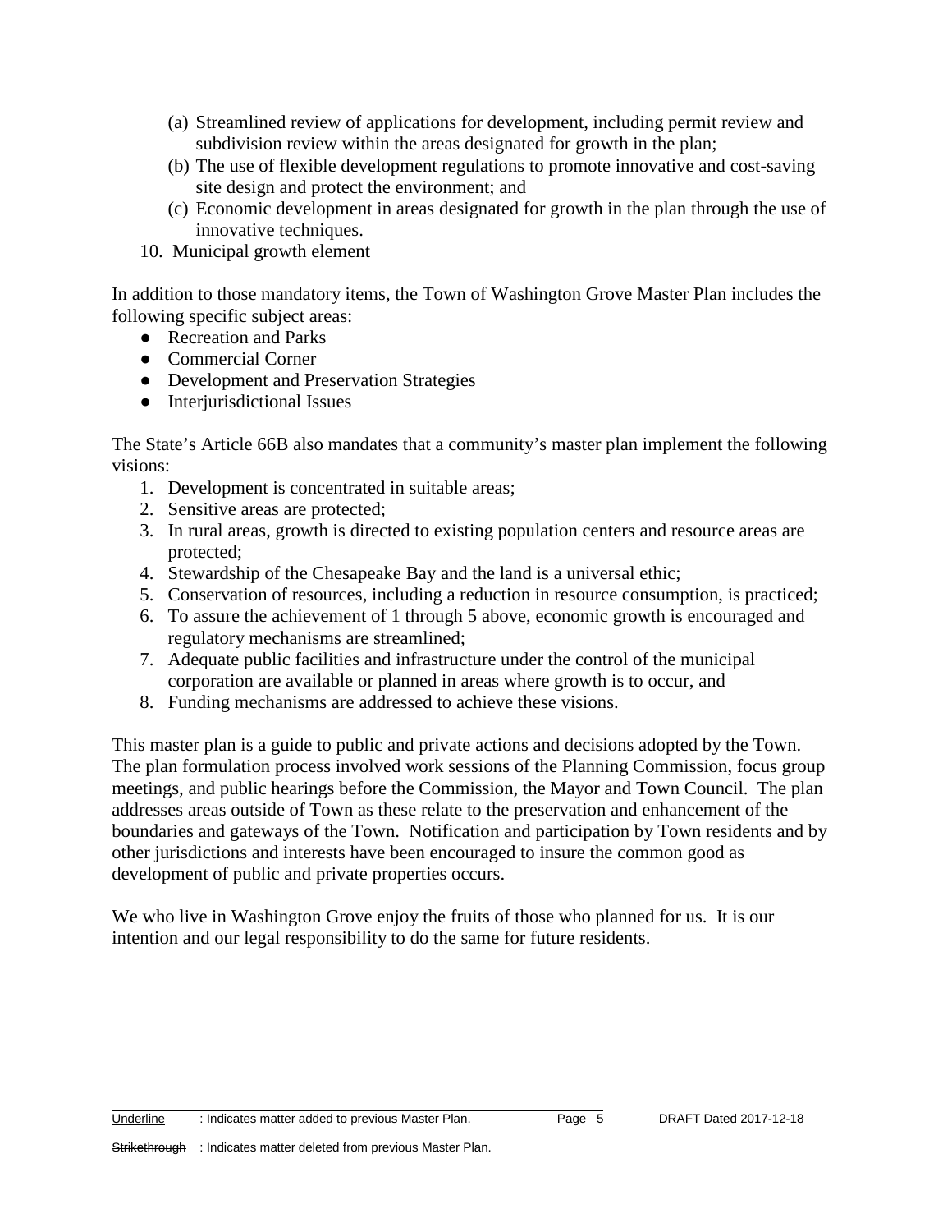(a) Streamlined review of applications for development, including permit review and subdivision review within the areas designated for growth in the plan;
(b) The use of flexible development regulations to promote innovative and cost-saving site design and protect the environment; and
(c) Economic development in areas designated for growth in the plan through the use of innovative techniques.

10. Municipal growth element

In addition to those mandatory items, the Town of Washington Grove Master Plan includes the following specific subject areas:

- Recreation and Parks
- Commercial Corner
- Development and Preservation Strategies
- Interjurisdictional Issues

The State's Article 66B also mandates that a community's master plan implement the following visions:

1. Development is concentrated in suitable areas;
2. Sensitive areas are protected;
3. In rural areas, growth is directed to existing population centers and resource areas are protected;
4. Stewardship of the Chesapeake Bay and the land is a universal ethic;
5. Conservation of resources, including a reduction in resource consumption, is practiced;
6. To assure the achievement of 1 through 5 above, economic growth is encouraged and regulatory mechanisms are streamlined;
7. Adequate public facilities and infrastructure under the control of the municipal corporation are available or planned in areas where growth is to occur, and
8. Funding mechanisms are addressed to achieve these visions.

This master plan is a guide to public and private actions and decisions adopted by the Town. The plan formulation process involved work sessions of the Planning Commission, focus group meetings, and public hearings before the Commission, the Mayor and Town Council. The plan addresses areas outside of Town as these relate to the preservation and enhancement of the boundaries and gateways of the Town. Notification and participation by Town residents and by other jurisdictions and interests have been encouraged to insure the common good as development of public and private properties occurs.

We who live in Washington Grove enjoy the fruits of those who planned for us. It is our intention and our legal responsibility to do the same for future residents.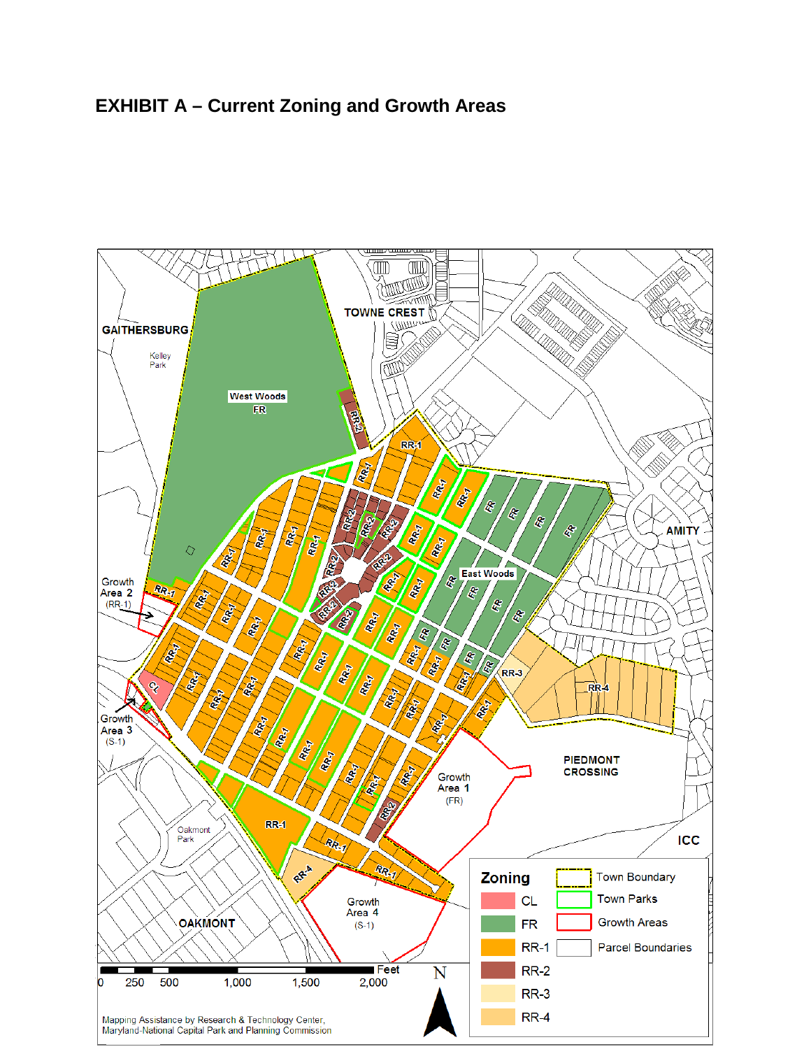# EXHIBIT A – Current Zoning and Growth Areas

GAITHERSBURG

Kelley Park

West Woods FR

TOWNE CREST

AMITY

East Woods

Growth Area 2 (RR-1)

Growth Area 3 (S-1)

Growth Area 1 (FR)

PIEDMONT CROSSING

ICC

Oakmont Park

OAKMONT

Growth Area 4 (S-1)

**Zoning**

- CL
- FR
- RR-1
- RR-2
- RR-3
- RR-4

- Town Boundary
- Town Parks
- Growth Areas
- Parcel Boundaries

Feet: 0, 250, 500, 1,000, 1,500, 2,000

N

Mapping Assistance by Research & Technology Center, Maryland-National Capital Park and Planning Commission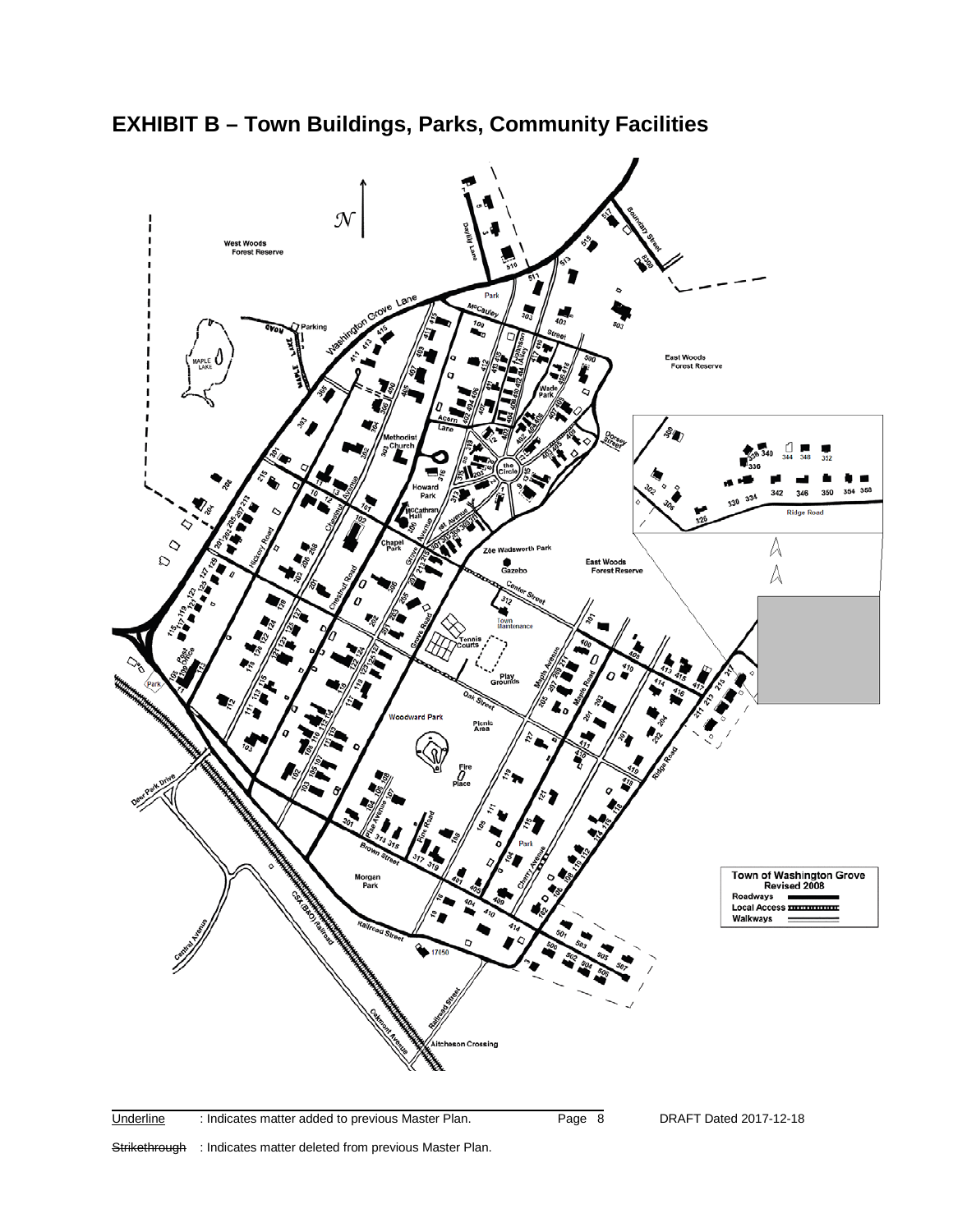# EXHIBIT B – Town Buildings, Parks, Community Facilities

Underline : Indicates matter added to previous Master Plan.

DRAFT Dated 2017-12-18

~~Strikethrough~~ : Indicates matter deleted from previous Master Plan.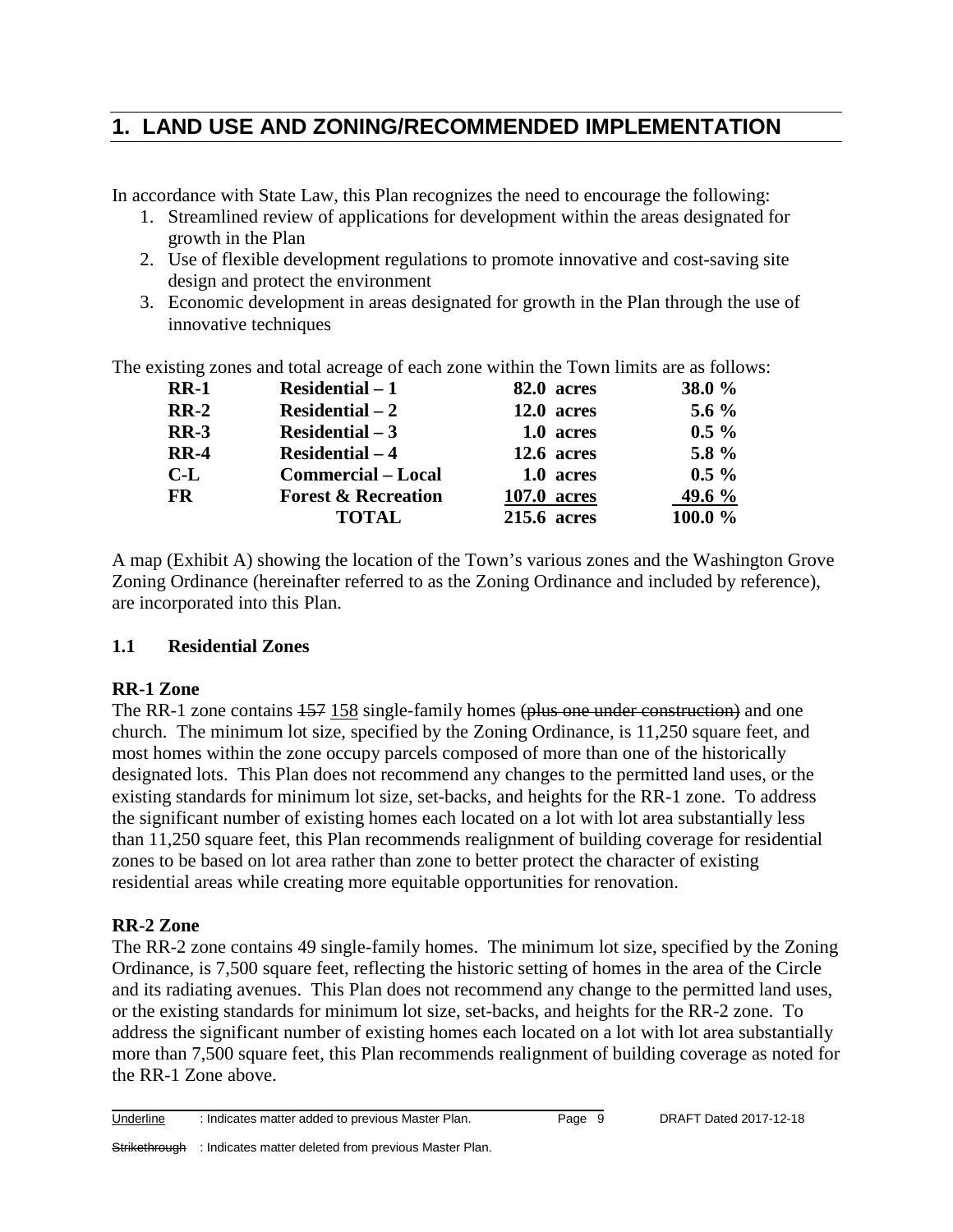# 1. LAND USE AND ZONING/RECOMMENDED IMPLEMENTATION

In accordance with State Law, this Plan recognizes the need to encourage the following:

1. Streamlined review of applications for development within the areas designated for growth in the Plan
2. Use of flexible development regulations to promote innovative and cost-saving site design and protect the environment
3. Economic development in areas designated for growth in the Plan through the use of innovative techniques

The existing zones and total acreage of each zone within the Town limits are as follows:

| | | | |
|---|---|---|---|
| **RR-1** | **Residential – 1** | **82.0 acres** | **38.0 %** |
| **RR-2** | **Residential – 2** | **12.0 acres** | **5.6 %** |
| **RR-3** | **Residential – 3** | **1.0 acres** | **0.5 %** |
| **RR-4** | **Residential – 4** | **12.6 acres** | **5.8 %** |
| **C-L** | **Commercial – Local** | **1.0 acres** | **0.5 %** |
| **FR** | **Forest & Recreation** | **107.0 acres** | **49.6 %** |
| | **TOTAL** | **215.6 acres** | **100.0 %** |

A map (Exhibit A) showing the location of the Town's various zones and the Washington Grove Zoning Ordinance (hereinafter referred to as the Zoning Ordinance and included by reference), are incorporated into this Plan.

## 1.1 Residential Zones

### RR-1 Zone

The RR-1 zone contains ~~157~~ <u>158</u> single-family homes ~~(plus one under construction)~~ and one church. The minimum lot size, specified by the Zoning Ordinance, is 11,250 square feet, and most homes within the zone occupy parcels composed of more than one of the historically designated lots. This Plan does not recommend any changes to the permitted land uses, or the existing standards for minimum lot size, set-backs, and heights for the RR-1 zone. To address the significant number of existing homes each located on a lot with lot area substantially less than 11,250 square feet, this Plan recommends realignment of building coverage for residential zones to be based on lot area rather than zone to better protect the character of existing residential areas while creating more equitable opportunities for renovation.

### RR-2 Zone

The RR-2 zone contains 49 single-family homes. The minimum lot size, specified by the Zoning Ordinance, is 7,500 square feet, reflecting the historic setting of homes in the area of the Circle and its radiating avenues. This Plan does not recommend any change to the permitted land uses, or the existing standards for minimum lot size, set-backs, and heights for the RR-2 zone. To address the significant number of existing homes each located on a lot with lot area substantially more than 7,500 square feet, this Plan recommends realignment of building coverage as noted for the RR-1 Zone above.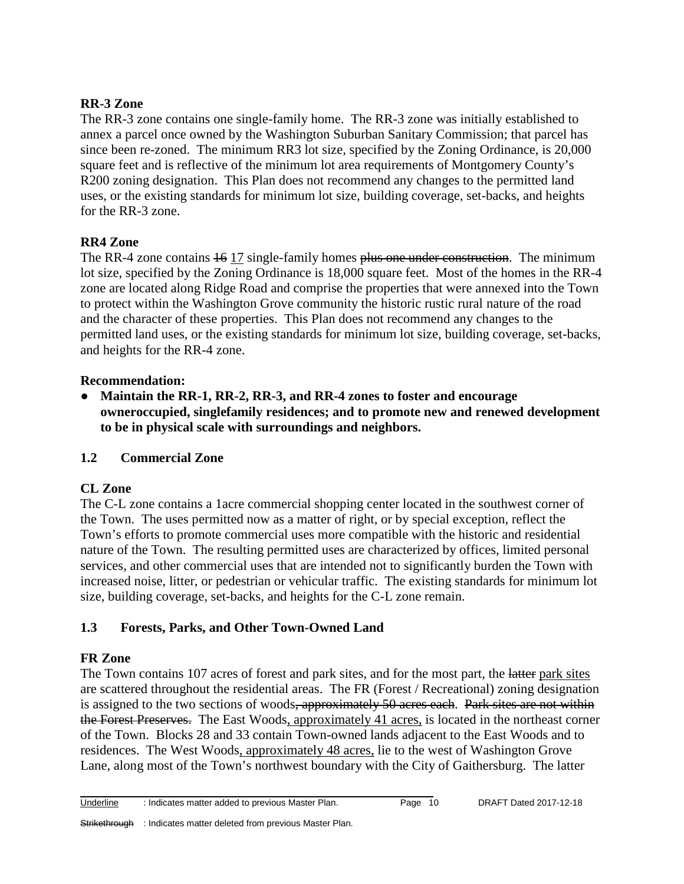**RR-3 Zone**

The RR-3 zone contains one single-family home. The RR-3 zone was initially established to annex a parcel once owned by the Washington Suburban Sanitary Commission; that parcel has since been re-zoned. The minimum RR3 lot size, specified by the Zoning Ordinance, is 20,000 square feet and is reflective of the minimum lot area requirements of Montgomery County's R200 zoning designation. This Plan does not recommend any changes to the permitted land uses, or the existing standards for minimum lot size, building coverage, set-backs, and heights for the RR-3 zone.

**RR4 Zone**

The RR-4 zone contains ~~16~~ <u>17</u> single-family homes ~~plus one under construction~~. The minimum lot size, specified by the Zoning Ordinance is 18,000 square feet. Most of the homes in the RR-4 zone are located along Ridge Road and comprise the properties that were annexed into the Town to protect within the Washington Grove community the historic rustic rural nature of the road and the character of these properties. This Plan does not recommend any changes to the permitted land uses, or the existing standards for minimum lot size, building coverage, set-backs, and heights for the RR-4 zone.

**Recommendation:**

- **Maintain the RR-1, RR-2, RR-3, and RR-4 zones to foster and encourage owneroccupied, singlefamily residences; and to promote new and renewed development to be in physical scale with surroundings and neighbors.**

### 1.2 Commercial Zone

**CL Zone**

The C-L zone contains a 1acre commercial shopping center located in the southwest corner of the Town. The uses permitted now as a matter of right, or by special exception, reflect the Town's efforts to promote commercial uses more compatible with the historic and residential nature of the Town. The resulting permitted uses are characterized by offices, limited personal services, and other commercial uses that are intended not to significantly burden the Town with increased noise, litter, or pedestrian or vehicular traffic. The existing standards for minimum lot size, building coverage, set-backs, and heights for the C-L zone remain.

### 1.3 Forests, Parks, and Other Town-Owned Land

**FR Zone**

The Town contains 107 acres of forest and park sites, and for the most part, the ~~latter~~ <u>park sites</u> are scattered throughout the residential areas. The FR (Forest / Recreational) zoning designation is assigned to the two sections of woods~~, approximately 50 acres each~~. ~~Park sites are not within the Forest Preserves.~~ The East Woods<u>, approximately 41 acres,</u> is located in the northeast corner of the Town. Blocks 28 and 33 contain Town-owned lands adjacent to the East Woods and to residences. The West Woods<u>, approximately 48 acres,</u> lie to the west of Washington Grove Lane, along most of the Town's northwest boundary with the City of Gaithersburg. The latter

<u>Underline</u> : Indicates matter added to previous Master Plan. DRAFT Dated 2017-12-18

~~Strikethrough~~ : Indicates matter deleted from previous Master Plan.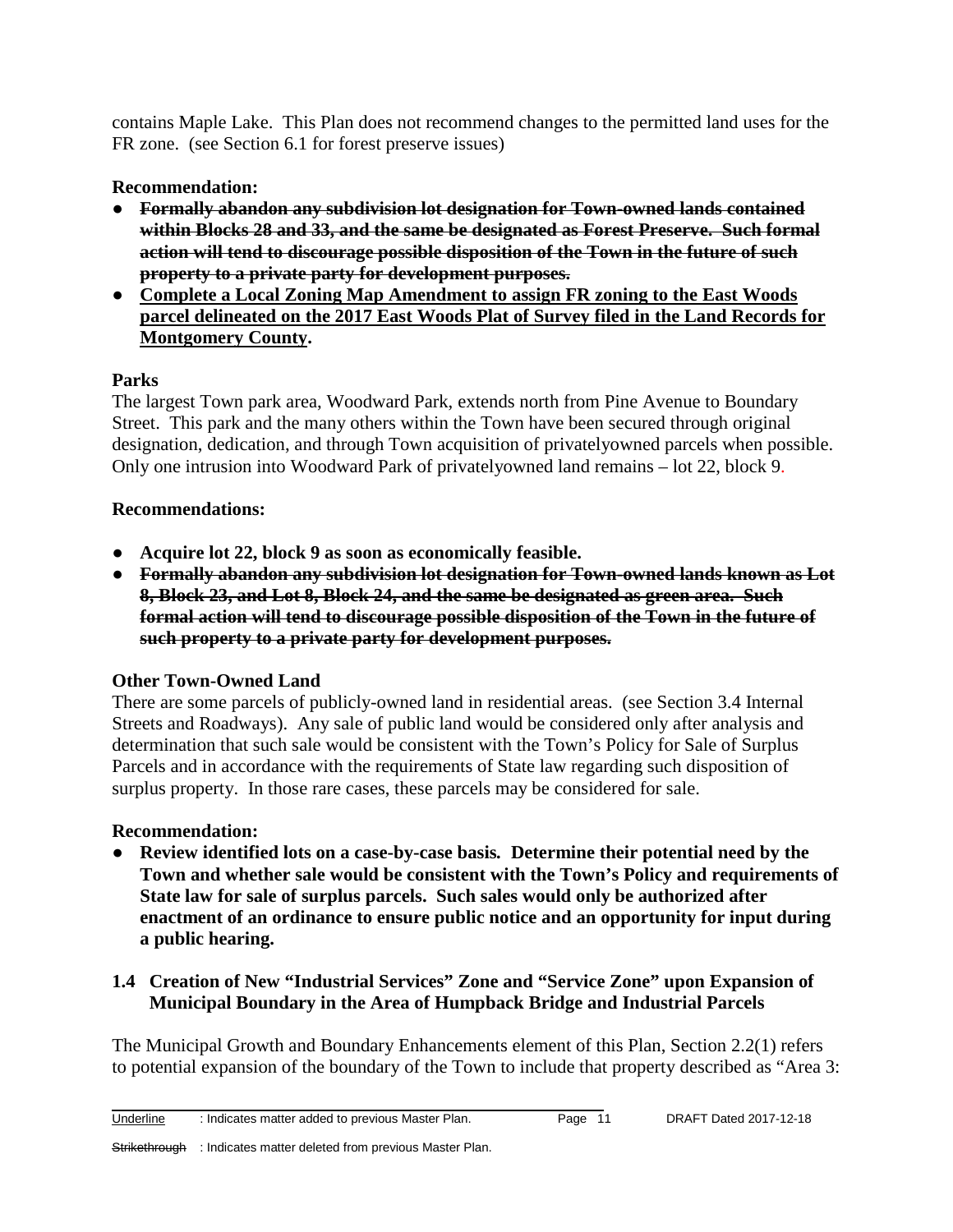contains Maple Lake. This Plan does not recommend changes to the permitted land uses for the FR zone. (see Section 6.1 for forest preserve issues)

**Recommendation:**

- ~~**Formally abandon any subdivision lot designation for Town-owned lands contained within Blocks 28 and 33, and the same be designated as Forest Preserve. Such formal action will tend to discourage possible disposition of the Town in the future of such property to a private party for development purposes.**~~
- **<u>Complete a Local Zoning Map Amendment to assign FR zoning to the East Woods parcel delineated on the 2017 East Woods Plat of Survey filed in the Land Records for Montgomery County</u>.**

### Parks

The largest Town park area, Woodward Park, extends north from Pine Avenue to Boundary Street. This park and the many others within the Town have been secured through original designation, dedication, and through Town acquisition of privatelyowned parcels when possible. Only one intrusion into Woodward Park of privatelyowned land remains – lot 22, block 9.

**Recommendations:**

- **Acquire lot 22, block 9 as soon as economically feasible.**
- ~~**Formally abandon any subdivision lot designation for Town-owned lands known as Lot 8, Block 23, and Lot 8, Block 24, and the same be designated as green area. Such formal action will tend to discourage possible disposition of the Town in the future of such property to a private party for development purposes.**~~

### Other Town-Owned Land

There are some parcels of publicly-owned land in residential areas. (see Section 3.4 Internal Streets and Roadways). Any sale of public land would be considered only after analysis and determination that such sale would be consistent with the Town's Policy for Sale of Surplus Parcels and in accordance with the requirements of State law regarding such disposition of surplus property. In those rare cases, these parcels may be considered for sale.

**Recommendation:**

- **Review identified lots on a case-by-case basis. Determine their potential need by the Town and whether sale would be consistent with the Town's Policy and requirements of State law for sale of surplus parcels. Such sales would only be authorized after enactment of an ordinance to ensure public notice and an opportunity for input during a public hearing.**

## 1.4 Creation of New "Industrial Services" Zone and "Service Zone" upon Expansion of Municipal Boundary in the Area of Humpback Bridge and Industrial Parcels

The Municipal Growth and Boundary Enhancements element of this Plan, Section 2.2(1) refers to potential expansion of the boundary of the Town to include that property described as "Area 3: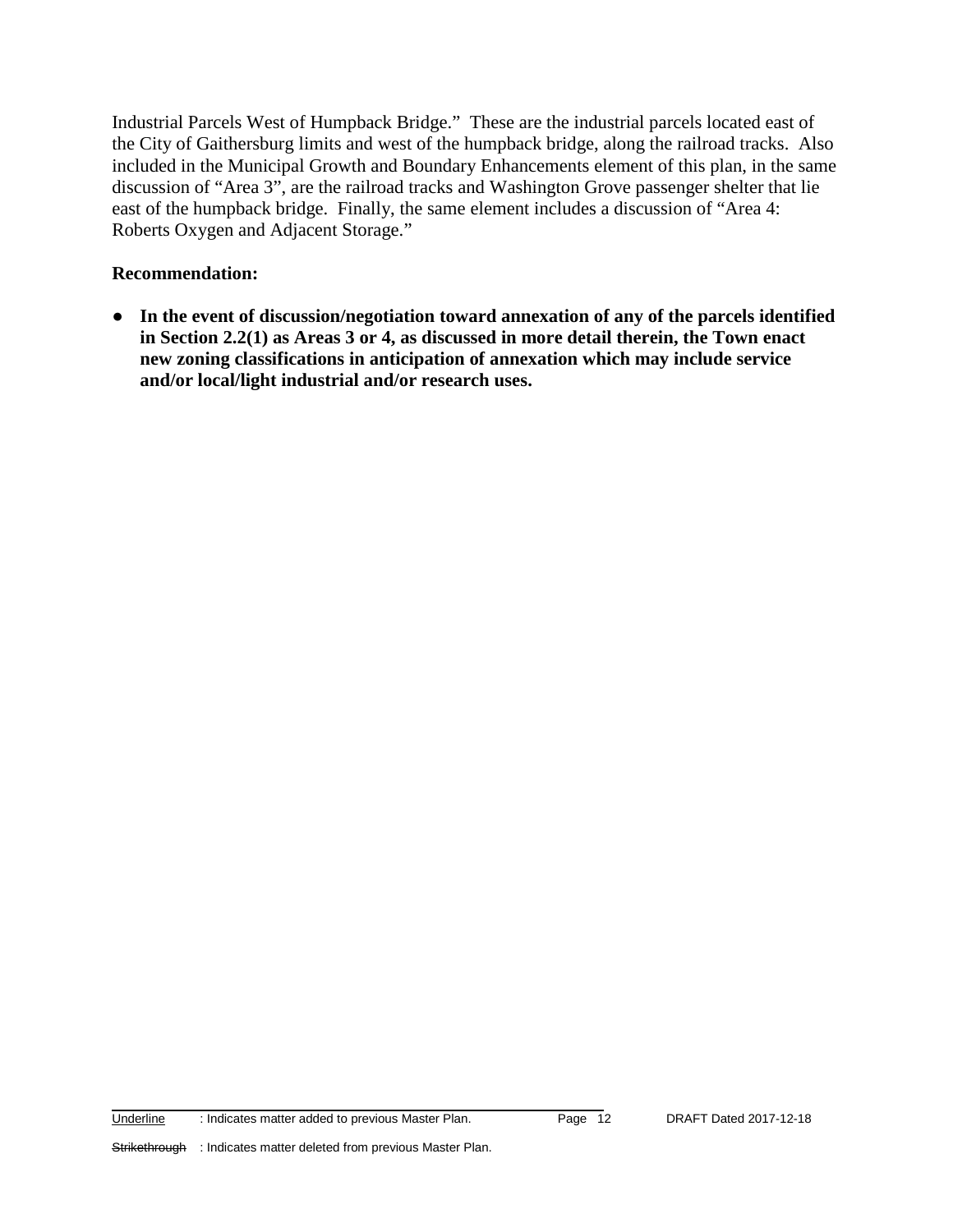Industrial Parcels West of Humpback Bridge." These are the industrial parcels located east of the City of Gaithersburg limits and west of the humpback bridge, along the railroad tracks. Also included in the Municipal Growth and Boundary Enhancements element of this plan, in the same discussion of "Area 3", are the railroad tracks and Washington Grove passenger shelter that lie east of the humpback bridge. Finally, the same element includes a discussion of "Area 4: Roberts Oxygen and Adjacent Storage."

**Recommendation:**

- **In the event of discussion/negotiation toward annexation of any of the parcels identified in Section 2.2(1) as Areas 3 or 4, as discussed in more detail therein, the Town enact new zoning classifications in anticipation of annexation which may include service and/or local/light industrial and/or research uses.**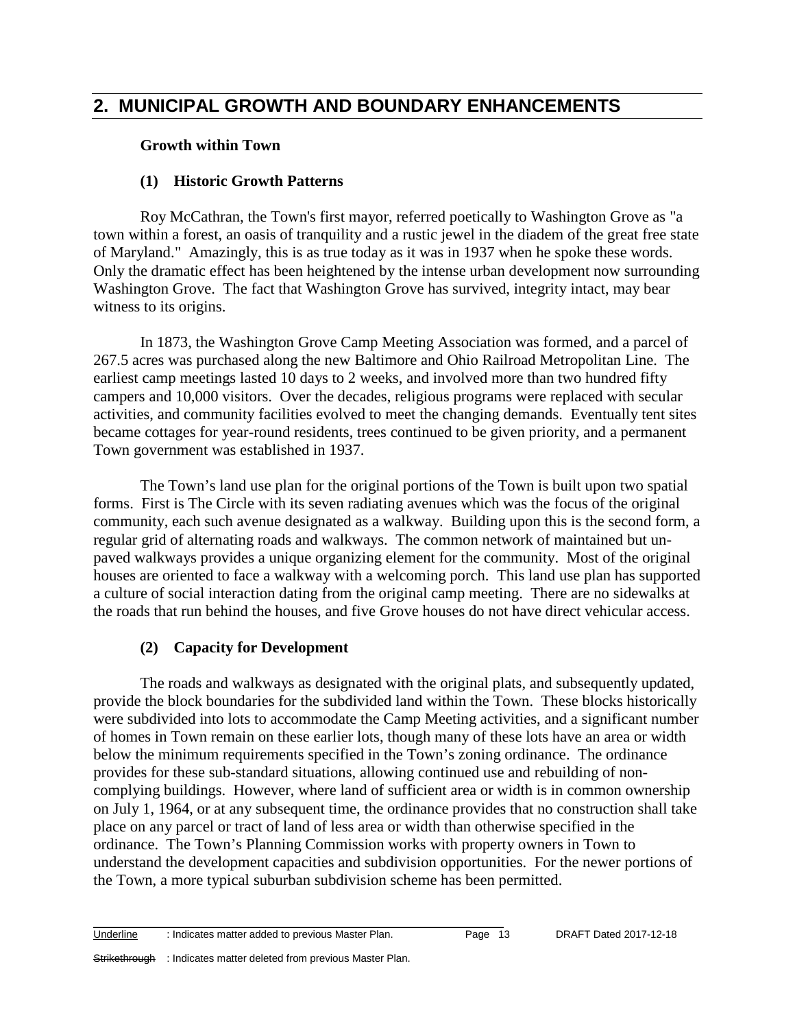## 2. MUNICIPAL GROWTH AND BOUNDARY ENHANCEMENTS

### Growth within Town

#### (1) Historic Growth Patterns

Roy McCathran, the Town's first mayor, referred poetically to Washington Grove as "a town within a forest, an oasis of tranquility and a rustic jewel in the diadem of the great free state of Maryland." Amazingly, this is as true today as it was in 1937 when he spoke these words. Only the dramatic effect has been heightened by the intense urban development now surrounding Washington Grove. The fact that Washington Grove has survived, integrity intact, may bear witness to its origins.

In 1873, the Washington Grove Camp Meeting Association was formed, and a parcel of 267.5 acres was purchased along the new Baltimore and Ohio Railroad Metropolitan Line. The earliest camp meetings lasted 10 days to 2 weeks, and involved more than two hundred fifty campers and 10,000 visitors. Over the decades, religious programs were replaced with secular activities, and community facilities evolved to meet the changing demands. Eventually tent sites became cottages for year-round residents, trees continued to be given priority, and a permanent Town government was established in 1937.

The Town's land use plan for the original portions of the Town is built upon two spatial forms. First is The Circle with its seven radiating avenues which was the focus of the original community, each such avenue designated as a walkway. Building upon this is the second form, a regular grid of alternating roads and walkways. The common network of maintained but un-paved walkways provides a unique organizing element for the community. Most of the original houses are oriented to face a walkway with a welcoming porch. This land use plan has supported a culture of social interaction dating from the original camp meeting. There are no sidewalks at the roads that run behind the houses, and five Grove houses do not have direct vehicular access.

#### (2) Capacity for Development

The roads and walkways as designated with the original plats, and subsequently updated, provide the block boundaries for the subdivided land within the Town. These blocks historically were subdivided into lots to accommodate the Camp Meeting activities, and a significant number of homes in Town remain on these earlier lots, though many of these lots have an area or width below the minimum requirements specified in the Town's zoning ordinance. The ordinance provides for these sub-standard situations, allowing continued use and rebuilding of non-complying buildings. However, where land of sufficient area or width is in common ownership on July 1, 1964, or at any subsequent time, the ordinance provides that no construction shall take place on any parcel or tract of land of less area or width than otherwise specified in the ordinance. The Town's Planning Commission works with property owners in Town to understand the development capacities and subdivision opportunities. For the newer portions of the Town, a more typical suburban subdivision scheme has been permitted.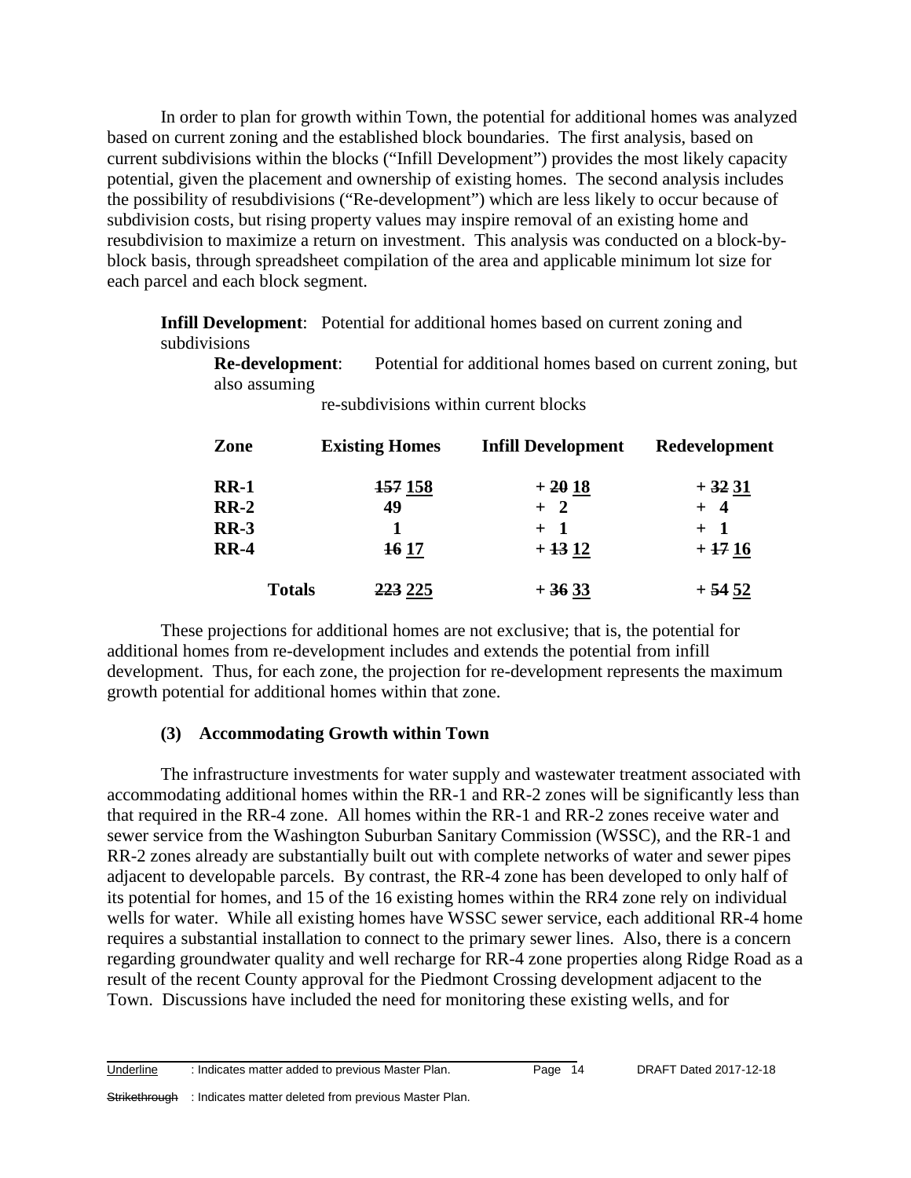In order to plan for growth within Town, the potential for additional homes was analyzed based on current zoning and the established block boundaries. The first analysis, based on current subdivisions within the blocks ("Infill Development") provides the most likely capacity potential, given the placement and ownership of existing homes. The second analysis includes the possibility of resubdivisions ("Re-development") which are less likely to occur because of subdivision costs, but rising property values may inspire removal of an existing home and resubdivision to maximize a return on investment. This analysis was conducted on a block-by-block basis, through spreadsheet compilation of the area and applicable minimum lot size for each parcel and each block segment.

**Infill Development**: Potential for additional homes based on current zoning and subdivisions

**Re-development**: Potential for additional homes based on current zoning, but also assuming re-subdivisions within current blocks

| Zone | Existing Homes | Infill Development | Redevelopment |
|---|---|---|---|
| **RR-1** | **~~157~~ <u>158</u>** | **+ ~~20~~ <u>18</u>** | **+ ~~32~~ <u>31</u>** |
| **RR-2** | **49** | **+ 2** | **+ 4** |
| **RR-3** | **1** | **+ 1** | **+ 1** |
| **RR-4** | **~~16~~ <u>17</u>** | **+ ~~13~~ <u>12</u>** | **+ ~~17~~ <u>16</u>** |
| **Totals** | **~~223~~ <u>225</u>** | **+ ~~36~~ <u>33</u>** | **+ ~~54~~ <u>52</u>** |

These projections for additional homes are not exclusive; that is, the potential for additional homes from re-development includes and extends the potential from infill development. Thus, for each zone, the projection for re-development represents the maximum growth potential for additional homes within that zone.

### (3) Accommodating Growth within Town

The infrastructure investments for water supply and wastewater treatment associated with accommodating additional homes within the RR-1 and RR-2 zones will be significantly less than that required in the RR-4 zone. All homes within the RR-1 and RR-2 zones receive water and sewer service from the Washington Suburban Sanitary Commission (WSSC), and the RR-1 and RR-2 zones already are substantially built out with complete networks of water and sewer pipes adjacent to developable parcels. By contrast, the RR-4 zone has been developed to only half of its potential for homes, and 15 of the 16 existing homes within the RR4 zone rely on individual wells for water. While all existing homes have WSSC sewer service, each additional RR-4 home requires a substantial installation to connect to the primary sewer lines. Also, there is a concern regarding groundwater quality and well recharge for RR-4 zone properties along Ridge Road as a result of the recent County approval for the Piedmont Crossing development adjacent to the Town. Discussions have included the need for monitoring these existing wells, and for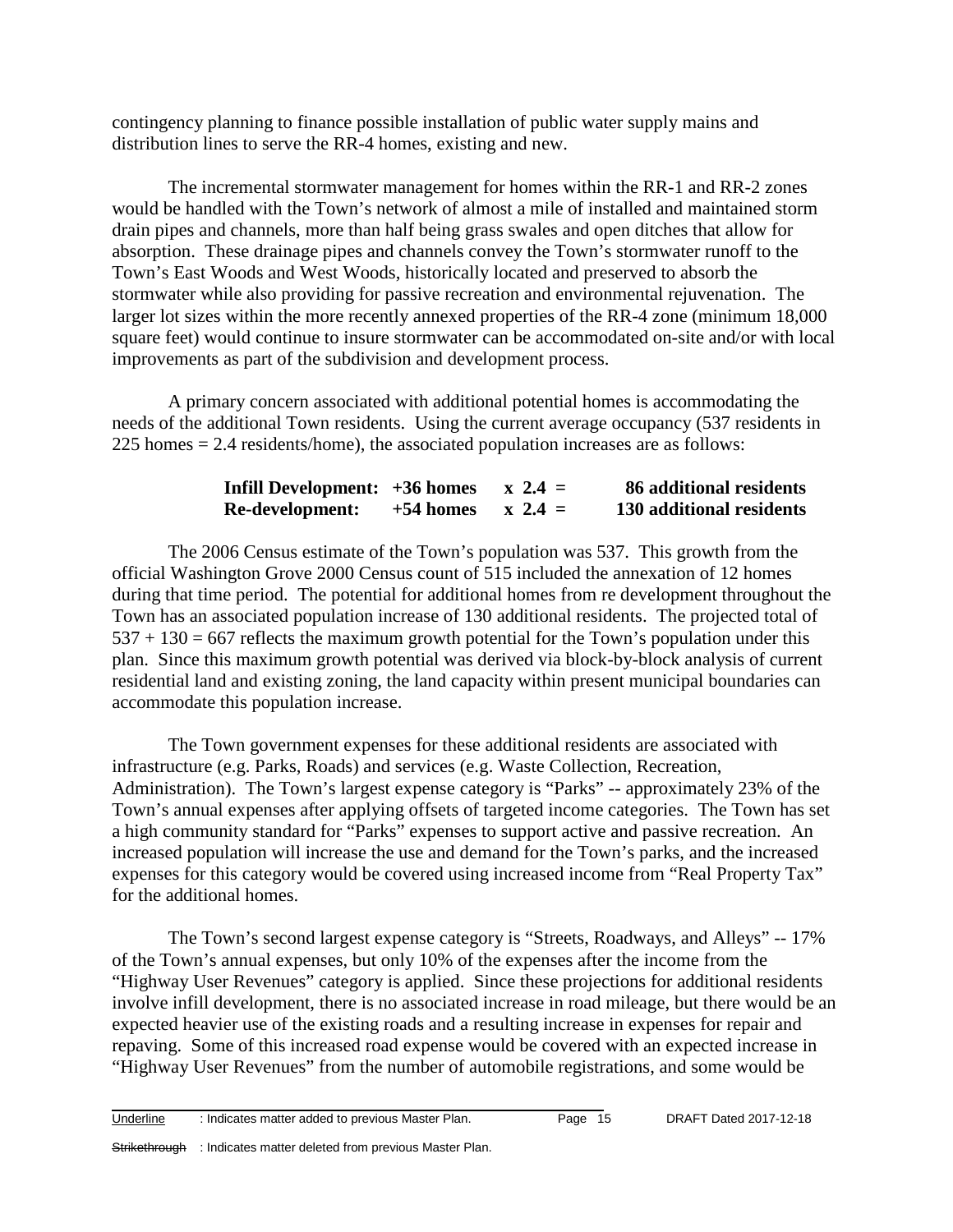contingency planning to finance possible installation of public water supply mains and distribution lines to serve the RR-4 homes, existing and new.

The incremental stormwater management for homes within the RR-1 and RR-2 zones would be handled with the Town's network of almost a mile of installed and maintained storm drain pipes and channels, more than half being grass swales and open ditches that allow for absorption. These drainage pipes and channels convey the Town's stormwater runoff to the Town's East Woods and West Woods, historically located and preserved to absorb the stormwater while also providing for passive recreation and environmental rejuvenation. The larger lot sizes within the more recently annexed properties of the RR-4 zone (minimum 18,000 square feet) would continue to insure stormwater can be accommodated on-site and/or with local improvements as part of the subdivision and development process.

A primary concern associated with additional potential homes is accommodating the needs of the additional Town residents. Using the current average occupancy (537 residents in 225 homes = 2.4 residents/home), the associated population increases are as follows:

| | | | |
|---|---|---|---|
| **Infill Development:** | **+36 homes** | **x 2.4 =** | **86 additional residents** |
| **Re-development:** | **+54 homes** | **x 2.4 =** | **130 additional residents** |

The 2006 Census estimate of the Town's population was 537. This growth from the official Washington Grove 2000 Census count of 515 included the annexation of 12 homes during that time period. The potential for additional homes from re development throughout the Town has an associated population increase of 130 additional residents. The projected total of 537 + 130 = 667 reflects the maximum growth potential for the Town's population under this plan. Since this maximum growth potential was derived via block-by-block analysis of current residential land and existing zoning, the land capacity within present municipal boundaries can accommodate this population increase.

The Town government expenses for these additional residents are associated with infrastructure (e.g. Parks, Roads) and services (e.g. Waste Collection, Recreation, Administration). The Town's largest expense category is "Parks" -- approximately 23% of the Town's annual expenses after applying offsets of targeted income categories. The Town has set a high community standard for "Parks" expenses to support active and passive recreation. An increased population will increase the use and demand for the Town's parks, and the increased expenses for this category would be covered using increased income from "Real Property Tax" for the additional homes.

The Town's second largest expense category is "Streets, Roadways, and Alleys" -- 17% of the Town's annual expenses, but only 10% of the expenses after the income from the "Highway User Revenues" category is applied. Since these projections for additional residents involve infill development, there is no associated increase in road mileage, but there would be an expected heavier use of the existing roads and a resulting increase in expenses for repair and repaving. Some of this increased road expense would be covered with an expected increase in "Highway User Revenues" from the number of automobile registrations, and some would be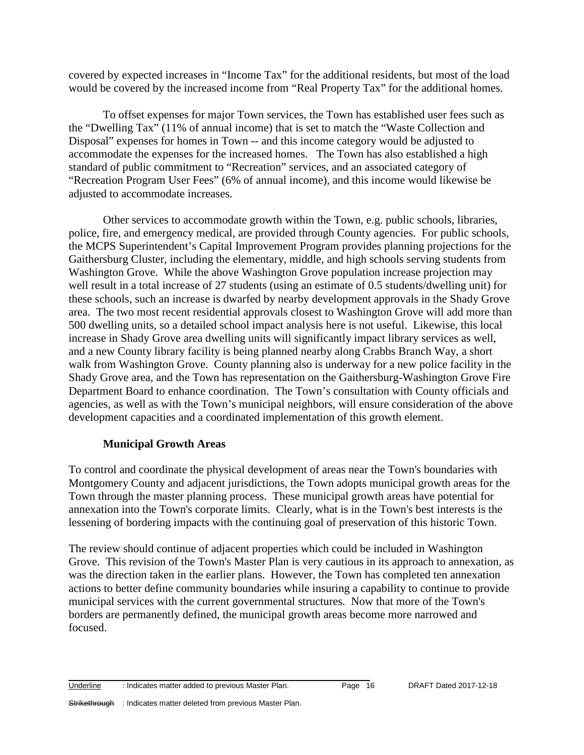covered by expected increases in "Income Tax" for the additional residents, but most of the load would be covered by the increased income from "Real Property Tax" for the additional homes.

To offset expenses for major Town services, the Town has established user fees such as the "Dwelling Tax" (11% of annual income) that is set to match the "Waste Collection and Disposal" expenses for homes in Town -- and this income category would be adjusted to accommodate the expenses for the increased homes. The Town has also established a high standard of public commitment to "Recreation" services, and an associated category of "Recreation Program User Fees" (6% of annual income), and this income would likewise be adjusted to accommodate increases.

Other services to accommodate growth within the Town, e.g. public schools, libraries, police, fire, and emergency medical, are provided through County agencies. For public schools, the MCPS Superintendent's Capital Improvement Program provides planning projections for the Gaithersburg Cluster, including the elementary, middle, and high schools serving students from Washington Grove. While the above Washington Grove population increase projection may well result in a total increase of 27 students (using an estimate of 0.5 students/dwelling unit) for these schools, such an increase is dwarfed by nearby development approvals in the Shady Grove area. The two most recent residential approvals closest to Washington Grove will add more than 500 dwelling units, so a detailed school impact analysis here is not useful. Likewise, this local increase in Shady Grove area dwelling units will significantly impact library services as well, and a new County library facility is being planned nearby along Crabbs Branch Way, a short walk from Washington Grove. County planning also is underway for a new police facility in the Shady Grove area, and the Town has representation on the Gaithersburg-Washington Grove Fire Department Board to enhance coordination. The Town's consultation with County officials and agencies, as well as with the Town's municipal neighbors, will ensure consideration of the above development capacities and a coordinated implementation of this growth element.

### Municipal Growth Areas

To control and coordinate the physical development of areas near the Town's boundaries with Montgomery County and adjacent jurisdictions, the Town adopts municipal growth areas for the Town through the master planning process. These municipal growth areas have potential for annexation into the Town's corporate limits. Clearly, what is in the Town's best interests is the lessening of bordering impacts with the continuing goal of preservation of this historic Town.

The review should continue of adjacent properties which could be included in Washington Grove. This revision of the Town's Master Plan is very cautious in its approach to annexation, as was the direction taken in the earlier plans. However, the Town has completed ten annexation actions to better define community boundaries while insuring a capability to continue to provide municipal services with the current governmental structures. Now that more of the Town's borders are permanently defined, the municipal growth areas become more narrowed and focused.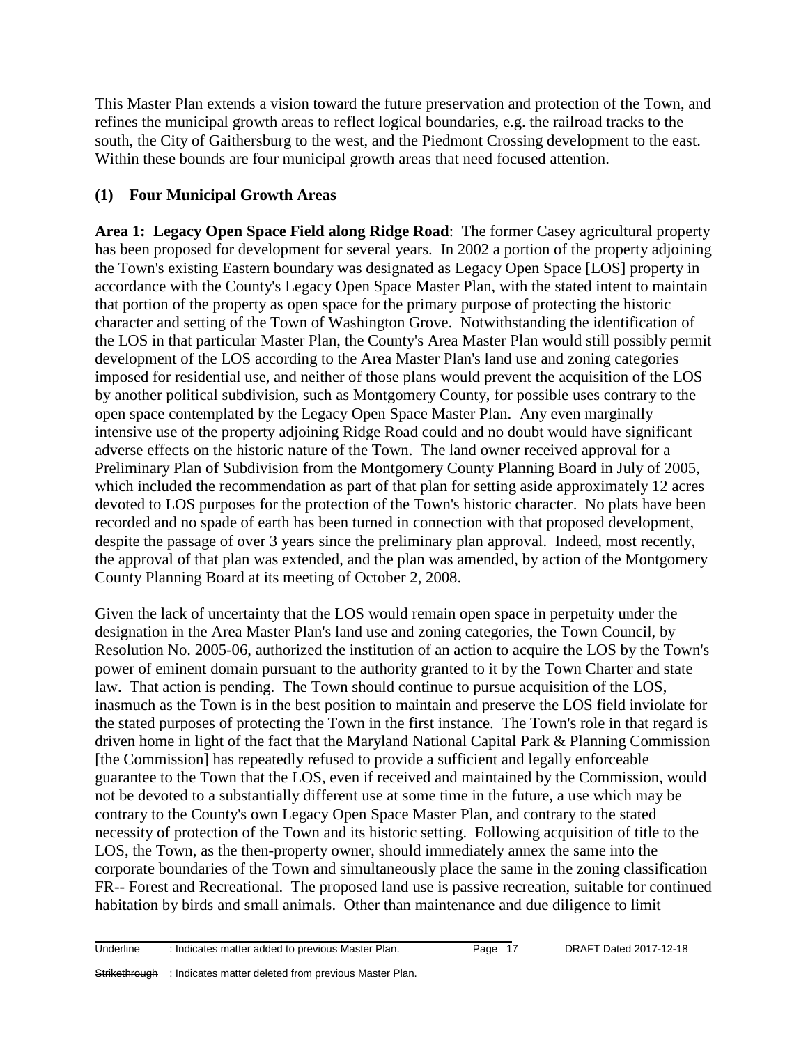This Master Plan extends a vision toward the future preservation and protection of the Town, and refines the municipal growth areas to reflect logical boundaries, e.g. the railroad tracks to the south, the City of Gaithersburg to the west, and the Piedmont Crossing development to the east. Within these bounds are four municipal growth areas that need focused attention.

### (1) Four Municipal Growth Areas

**Area 1: Legacy Open Space Field along Ridge Road**: The former Casey agricultural property has been proposed for development for several years. In 2002 a portion of the property adjoining the Town's existing Eastern boundary was designated as Legacy Open Space [LOS] property in accordance with the County's Legacy Open Space Master Plan, with the stated intent to maintain that portion of the property as open space for the primary purpose of protecting the historic character and setting of the Town of Washington Grove. Notwithstanding the identification of the LOS in that particular Master Plan, the County's Area Master Plan would still possibly permit development of the LOS according to the Area Master Plan's land use and zoning categories imposed for residential use, and neither of those plans would prevent the acquisition of the LOS by another political subdivision, such as Montgomery County, for possible uses contrary to the open space contemplated by the Legacy Open Space Master Plan. Any even marginally intensive use of the property adjoining Ridge Road could and no doubt would have significant adverse effects on the historic nature of the Town. The land owner received approval for a Preliminary Plan of Subdivision from the Montgomery County Planning Board in July of 2005, which included the recommendation as part of that plan for setting aside approximately 12 acres devoted to LOS purposes for the protection of the Town's historic character. No plats have been recorded and no spade of earth has been turned in connection with that proposed development, despite the passage of over 3 years since the preliminary plan approval. Indeed, most recently, the approval of that plan was extended, and the plan was amended, by action of the Montgomery County Planning Board at its meeting of October 2, 2008.

Given the lack of uncertainty that the LOS would remain open space in perpetuity under the designation in the Area Master Plan's land use and zoning categories, the Town Council, by Resolution No. 2005-06, authorized the institution of an action to acquire the LOS by the Town's power of eminent domain pursuant to the authority granted to it by the Town Charter and state law. That action is pending. The Town should continue to pursue acquisition of the LOS, inasmuch as the Town is in the best position to maintain and preserve the LOS field inviolate for the stated purposes of protecting the Town in the first instance. The Town's role in that regard is driven home in light of the fact that the Maryland National Capital Park & Planning Commission [the Commission] has repeatedly refused to provide a sufficient and legally enforceable guarantee to the Town that the LOS, even if received and maintained by the Commission, would not be devoted to a substantially different use at some time in the future, a use which may be contrary to the County's own Legacy Open Space Master Plan, and contrary to the stated necessity of protection of the Town and its historic setting. Following acquisition of title to the LOS, the Town, as the then-property owner, should immediately annex the same into the corporate boundaries of the Town and simultaneously place the same in the zoning classification FR-- Forest and Recreational. The proposed land use is passive recreation, suitable for continued habitation by birds and small animals. Other than maintenance and due diligence to limit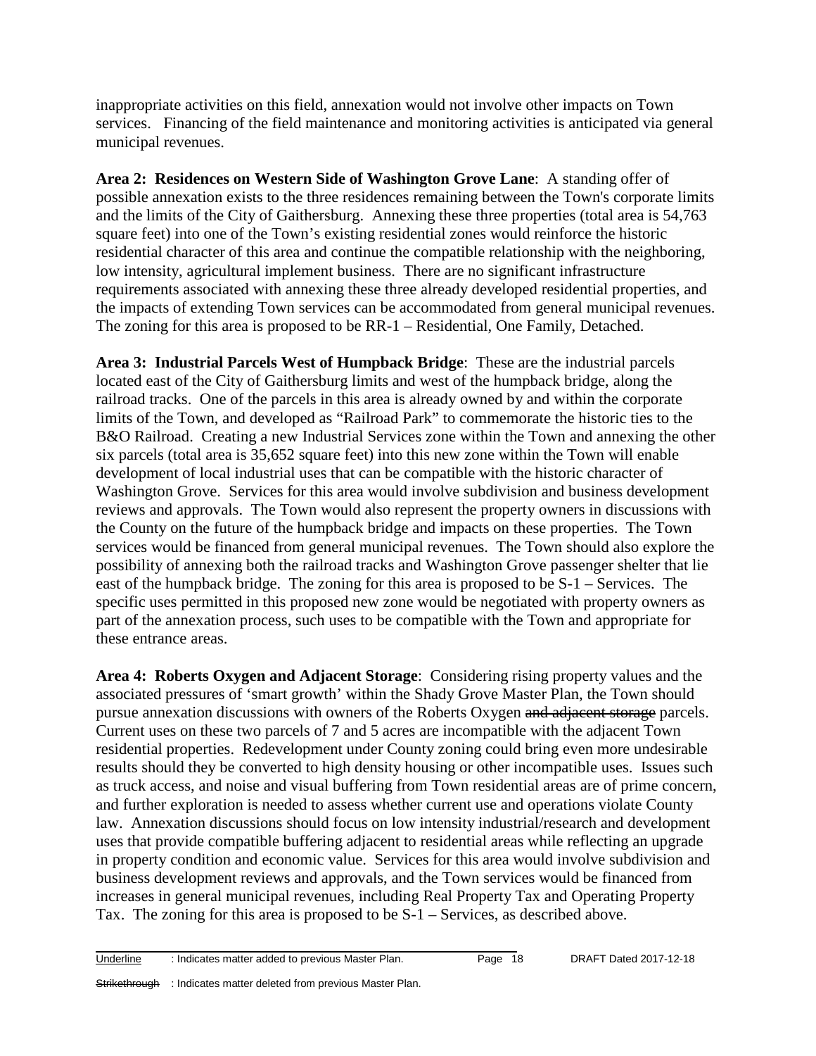inappropriate activities on this field, annexation would not involve other impacts on Town services. Financing of the field maintenance and monitoring activities is anticipated via general municipal revenues.

**Area 2: Residences on Western Side of Washington Grove Lane**: A standing offer of possible annexation exists to the three residences remaining between the Town's corporate limits and the limits of the City of Gaithersburg. Annexing these three properties (total area is 54,763 square feet) into one of the Town's existing residential zones would reinforce the historic residential character of this area and continue the compatible relationship with the neighboring, low intensity, agricultural implement business. There are no significant infrastructure requirements associated with annexing these three already developed residential properties, and the impacts of extending Town services can be accommodated from general municipal revenues. The zoning for this area is proposed to be RR-1 – Residential, One Family, Detached.

**Area 3: Industrial Parcels West of Humpback Bridge**: These are the industrial parcels located east of the City of Gaithersburg limits and west of the humpback bridge, along the railroad tracks. One of the parcels in this area is already owned by and within the corporate limits of the Town, and developed as "Railroad Park" to commemorate the historic ties to the B&O Railroad. Creating a new Industrial Services zone within the Town and annexing the other six parcels (total area is 35,652 square feet) into this new zone within the Town will enable development of local industrial uses that can be compatible with the historic character of Washington Grove. Services for this area would involve subdivision and business development reviews and approvals. The Town would also represent the property owners in discussions with the County on the future of the humpback bridge and impacts on these properties. The Town services would be financed from general municipal revenues. The Town should also explore the possibility of annexing both the railroad tracks and Washington Grove passenger shelter that lie east of the humpback bridge. The zoning for this area is proposed to be S-1 – Services. The specific uses permitted in this proposed new zone would be negotiated with property owners as part of the annexation process, such uses to be compatible with the Town and appropriate for these entrance areas.

**Area 4: Roberts Oxygen and Adjacent Storage**: Considering rising property values and the associated pressures of 'smart growth' within the Shady Grove Master Plan, the Town should pursue annexation discussions with owners of the Roberts Oxygen ~~and adjacent storage~~ parcels. Current uses on these two parcels of 7 and 5 acres are incompatible with the adjacent Town residential properties. Redevelopment under County zoning could bring even more undesirable results should they be converted to high density housing or other incompatible uses. Issues such as truck access, and noise and visual buffering from Town residential areas are of prime concern, and further exploration is needed to assess whether current use and operations violate County law. Annexation discussions should focus on low intensity industrial/research and development uses that provide compatible buffering adjacent to residential areas while reflecting an upgrade in property condition and economic value. Services for this area would involve subdivision and business development reviews and approvals, and the Town services would be financed from increases in general municipal revenues, including Real Property Tax and Operating Property Tax. The zoning for this area is proposed to be S-1 – Services, as described above.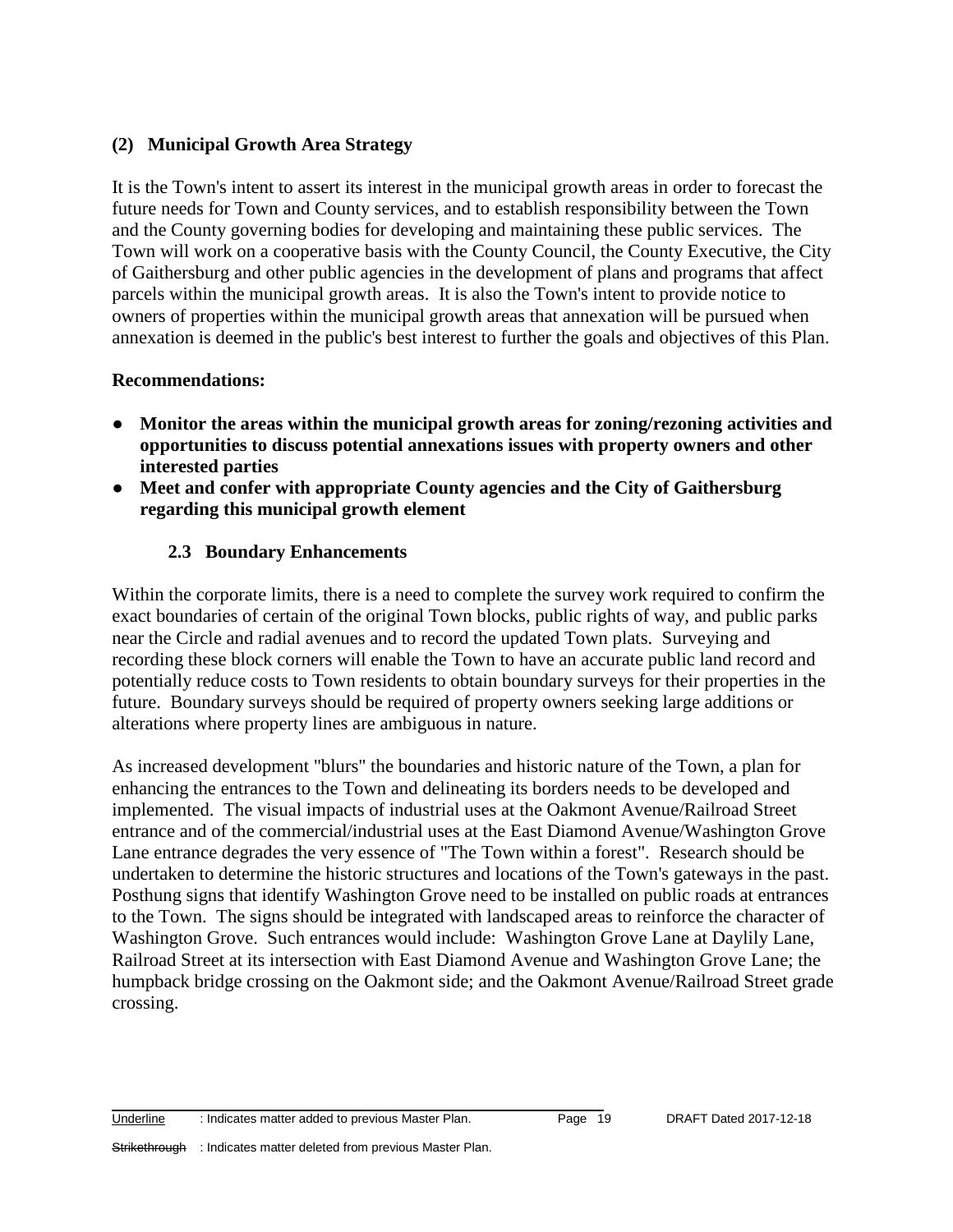### (2) Municipal Growth Area Strategy

It is the Town's intent to assert its interest in the municipal growth areas in order to forecast the future needs for Town and County services, and to establish responsibility between the Town and the County governing bodies for developing and maintaining these public services. The Town will work on a cooperative basis with the County Council, the County Executive, the City of Gaithersburg and other public agencies in the development of plans and programs that affect parcels within the municipal growth areas. It is also the Town's intent to provide notice to owners of properties within the municipal growth areas that annexation will be pursued when annexation is deemed in the public's best interest to further the goals and objectives of this Plan.

**Recommendations:**

- **Monitor the areas within the municipal growth areas for zoning/rezoning activities and opportunities to discuss potential annexations issues with property owners and other interested parties**
- **Meet and confer with appropriate County agencies and the City of Gaithersburg regarding this municipal growth element**

## 2.3 Boundary Enhancements

Within the corporate limits, there is a need to complete the survey work required to confirm the exact boundaries of certain of the original Town blocks, public rights of way, and public parks near the Circle and radial avenues and to record the updated Town plats. Surveying and recording these block corners will enable the Town to have an accurate public land record and potentially reduce costs to Town residents to obtain boundary surveys for their properties in the future. Boundary surveys should be required of property owners seeking large additions or alterations where property lines are ambiguous in nature.

As increased development "blurs" the boundaries and historic nature of the Town, a plan for enhancing the entrances to the Town and delineating its borders needs to be developed and implemented. The visual impacts of industrial uses at the Oakmont Avenue/Railroad Street entrance and of the commercial/industrial uses at the East Diamond Avenue/Washington Grove Lane entrance degrades the very essence of "The Town within a forest". Research should be undertaken to determine the historic structures and locations of the Town's gateways in the past. Posthung signs that identify Washington Grove need to be installed on public roads at entrances to the Town. The signs should be integrated with landscaped areas to reinforce the character of Washington Grove. Such entrances would include: Washington Grove Lane at Daylily Lane, Railroad Street at its intersection with East Diamond Avenue and Washington Grove Lane; the humpback bridge crossing on the Oakmont side; and the Oakmont Avenue/Railroad Street grade crossing.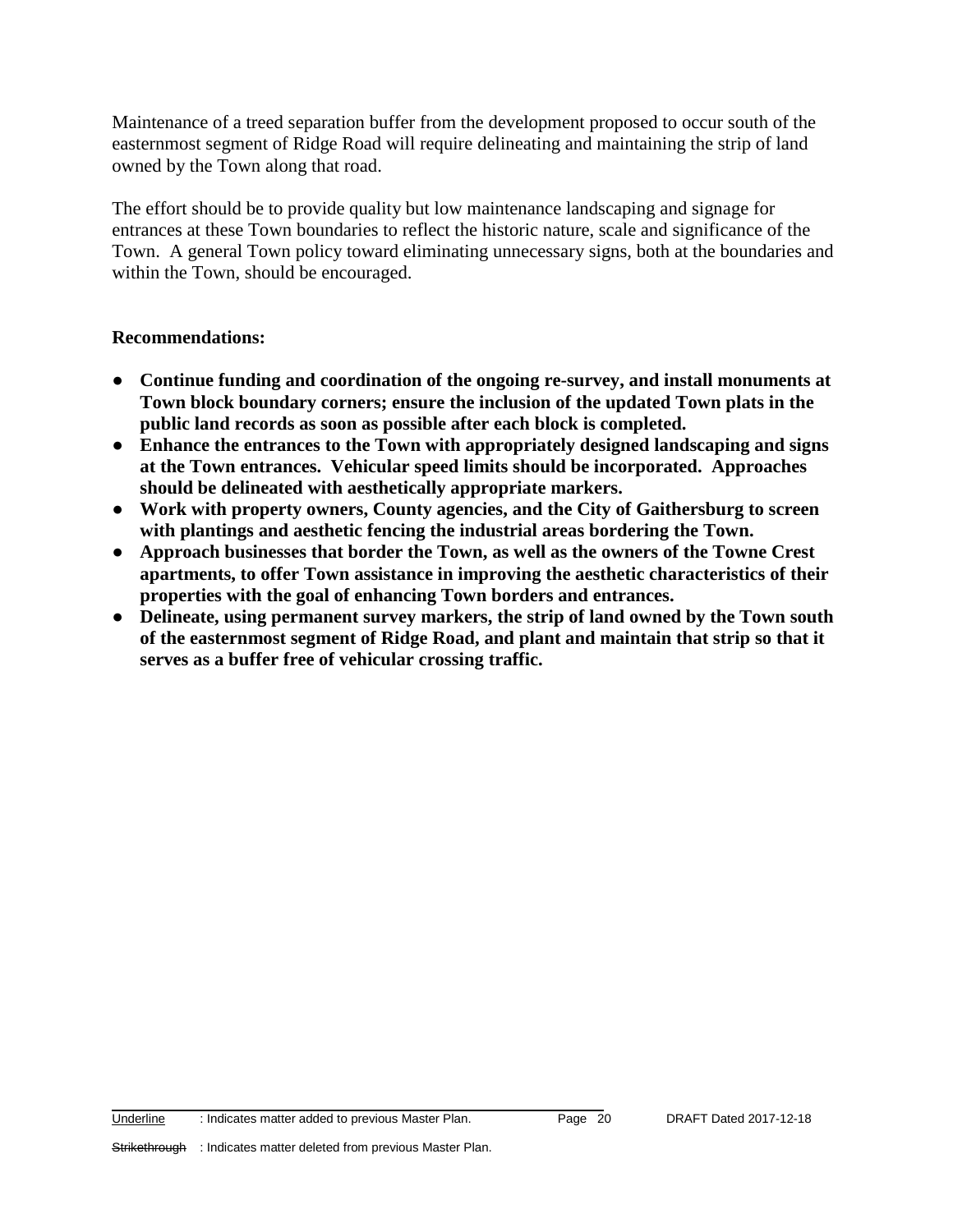Maintenance of a treed separation buffer from the development proposed to occur south of the easternmost segment of Ridge Road will require delineating and maintaining the strip of land owned by the Town along that road.

The effort should be to provide quality but low maintenance landscaping and signage for entrances at these Town boundaries to reflect the historic nature, scale and significance of the Town. A general Town policy toward eliminating unnecessary signs, both at the boundaries and within the Town, should be encouraged.

**Recommendations:**

- **Continue funding and coordination of the ongoing re-survey, and install monuments at Town block boundary corners; ensure the inclusion of the updated Town plats in the public land records as soon as possible after each block is completed.**
- **Enhance the entrances to the Town with appropriately designed landscaping and signs at the Town entrances. Vehicular speed limits should be incorporated. Approaches should be delineated with aesthetically appropriate markers.**
- **Work with property owners, County agencies, and the City of Gaithersburg to screen with plantings and aesthetic fencing the industrial areas bordering the Town.**
- **Approach businesses that border the Town, as well as the owners of the Towne Crest apartments, to offer Town assistance in improving the aesthetic characteristics of their properties with the goal of enhancing Town borders and entrances.**
- **Delineate, using permanent survey markers, the strip of land owned by the Town south of the easternmost segment of Ridge Road, and plant and maintain that strip so that it serves as a buffer free of vehicular crossing traffic.**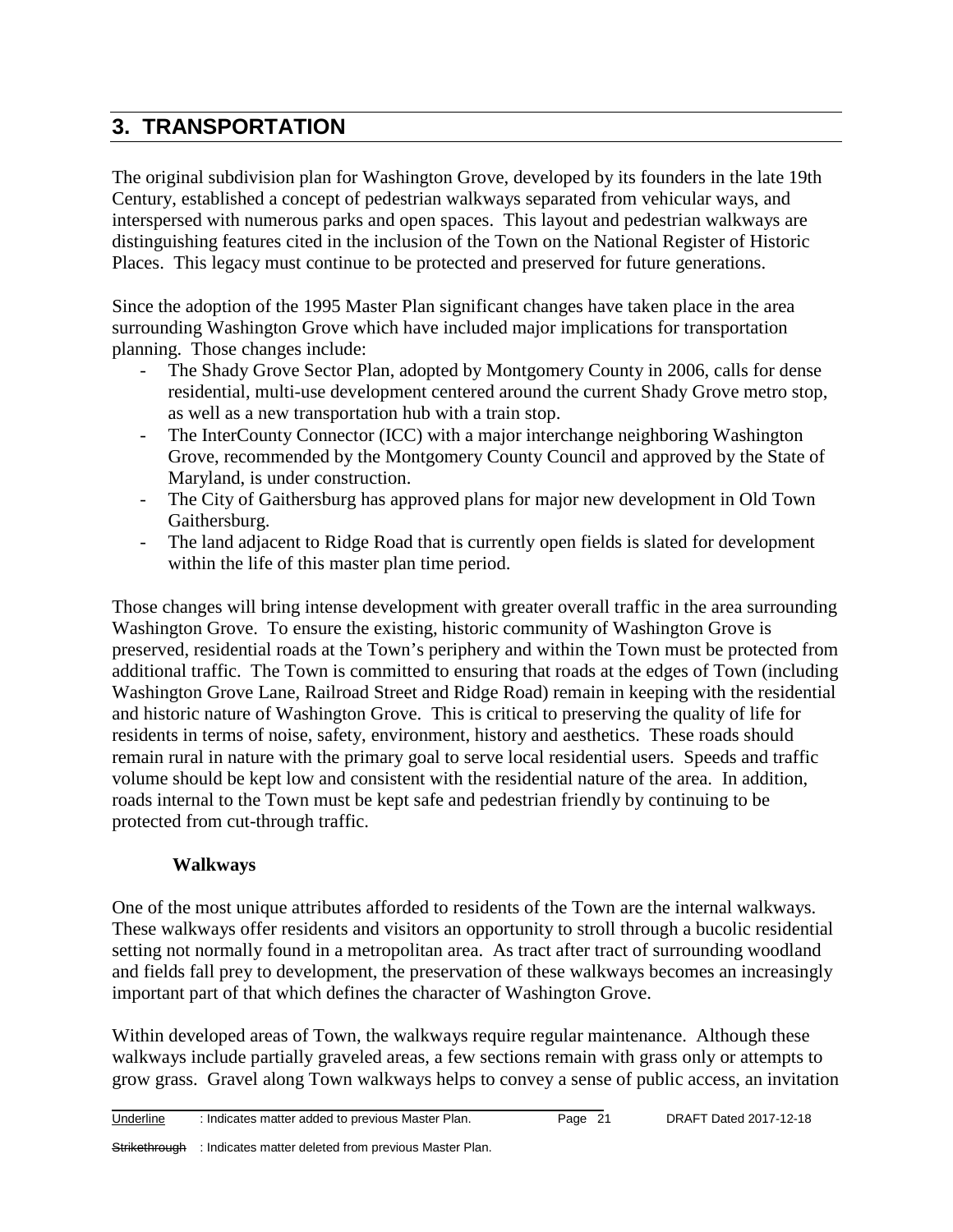## 3. TRANSPORTATION

The original subdivision plan for Washington Grove, developed by its founders in the late 19th Century, established a concept of pedestrian walkways separated from vehicular ways, and interspersed with numerous parks and open spaces. This layout and pedestrian walkways are distinguishing features cited in the inclusion of the Town on the National Register of Historic Places. This legacy must continue to be protected and preserved for future generations.

Since the adoption of the 1995 Master Plan significant changes have taken place in the area surrounding Washington Grove which have included major implications for transportation planning. Those changes include:

- The Shady Grove Sector Plan, adopted by Montgomery County in 2006, calls for dense residential, multi-use development centered around the current Shady Grove metro stop, as well as a new transportation hub with a train stop.
- The InterCounty Connector (ICC) with a major interchange neighboring Washington Grove, recommended by the Montgomery County Council and approved by the State of Maryland, is under construction.
- The City of Gaithersburg has approved plans for major new development in Old Town Gaithersburg.
- The land adjacent to Ridge Road that is currently open fields is slated for development within the life of this master plan time period.

Those changes will bring intense development with greater overall traffic in the area surrounding Washington Grove. To ensure the existing, historic community of Washington Grove is preserved, residential roads at the Town's periphery and within the Town must be protected from additional traffic. The Town is committed to ensuring that roads at the edges of Town (including Washington Grove Lane, Railroad Street and Ridge Road) remain in keeping with the residential and historic nature of Washington Grove. This is critical to preserving the quality of life for residents in terms of noise, safety, environment, history and aesthetics. These roads should remain rural in nature with the primary goal to serve local residential users. Speeds and traffic volume should be kept low and consistent with the residential nature of the area. In addition, roads internal to the Town must be kept safe and pedestrian friendly by continuing to be protected from cut-through traffic.

### Walkways

One of the most unique attributes afforded to residents of the Town are the internal walkways. These walkways offer residents and visitors an opportunity to stroll through a bucolic residential setting not normally found in a metropolitan area. As tract after tract of surrounding woodland and fields fall prey to development, the preservation of these walkways becomes an increasingly important part of that which defines the character of Washington Grove.

Within developed areas of Town, the walkways require regular maintenance. Although these walkways include partially graveled areas, a few sections remain with grass only or attempts to grow grass. Gravel along Town walkways helps to convey a sense of public access, an invitation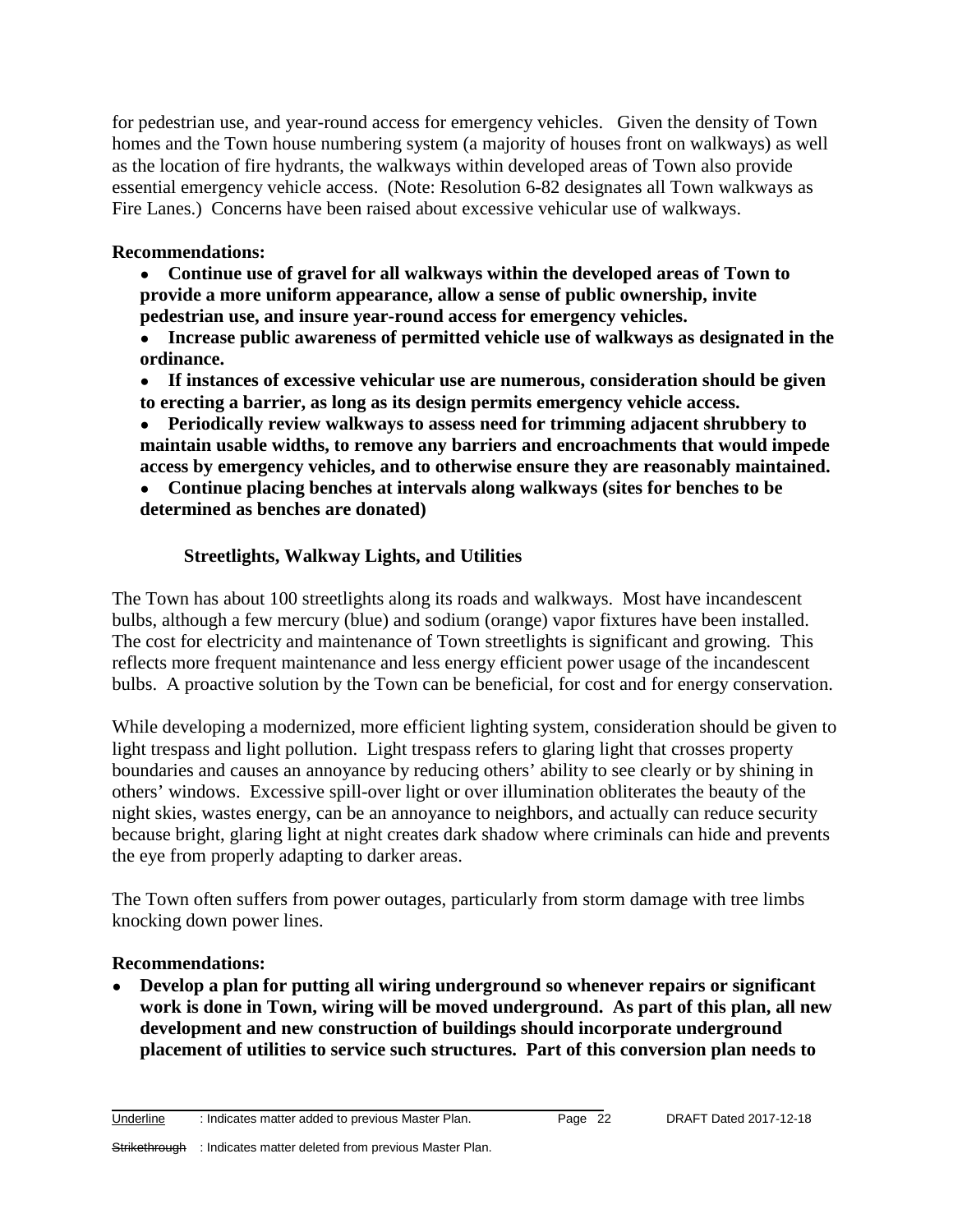for pedestrian use, and year-round access for emergency vehicles. Given the density of Town homes and the Town house numbering system (a majority of houses front on walkways) as well as the location of fire hydrants, the walkways within developed areas of Town also provide essential emergency vehicle access. (Note: Resolution 6-82 designates all Town walkways as Fire Lanes.) Concerns have been raised about excessive vehicular use of walkways.

**Recommendations:**

- **Continue use of gravel for all walkways within the developed areas of Town to provide a more uniform appearance, allow a sense of public ownership, invite pedestrian use, and insure year-round access for emergency vehicles.**
- **Increase public awareness of permitted vehicle use of walkways as designated in the ordinance.**
- **If instances of excessive vehicular use are numerous, consideration should be given to erecting a barrier, as long as its design permits emergency vehicle access.**
- **Periodically review walkways to assess need for trimming adjacent shrubbery to maintain usable widths, to remove any barriers and encroachments that would impede access by emergency vehicles, and to otherwise ensure they are reasonably maintained.**
- **Continue placing benches at intervals along walkways (sites for benches to be determined as benches are donated)**

### Streetlights, Walkway Lights, and Utilities

The Town has about 100 streetlights along its roads and walkways. Most have incandescent bulbs, although a few mercury (blue) and sodium (orange) vapor fixtures have been installed. The cost for electricity and maintenance of Town streetlights is significant and growing. This reflects more frequent maintenance and less energy efficient power usage of the incandescent bulbs. A proactive solution by the Town can be beneficial, for cost and for energy conservation.

While developing a modernized, more efficient lighting system, consideration should be given to light trespass and light pollution. Light trespass refers to glaring light that crosses property boundaries and causes an annoyance by reducing others' ability to see clearly or by shining in others' windows. Excessive spill-over light or over illumination obliterates the beauty of the night skies, wastes energy, can be an annoyance to neighbors, and actually can reduce security because bright, glaring light at night creates dark shadow where criminals can hide and prevents the eye from properly adapting to darker areas.

The Town often suffers from power outages, particularly from storm damage with tree limbs knocking down power lines.

**Recommendations:**

- **Develop a plan for putting all wiring underground so whenever repairs or significant work is done in Town, wiring will be moved underground. As part of this plan, all new development and new construction of buildings should incorporate underground placement of utilities to service such structures. Part of this conversion plan needs to**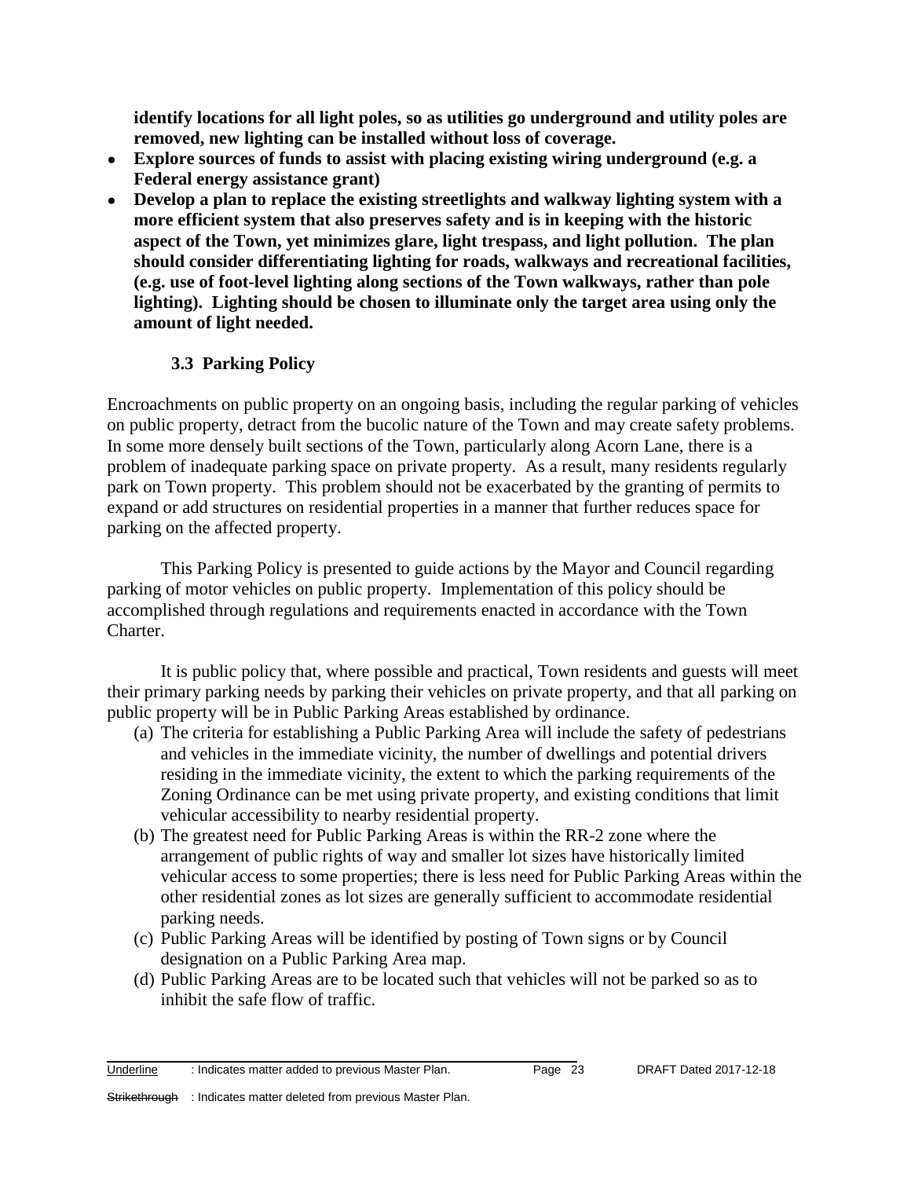**identify locations for all light poles, so as utilities go underground and utility poles are removed, new lighting can be installed without loss of coverage.**

- **Explore sources of funds to assist with placing existing wiring underground (e.g. a Federal energy assistance grant)**
- **Develop a plan to replace the existing streetlights and walkway lighting system with a more efficient system that also preserves safety and is in keeping with the historic aspect of the Town, yet minimizes glare, light trespass, and light pollution. The plan should consider differentiating lighting for roads, walkways and recreational facilities, (e.g. use of foot-level lighting along sections of the Town walkways, rather than pole lighting). Lighting should be chosen to illuminate only the target area using only the amount of light needed.**

### 3.3 Parking Policy

Encroachments on public property on an ongoing basis, including the regular parking of vehicles on public property, detract from the bucolic nature of the Town and may create safety problems. In some more densely built sections of the Town, particularly along Acorn Lane, there is a problem of inadequate parking space on private property. As a result, many residents regularly park on Town property. This problem should not be exacerbated by the granting of permits to expand or add structures on residential properties in a manner that further reduces space for parking on the affected property.

This Parking Policy is presented to guide actions by the Mayor and Council regarding parking of motor vehicles on public property. Implementation of this policy should be accomplished through regulations and requirements enacted in accordance with the Town Charter.

It is public policy that, where possible and practical, Town residents and guests will meet their primary parking needs by parking their vehicles on private property, and that all parking on public property will be in Public Parking Areas established by ordinance.

(a) The criteria for establishing a Public Parking Area will include the safety of pedestrians and vehicles in the immediate vicinity, the number of dwellings and potential drivers residing in the immediate vicinity, the extent to which the parking requirements of the Zoning Ordinance can be met using private property, and existing conditions that limit vehicular accessibility to nearby residential property.

(b) The greatest need for Public Parking Areas is within the RR-2 zone where the arrangement of public rights of way and smaller lot sizes have historically limited vehicular access to some properties; there is less need for Public Parking Areas within the other residential zones as lot sizes are generally sufficient to accommodate residential parking needs.

(c) Public Parking Areas will be identified by posting of Town signs or by Council designation on a Public Parking Area map.

(d) Public Parking Areas are to be located such that vehicles will not be parked so as to inhibit the safe flow of traffic.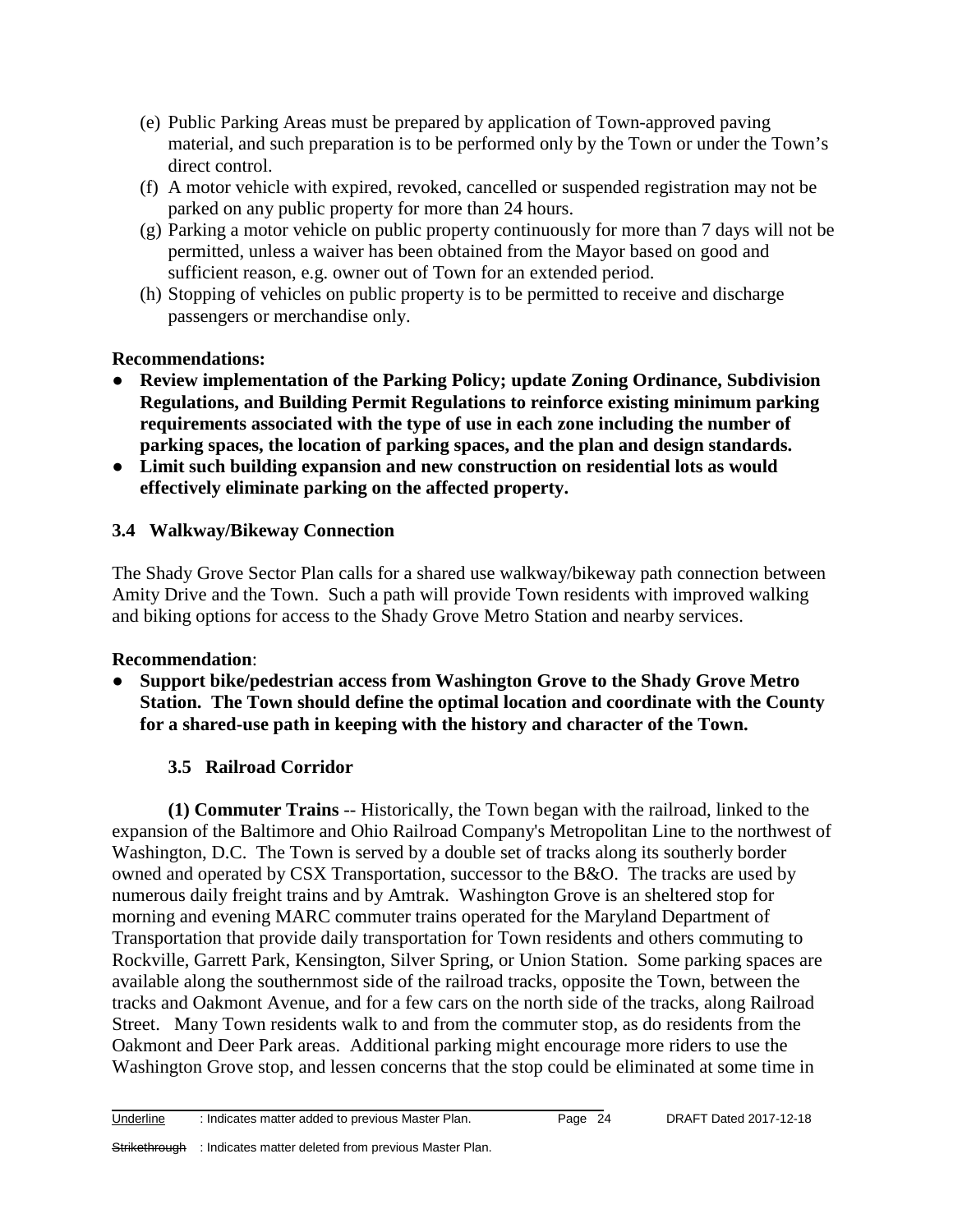(e) Public Parking Areas must be prepared by application of Town-approved paving material, and such preparation is to be performed only by the Town or under the Town's direct control.

(f) A motor vehicle with expired, revoked, cancelled or suspended registration may not be parked on any public property for more than 24 hours.

(g) Parking a motor vehicle on public property continuously for more than 7 days will not be permitted, unless a waiver has been obtained from the Mayor based on good and sufficient reason, e.g. owner out of Town for an extended period.

(h) Stopping of vehicles on public property is to be permitted to receive and discharge passengers or merchandise only.

**Recommendations:**

- **Review implementation of the Parking Policy; update Zoning Ordinance, Subdivision Regulations, and Building Permit Regulations to reinforce existing minimum parking requirements associated with the type of use in each zone including the number of parking spaces, the location of parking spaces, and the plan and design standards.**
- **Limit such building expansion and new construction on residential lots as would effectively eliminate parking on the affected property.**

### 3.4 Walkway/Bikeway Connection

The Shady Grove Sector Plan calls for a shared use walkway/bikeway path connection between Amity Drive and the Town. Such a path will provide Town residents with improved walking and biking options for access to the Shady Grove Metro Station and nearby services.

**Recommendation**:

- **Support bike/pedestrian access from Washington Grove to the Shady Grove Metro Station. The Town should define the optimal location and coordinate with the County for a shared-use path in keeping with the history and character of the Town.**

### 3.5 Railroad Corridor

**(1) Commuter Trains** -- Historically, the Town began with the railroad, linked to the expansion of the Baltimore and Ohio Railroad Company's Metropolitan Line to the northwest of Washington, D.C. The Town is served by a double set of tracks along its southerly border owned and operated by CSX Transportation, successor to the B&O. The tracks are used by numerous daily freight trains and by Amtrak. Washington Grove is an sheltered stop for morning and evening MARC commuter trains operated for the Maryland Department of Transportation that provide daily transportation for Town residents and others commuting to Rockville, Garrett Park, Kensington, Silver Spring, or Union Station. Some parking spaces are available along the southernmost side of the railroad tracks, opposite the Town, between the tracks and Oakmont Avenue, and for a few cars on the north side of the tracks, along Railroad Street. Many Town residents walk to and from the commuter stop, as do residents from the Oakmont and Deer Park areas. Additional parking might encourage more riders to use the Washington Grove stop, and lessen concerns that the stop could be eliminated at some time in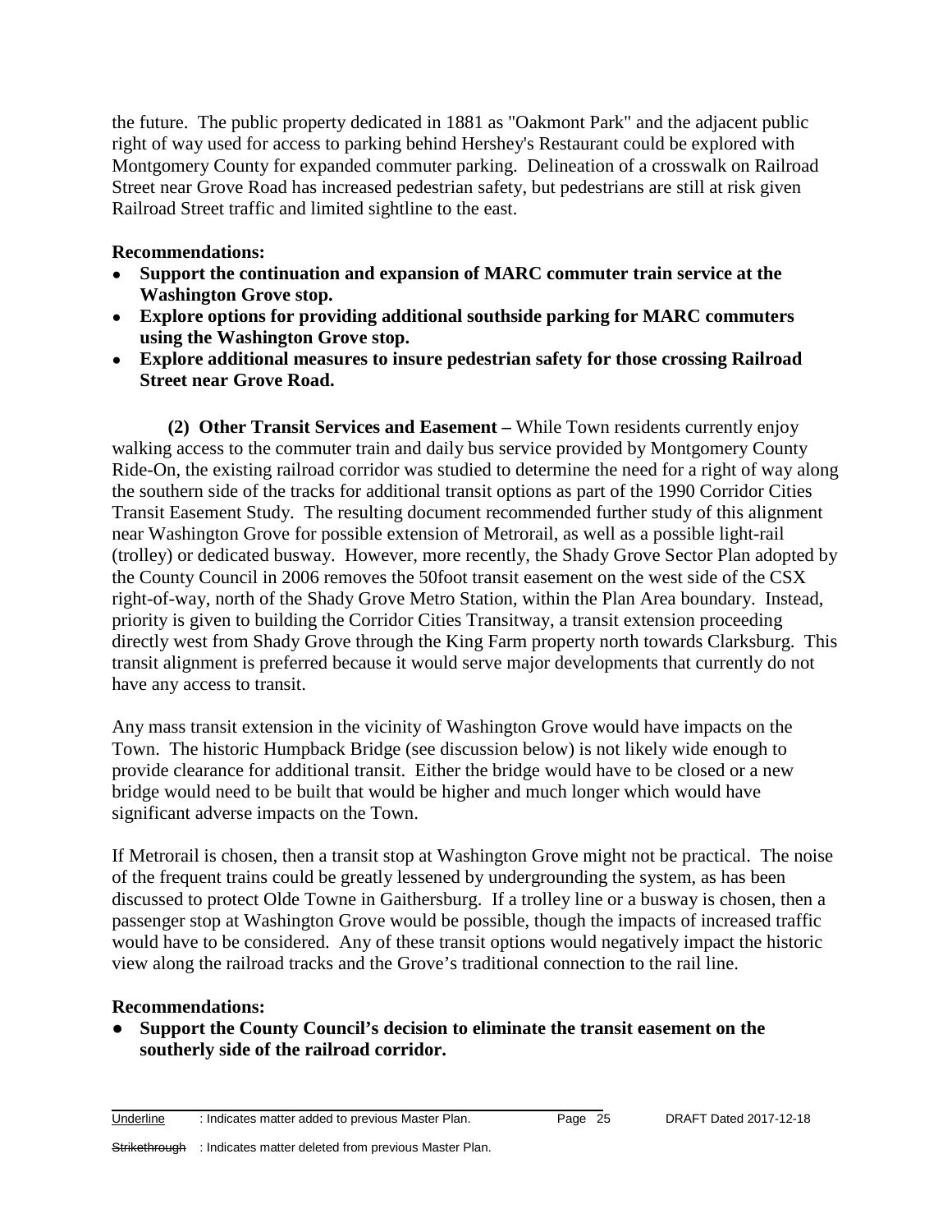the future. The public property dedicated in 1881 as "Oakmont Park" and the adjacent public right of way used for access to parking behind Hershey's Restaurant could be explored with Montgomery County for expanded commuter parking. Delineation of a crosswalk on Railroad Street near Grove Road has increased pedestrian safety, but pedestrians are still at risk given Railroad Street traffic and limited sightline to the east.

**Recommendations:**

- **Support the continuation and expansion of MARC commuter train service at the Washington Grove stop.**
- **Explore options for providing additional southside parking for MARC commuters using the Washington Grove stop.**
- **Explore additional measures to insure pedestrian safety for those crossing Railroad Street near Grove Road.**

**(2) Other Transit Services and Easement –** While Town residents currently enjoy walking access to the commuter train and daily bus service provided by Montgomery County Ride-On, the existing railroad corridor was studied to determine the need for a right of way along the southern side of the tracks for additional transit options as part of the 1990 Corridor Cities Transit Easement Study. The resulting document recommended further study of this alignment near Washington Grove for possible extension of Metrorail, as well as a possible light-rail (trolley) or dedicated busway. However, more recently, the Shady Grove Sector Plan adopted by the County Council in 2006 removes the 50foot transit easement on the west side of the CSX right-of-way, north of the Shady Grove Metro Station, within the Plan Area boundary. Instead, priority is given to building the Corridor Cities Transitway, a transit extension proceeding directly west from Shady Grove through the King Farm property north towards Clarksburg. This transit alignment is preferred because it would serve major developments that currently do not have any access to transit.

Any mass transit extension in the vicinity of Washington Grove would have impacts on the Town. The historic Humpback Bridge (see discussion below) is not likely wide enough to provide clearance for additional transit. Either the bridge would have to be closed or a new bridge would need to be built that would be higher and much longer which would have significant adverse impacts on the Town.

If Metrorail is chosen, then a transit stop at Washington Grove might not be practical. The noise of the frequent trains could be greatly lessened by undergrounding the system, as has been discussed to protect Olde Towne in Gaithersburg. If a trolley line or a busway is chosen, then a passenger stop at Washington Grove would be possible, though the impacts of increased traffic would have to be considered. Any of these transit options would negatively impact the historic view along the railroad tracks and the Grove's traditional connection to the rail line.

**Recommendations:**

- **Support the County Council's decision to eliminate the transit easement on the southerly side of the railroad corridor.**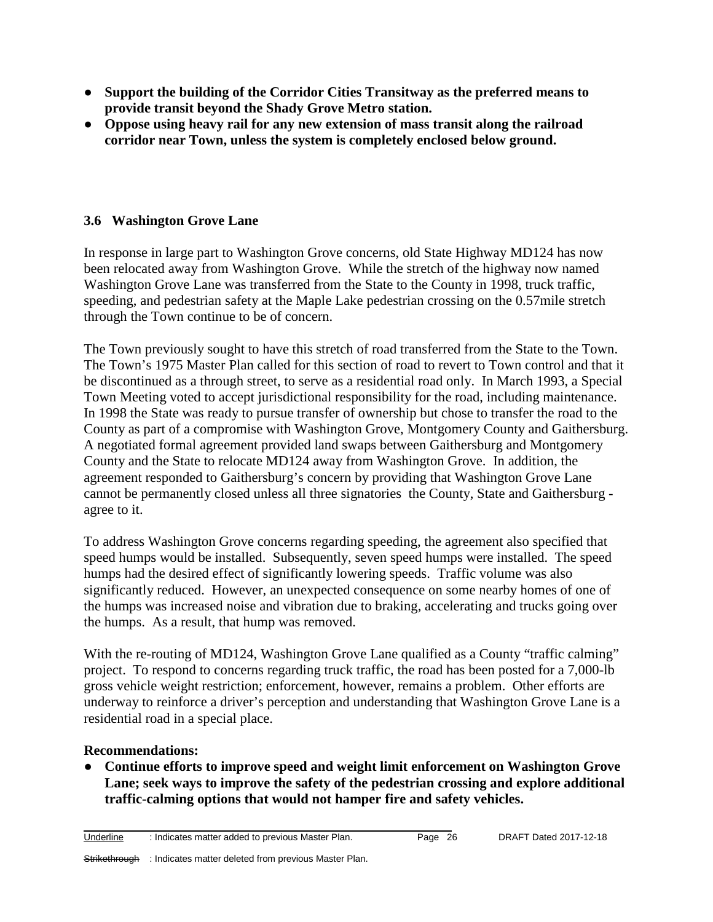- **Support the building of the Corridor Cities Transitway as the preferred means to provide transit beyond the Shady Grove Metro station.**
- **Oppose using heavy rail for any new extension of mass transit along the railroad corridor near Town, unless the system is completely enclosed below ground.**

### 3.6 Washington Grove Lane

In response in large part to Washington Grove concerns, old State Highway MD124 has now been relocated away from Washington Grove. While the stretch of the highway now named Washington Grove Lane was transferred from the State to the County in 1998, truck traffic, speeding, and pedestrian safety at the Maple Lake pedestrian crossing on the 0.57mile stretch through the Town continue to be of concern.

The Town previously sought to have this stretch of road transferred from the State to the Town. The Town's 1975 Master Plan called for this section of road to revert to Town control and that it be discontinued as a through street, to serve as a residential road only. In March 1993, a Special Town Meeting voted to accept jurisdictional responsibility for the road, including maintenance. In 1998 the State was ready to pursue transfer of ownership but chose to transfer the road to the County as part of a compromise with Washington Grove, Montgomery County and Gaithersburg. A negotiated formal agreement provided land swaps between Gaithersburg and Montgomery County and the State to relocate MD124 away from Washington Grove. In addition, the agreement responded to Gaithersburg's concern by providing that Washington Grove Lane cannot be permanently closed unless all three signatories the County, State and Gaithersburg - agree to it.

To address Washington Grove concerns regarding speeding, the agreement also specified that speed humps would be installed. Subsequently, seven speed humps were installed. The speed humps had the desired effect of significantly lowering speeds. Traffic volume was also significantly reduced. However, an unexpected consequence on some nearby homes of one of the humps was increased noise and vibration due to braking, accelerating and trucks going over the humps. As a result, that hump was removed.

With the re-routing of MD124, Washington Grove Lane qualified as a County "traffic calming" project. To respond to concerns regarding truck traffic, the road has been posted for a 7,000-lb gross vehicle weight restriction; enforcement, however, remains a problem. Other efforts are underway to reinforce a driver's perception and understanding that Washington Grove Lane is a residential road in a special place.

**Recommendations:**

- **Continue efforts to improve speed and weight limit enforcement on Washington Grove Lane; seek ways to improve the safety of the pedestrian crossing and explore additional traffic-calming options that would not hamper fire and safety vehicles.**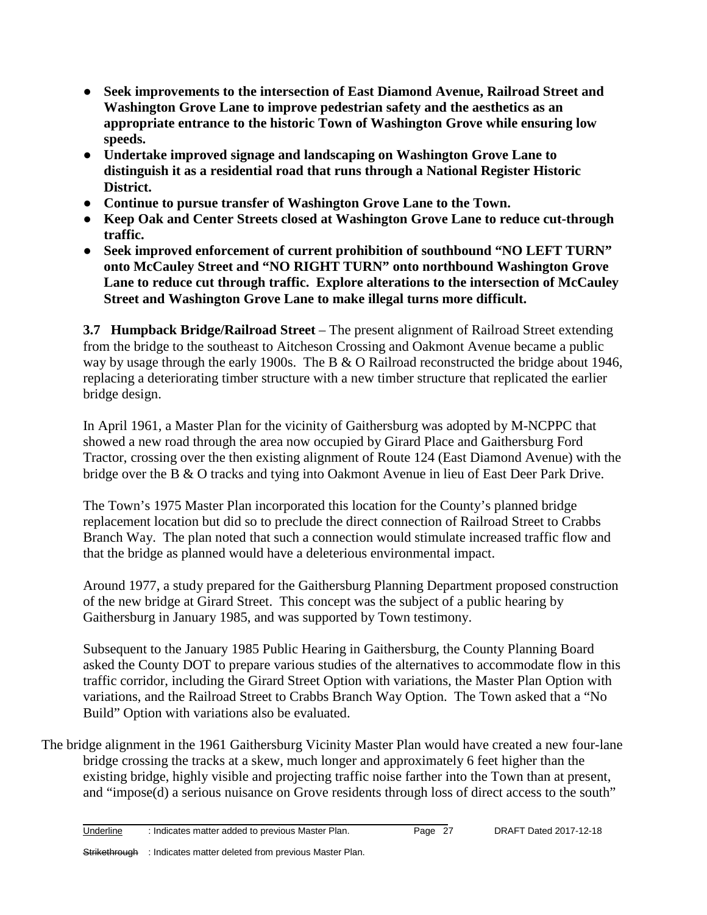- **Seek improvements to the intersection of East Diamond Avenue, Railroad Street and Washington Grove Lane to improve pedestrian safety and the aesthetics as an appropriate entrance to the historic Town of Washington Grove while ensuring low speeds.**
- **Undertake improved signage and landscaping on Washington Grove Lane to distinguish it as a residential road that runs through a National Register Historic District.**
- **Continue to pursue transfer of Washington Grove Lane to the Town.**
- **Keep Oak and Center Streets closed at Washington Grove Lane to reduce cut-through traffic.**
- **Seek improved enforcement of current prohibition of southbound "NO LEFT TURN" onto McCauley Street and "NO RIGHT TURN" onto northbound Washington Grove Lane to reduce cut through traffic. Explore alterations to the intersection of McCauley Street and Washington Grove Lane to make illegal turns more difficult.**

**3.7 Humpback Bridge/Railroad Street** – The present alignment of Railroad Street extending from the bridge to the southeast to Aitcheson Crossing and Oakmont Avenue became a public way by usage through the early 1900s. The B & O Railroad reconstructed the bridge about 1946, replacing a deteriorating timber structure with a new timber structure that replicated the earlier bridge design.

In April 1961, a Master Plan for the vicinity of Gaithersburg was adopted by M-NCPPC that showed a new road through the area now occupied by Girard Place and Gaithersburg Ford Tractor, crossing over the then existing alignment of Route 124 (East Diamond Avenue) with the bridge over the B & O tracks and tying into Oakmont Avenue in lieu of East Deer Park Drive.

The Town's 1975 Master Plan incorporated this location for the County's planned bridge replacement location but did so to preclude the direct connection of Railroad Street to Crabbs Branch Way. The plan noted that such a connection would stimulate increased traffic flow and that the bridge as planned would have a deleterious environmental impact.

Around 1977, a study prepared for the Gaithersburg Planning Department proposed construction of the new bridge at Girard Street. This concept was the subject of a public hearing by Gaithersburg in January 1985, and was supported by Town testimony.

Subsequent to the January 1985 Public Hearing in Gaithersburg, the County Planning Board asked the County DOT to prepare various studies of the alternatives to accommodate flow in this traffic corridor, including the Girard Street Option with variations, the Master Plan Option with variations, and the Railroad Street to Crabbs Branch Way Option. The Town asked that a "No Build" Option with variations also be evaluated.

The bridge alignment in the 1961 Gaithersburg Vicinity Master Plan would have created a new four-lane bridge crossing the tracks at a skew, much longer and approximately 6 feet higher than the existing bridge, highly visible and projecting traffic noise farther into the Town than at present, and "impose(d) a serious nuisance on Grove residents through loss of direct access to the south"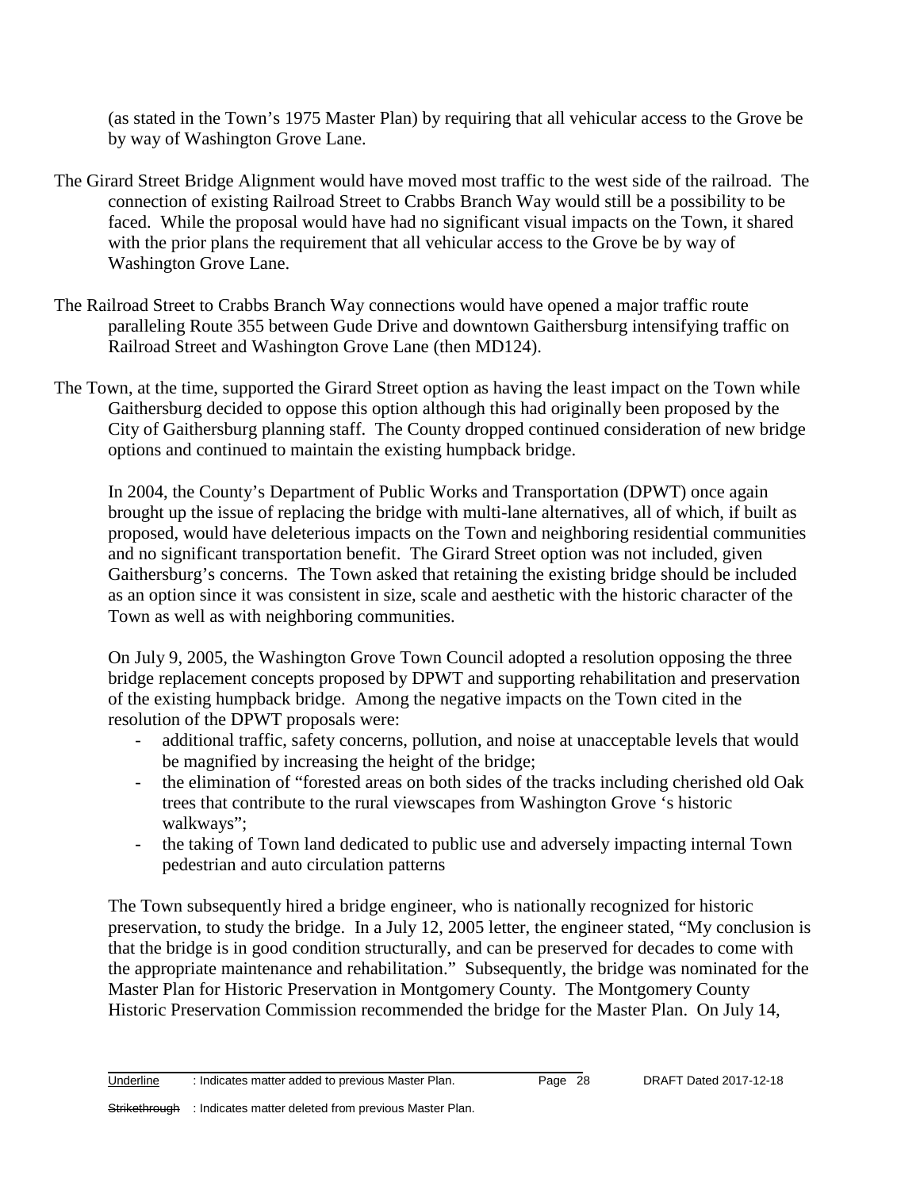(as stated in the Town's 1975 Master Plan) by requiring that all vehicular access to the Grove be by way of Washington Grove Lane.

The Girard Street Bridge Alignment would have moved most traffic to the west side of the railroad. The connection of existing Railroad Street to Crabbs Branch Way would still be a possibility to be faced. While the proposal would have had no significant visual impacts on the Town, it shared with the prior plans the requirement that all vehicular access to the Grove be by way of Washington Grove Lane.

The Railroad Street to Crabbs Branch Way connections would have opened a major traffic route paralleling Route 355 between Gude Drive and downtown Gaithersburg intensifying traffic on Railroad Street and Washington Grove Lane (then MD124).

The Town, at the time, supported the Girard Street option as having the least impact on the Town while Gaithersburg decided to oppose this option although this had originally been proposed by the City of Gaithersburg planning staff. The County dropped continued consideration of new bridge options and continued to maintain the existing humpback bridge.

In 2004, the County's Department of Public Works and Transportation (DPWT) once again brought up the issue of replacing the bridge with multi-lane alternatives, all of which, if built as proposed, would have deleterious impacts on the Town and neighboring residential communities and no significant transportation benefit. The Girard Street option was not included, given Gaithersburg's concerns. The Town asked that retaining the existing bridge should be included as an option since it was consistent in size, scale and aesthetic with the historic character of the Town as well as with neighboring communities.

On July 9, 2005, the Washington Grove Town Council adopted a resolution opposing the three bridge replacement concepts proposed by DPWT and supporting rehabilitation and preservation of the existing humpback bridge. Among the negative impacts on the Town cited in the resolution of the DPWT proposals were:

- additional traffic, safety concerns, pollution, and noise at unacceptable levels that would be magnified by increasing the height of the bridge;
- the elimination of "forested areas on both sides of the tracks including cherished old Oak trees that contribute to the rural viewscapes from Washington Grove 's historic walkways";
- the taking of Town land dedicated to public use and adversely impacting internal Town pedestrian and auto circulation patterns

The Town subsequently hired a bridge engineer, who is nationally recognized for historic preservation, to study the bridge. In a July 12, 2005 letter, the engineer stated, "My conclusion is that the bridge is in good condition structurally, and can be preserved for decades to come with the appropriate maintenance and rehabilitation." Subsequently, the bridge was nominated for the Master Plan for Historic Preservation in Montgomery County. The Montgomery County Historic Preservation Commission recommended the bridge for the Master Plan. On July 14,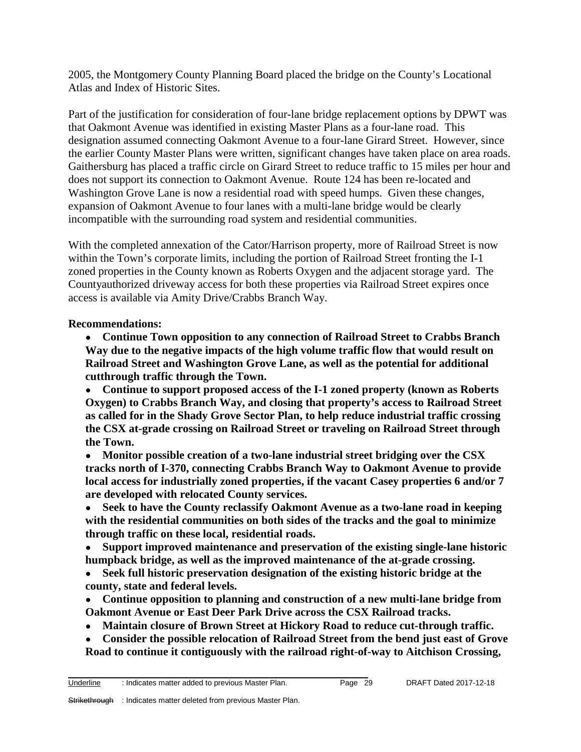2005, the Montgomery County Planning Board placed the bridge on the County's Locational Atlas and Index of Historic Sites.

Part of the justification for consideration of four-lane bridge replacement options by DPWT was that Oakmont Avenue was identified in existing Master Plans as a four-lane road. This designation assumed connecting Oakmont Avenue to a four-lane Girard Street. However, since the earlier County Master Plans were written, significant changes have taken place on area roads. Gaithersburg has placed a traffic circle on Girard Street to reduce traffic to 15 miles per hour and does not support its connection to Oakmont Avenue. Route 124 has been re-located and Washington Grove Lane is now a residential road with speed humps. Given these changes, expansion of Oakmont Avenue to four lanes with a multi-lane bridge would be clearly incompatible with the surrounding road system and residential communities.

With the completed annexation of the Cator/Harrison property, more of Railroad Street is now within the Town's corporate limits, including the portion of Railroad Street fronting the I-1 zoned properties in the County known as Roberts Oxygen and the adjacent storage yard. The Countyauthorized driveway access for both these properties via Railroad Street expires once access is available via Amity Drive/Crabbs Branch Way.

**Recommendations:**

- **Continue Town opposition to any connection of Railroad Street to Crabbs Branch Way due to the negative impacts of the high volume traffic flow that would result on Railroad Street and Washington Grove Lane, as well as the potential for additional cutthrough traffic through the Town.**
- **Continue to support proposed access of the I-1 zoned property (known as Roberts Oxygen) to Crabbs Branch Way, and closing that property's access to Railroad Street as called for in the Shady Grove Sector Plan, to help reduce industrial traffic crossing the CSX at-grade crossing on Railroad Street or traveling on Railroad Street through the Town.**
- **Monitor possible creation of a two-lane industrial street bridging over the CSX tracks north of I-370, connecting Crabbs Branch Way to Oakmont Avenue to provide local access for industrially zoned properties, if the vacant Casey properties 6 and/or 7 are developed with relocated County services.**
- **Seek to have the County reclassify Oakmont Avenue as a two-lane road in keeping with the residential communities on both sides of the tracks and the goal to minimize through traffic on these local, residential roads.**
- **Support improved maintenance and preservation of the existing single-lane historic humpback bridge, as well as the improved maintenance of the at-grade crossing.**
- **Seek full historic preservation designation of the existing historic bridge at the county, state and federal levels.**
- **Continue opposition to planning and construction of a new multi-lane bridge from Oakmont Avenue or East Deer Park Drive across the CSX Railroad tracks.**
- **Maintain closure of Brown Street at Hickory Road to reduce cut-through traffic.**
- **Consider the possible relocation of Railroad Street from the bend just east of Grove Road to continue it contiguously with the railroad right-of-way to Aitchison Crossing,**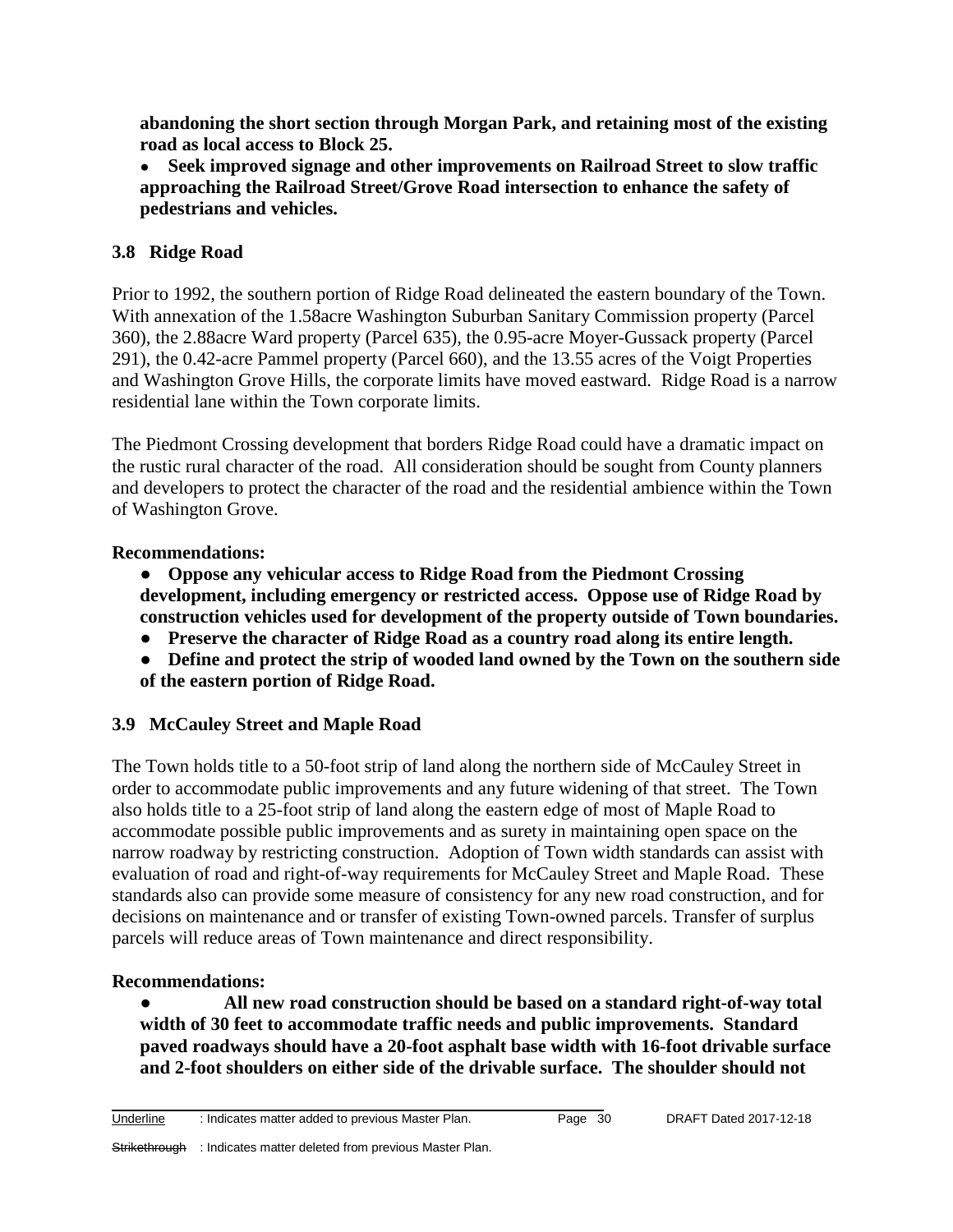**abandoning the short section through Morgan Park, and retaining most of the existing road as local access to Block 25.**

- **Seek improved signage and other improvements on Railroad Street to slow traffic approaching the Railroad Street/Grove Road intersection to enhance the safety of pedestrians and vehicles.**

### 3.8 Ridge Road

Prior to 1992, the southern portion of Ridge Road delineated the eastern boundary of the Town. With annexation of the 1.58acre Washington Suburban Sanitary Commission property (Parcel 360), the 2.88acre Ward property (Parcel 635), the 0.95-acre Moyer-Gussack property (Parcel 291), the 0.42-acre Pammel property (Parcel 660), and the 13.55 acres of the Voigt Properties and Washington Grove Hills, the corporate limits have moved eastward. Ridge Road is a narrow residential lane within the Town corporate limits.

The Piedmont Crossing development that borders Ridge Road could have a dramatic impact on the rustic rural character of the road. All consideration should be sought from County planners and developers to protect the character of the road and the residential ambience within the Town of Washington Grove.

**Recommendations:**

- **Oppose any vehicular access to Ridge Road from the Piedmont Crossing development, including emergency or restricted access. Oppose use of Ridge Road by construction vehicles used for development of the property outside of Town boundaries.**
- **Preserve the character of Ridge Road as a country road along its entire length.**
- **Define and protect the strip of wooded land owned by the Town on the southern side of the eastern portion of Ridge Road.**

### 3.9 McCauley Street and Maple Road

The Town holds title to a 50-foot strip of land along the northern side of McCauley Street in order to accommodate public improvements and any future widening of that street. The Town also holds title to a 25-foot strip of land along the eastern edge of most of Maple Road to accommodate possible public improvements and as surety in maintaining open space on the narrow roadway by restricting construction. Adoption of Town width standards can assist with evaluation of road and right-of-way requirements for McCauley Street and Maple Road. These standards also can provide some measure of consistency for any new road construction, and for decisions on maintenance and or transfer of existing Town-owned parcels. Transfer of surplus parcels will reduce areas of Town maintenance and direct responsibility.

**Recommendations:**

- **All new road construction should be based on a standard right-of-way total width of 30 feet to accommodate traffic needs and public improvements. Standard paved roadways should have a 20-foot asphalt base width with 16-foot drivable surface and 2-foot shoulders on either side of the drivable surface. The shoulder should not**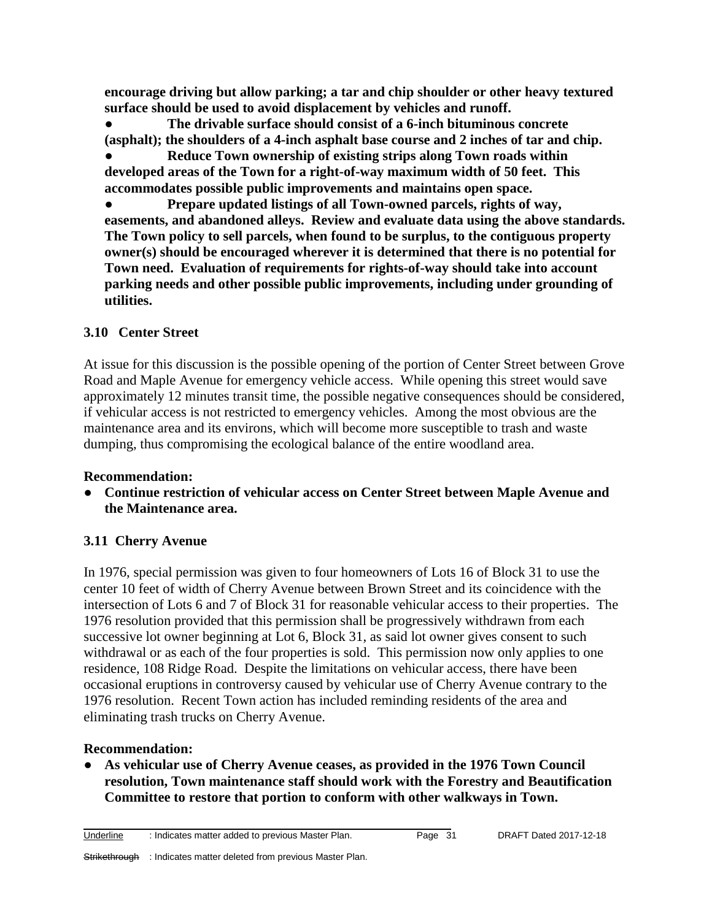**encourage driving but allow parking; a tar and chip shoulder or other heavy textured surface should be used to avoid displacement by vehicles and runoff.**

- **The drivable surface should consist of a 6-inch bituminous concrete (asphalt); the shoulders of a 4-inch asphalt base course and 2 inches of tar and chip.**
- **Reduce Town ownership of existing strips along Town roads within developed areas of the Town for a right-of-way maximum width of 50 feet. This accommodates possible public improvements and maintains open space.**
- **Prepare updated listings of all Town-owned parcels, rights of way, easements, and abandoned alleys. Review and evaluate data using the above standards. The Town policy to sell parcels, when found to be surplus, to the contiguous property owner(s) should be encouraged wherever it is determined that there is no potential for Town need. Evaluation of requirements for rights-of-way should take into account parking needs and other possible public improvements, including under grounding of utilities.**

### 3.10 Center Street

At issue for this discussion is the possible opening of the portion of Center Street between Grove Road and Maple Avenue for emergency vehicle access. While opening this street would save approximately 12 minutes transit time, the possible negative consequences should be considered, if vehicular access is not restricted to emergency vehicles. Among the most obvious are the maintenance area and its environs, which will become more susceptible to trash and waste dumping, thus compromising the ecological balance of the entire woodland area.

**Recommendation:**

- **Continue restriction of vehicular access on Center Street between Maple Avenue and the Maintenance area.**

### 3.11 Cherry Avenue

In 1976, special permission was given to four homeowners of Lots 16 of Block 31 to use the center 10 feet of width of Cherry Avenue between Brown Street and its coincidence with the intersection of Lots 6 and 7 of Block 31 for reasonable vehicular access to their properties. The 1976 resolution provided that this permission shall be progressively withdrawn from each successive lot owner beginning at Lot 6, Block 31, as said lot owner gives consent to such withdrawal or as each of the four properties is sold. This permission now only applies to one residence, 108 Ridge Road. Despite the limitations on vehicular access, there have been occasional eruptions in controversy caused by vehicular use of Cherry Avenue contrary to the 1976 resolution. Recent Town action has included reminding residents of the area and eliminating trash trucks on Cherry Avenue.

**Recommendation:**

- **As vehicular use of Cherry Avenue ceases, as provided in the 1976 Town Council resolution, Town maintenance staff should work with the Forestry and Beautification Committee to restore that portion to conform with other walkways in Town.**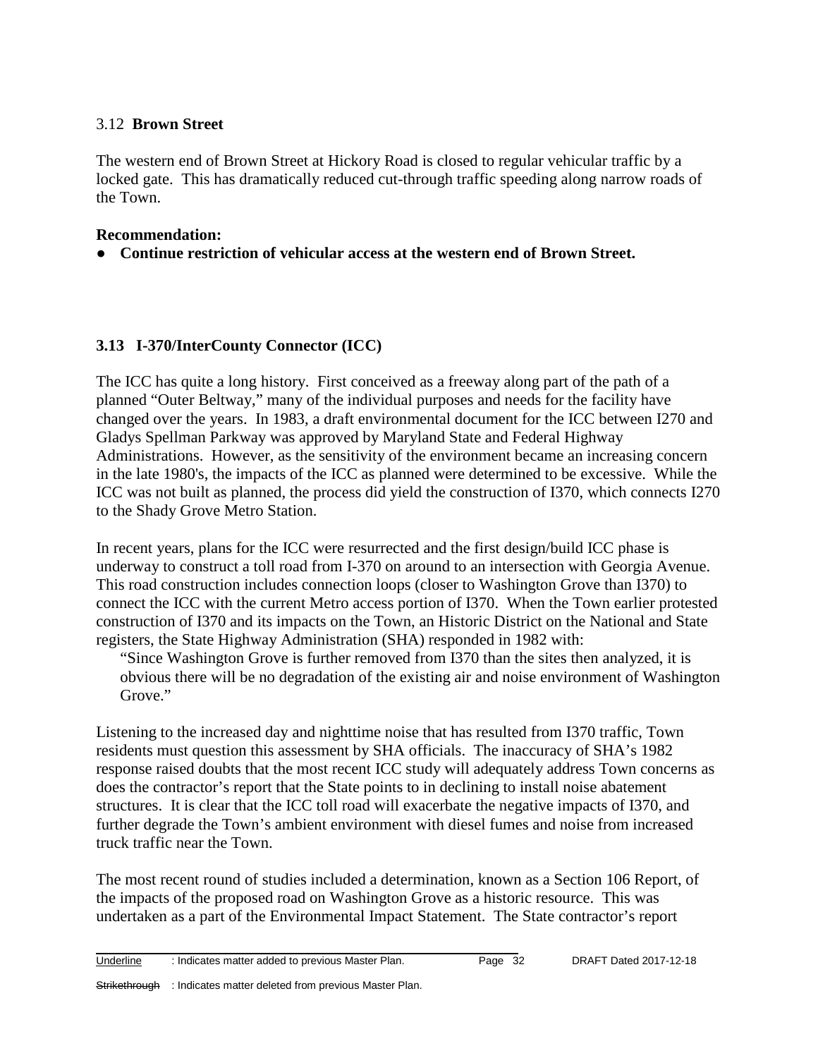### 3.12 **Brown Street**

The western end of Brown Street at Hickory Road is closed to regular vehicular traffic by a locked gate. This has dramatically reduced cut-through traffic speeding along narrow roads of the Town.

**Recommendation:**

- **Continue restriction of vehicular access at the western end of Brown Street.**

### **3.13 I-370/InterCounty Connector (ICC)**

The ICC has quite a long history. First conceived as a freeway along part of the path of a planned "Outer Beltway," many of the individual purposes and needs for the facility have changed over the years. In 1983, a draft environmental document for the ICC between I270 and Gladys Spellman Parkway was approved by Maryland State and Federal Highway Administrations. However, as the sensitivity of the environment became an increasing concern in the late 1980's, the impacts of the ICC as planned were determined to be excessive. While the ICC was not built as planned, the process did yield the construction of I370, which connects I270 to the Shady Grove Metro Station.

In recent years, plans for the ICC were resurrected and the first design/build ICC phase is underway to construct a toll road from I-370 on around to an intersection with Georgia Avenue. This road construction includes connection loops (closer to Washington Grove than I370) to connect the ICC with the current Metro access portion of I370. When the Town earlier protested construction of I370 and its impacts on the Town, an Historic District on the National and State registers, the State Highway Administration (SHA) responded in 1982 with:

> "Since Washington Grove is further removed from I370 than the sites then analyzed, it is obvious there will be no degradation of the existing air and noise environment of Washington Grove."

Listening to the increased day and nighttime noise that has resulted from I370 traffic, Town residents must question this assessment by SHA officials. The inaccuracy of SHA's 1982 response raised doubts that the most recent ICC study will adequately address Town concerns as does the contractor's report that the State points to in declining to install noise abatement structures. It is clear that the ICC toll road will exacerbate the negative impacts of I370, and further degrade the Town's ambient environment with diesel fumes and noise from increased truck traffic near the Town.

The most recent round of studies included a determination, known as a Section 106 Report, of the impacts of the proposed road on Washington Grove as a historic resource. This was undertaken as a part of the Environmental Impact Statement. The State contractor's report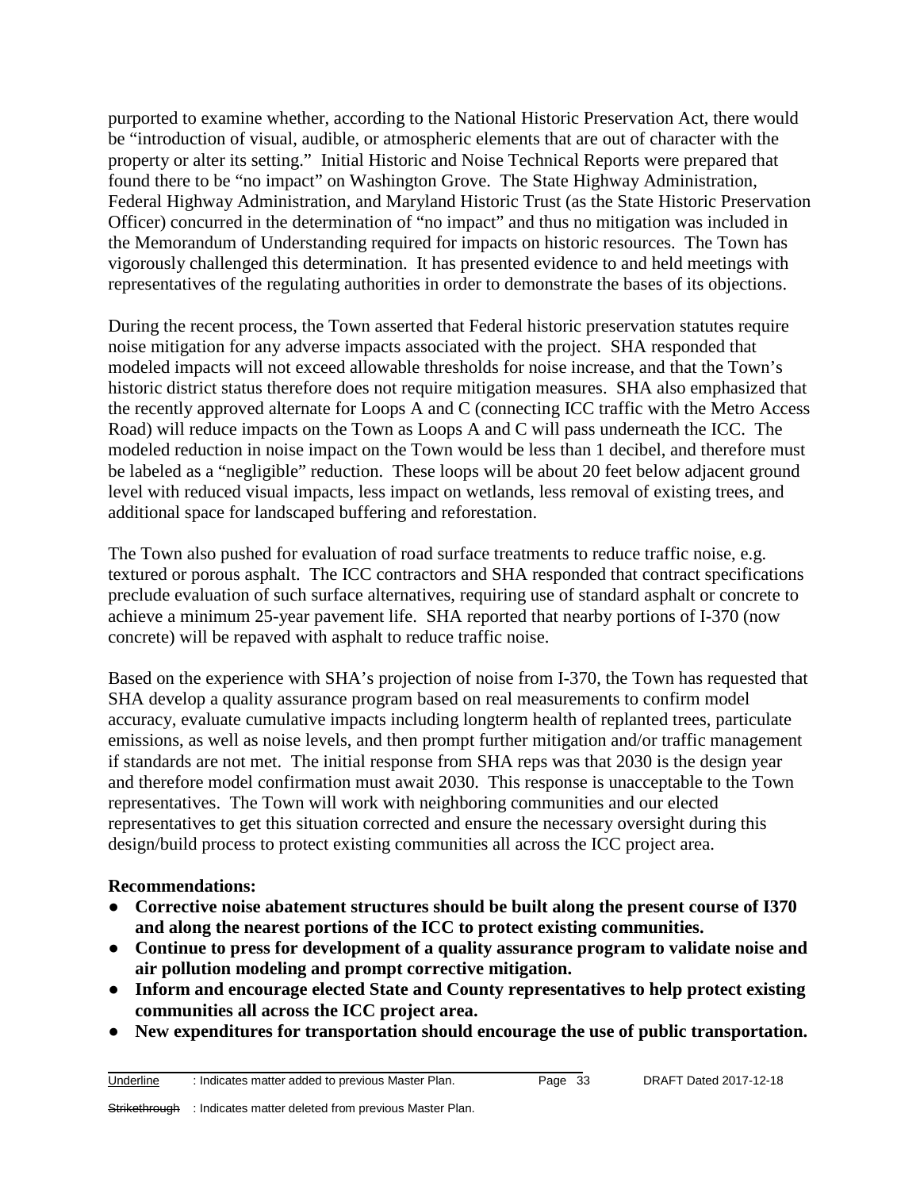purported to examine whether, according to the National Historic Preservation Act, there would be "introduction of visual, audible, or atmospheric elements that are out of character with the property or alter its setting." Initial Historic and Noise Technical Reports were prepared that found there to be "no impact" on Washington Grove. The State Highway Administration, Federal Highway Administration, and Maryland Historic Trust (as the State Historic Preservation Officer) concurred in the determination of "no impact" and thus no mitigation was included in the Memorandum of Understanding required for impacts on historic resources. The Town has vigorously challenged this determination. It has presented evidence to and held meetings with representatives of the regulating authorities in order to demonstrate the bases of its objections.

During the recent process, the Town asserted that Federal historic preservation statutes require noise mitigation for any adverse impacts associated with the project. SHA responded that modeled impacts will not exceed allowable thresholds for noise increase, and that the Town's historic district status therefore does not require mitigation measures. SHA also emphasized that the recently approved alternate for Loops A and C (connecting ICC traffic with the Metro Access Road) will reduce impacts on the Town as Loops A and C will pass underneath the ICC. The modeled reduction in noise impact on the Town would be less than 1 decibel, and therefore must be labeled as a "negligible" reduction. These loops will be about 20 feet below adjacent ground level with reduced visual impacts, less impact on wetlands, less removal of existing trees, and additional space for landscaped buffering and reforestation.

The Town also pushed for evaluation of road surface treatments to reduce traffic noise, e.g. textured or porous asphalt. The ICC contractors and SHA responded that contract specifications preclude evaluation of such surface alternatives, requiring use of standard asphalt or concrete to achieve a minimum 25-year pavement life. SHA reported that nearby portions of I-370 (now concrete) will be repaved with asphalt to reduce traffic noise.

Based on the experience with SHA's projection of noise from I-370, the Town has requested that SHA develop a quality assurance program based on real measurements to confirm model accuracy, evaluate cumulative impacts including longterm health of replanted trees, particulate emissions, as well as noise levels, and then prompt further mitigation and/or traffic management if standards are not met. The initial response from SHA reps was that 2030 is the design year and therefore model confirmation must await 2030. This response is unacceptable to the Town representatives. The Town will work with neighboring communities and our elected representatives to get this situation corrected and ensure the necessary oversight during this design/build process to protect existing communities all across the ICC project area.

**Recommendations:**

- **Corrective noise abatement structures should be built along the present course of I370 and along the nearest portions of the ICC to protect existing communities.**
- **Continue to press for development of a quality assurance program to validate noise and air pollution modeling and prompt corrective mitigation.**
- **Inform and encourage elected State and County representatives to help protect existing communities all across the ICC project area.**
- **New expenditures for transportation should encourage the use of public transportation.**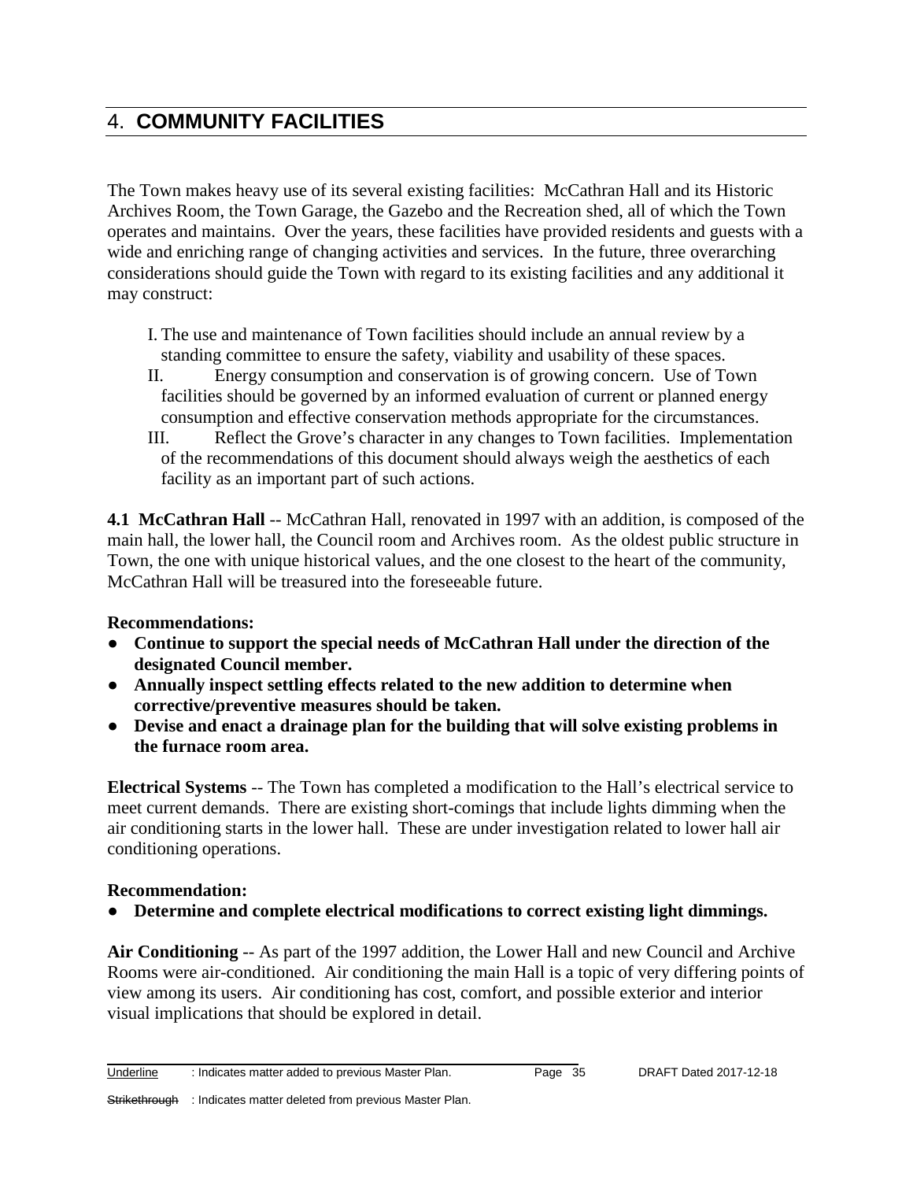# 4. COMMUNITY FACILITIES

The Town makes heavy use of its several existing facilities: McCathran Hall and its Historic Archives Room, the Town Garage, the Gazebo and the Recreation shed, all of which the Town operates and maintains. Over the years, these facilities have provided residents and guests with a wide and enriching range of changing activities and services. In the future, three overarching considerations should guide the Town with regard to its existing facilities and any additional it may construct:

I. The use and maintenance of Town facilities should include an annual review by a standing committee to ensure the safety, viability and usability of these spaces.

II. Energy consumption and conservation is of growing concern. Use of Town facilities should be governed by an informed evaluation of current or planned energy consumption and effective conservation methods appropriate for the circumstances.

III. Reflect the Grove's character in any changes to Town facilities. Implementation of the recommendations of this document should always weigh the aesthetics of each facility as an important part of such actions.

**4.1 McCathran Hall** -- McCathran Hall, renovated in 1997 with an addition, is composed of the main hall, the lower hall, the Council room and Archives room. As the oldest public structure in Town, the one with unique historical values, and the one closest to the heart of the community, McCathran Hall will be treasured into the foreseeable future.

**Recommendations:**

- **Continue to support the special needs of McCathran Hall under the direction of the designated Council member.**
- **Annually inspect settling effects related to the new addition to determine when corrective/preventive measures should be taken.**
- **Devise and enact a drainage plan for the building that will solve existing problems in the furnace room area.**

**Electrical Systems** -- The Town has completed a modification to the Hall's electrical service to meet current demands. There are existing short-comings that include lights dimming when the air conditioning starts in the lower hall. These are under investigation related to lower hall air conditioning operations.

**Recommendation:**

- **Determine and complete electrical modifications to correct existing light dimmings.**

**Air Conditioning** -- As part of the 1997 addition, the Lower Hall and new Council and Archive Rooms were air-conditioned. Air conditioning the main Hall is a topic of very differing points of view among its users. Air conditioning has cost, comfort, and possible exterior and interior visual implications that should be explored in detail.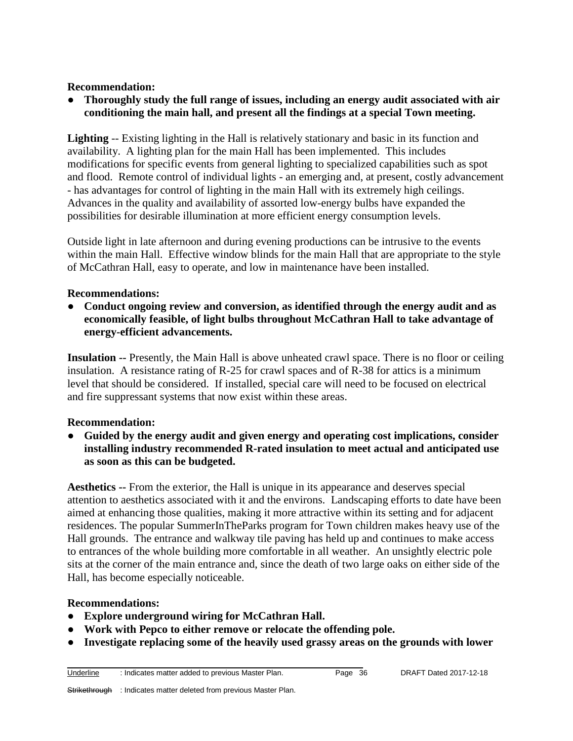**Recommendation:**

- **Thoroughly study the full range of issues, including an energy audit associated with air conditioning the main hall, and present all the findings at a special Town meeting.**

**Lighting** -- Existing lighting in the Hall is relatively stationary and basic in its function and availability. A lighting plan for the main Hall has been implemented. This includes modifications for specific events from general lighting to specialized capabilities such as spot and flood. Remote control of individual lights - an emerging and, at present, costly advancement - has advantages for control of lighting in the main Hall with its extremely high ceilings. Advances in the quality and availability of assorted low-energy bulbs have expanded the possibilities for desirable illumination at more efficient energy consumption levels.

Outside light in late afternoon and during evening productions can be intrusive to the events within the main Hall. Effective window blinds for the main Hall that are appropriate to the style of McCathran Hall, easy to operate, and low in maintenance have been installed.

**Recommendations:**

- **Conduct ongoing review and conversion, as identified through the energy audit and as economically feasible, of light bulbs throughout McCathran Hall to take advantage of energy-efficient advancements.**

**Insulation --** Presently, the Main Hall is above unheated crawl space. There is no floor or ceiling insulation. A resistance rating of R-25 for crawl spaces and of R-38 for attics is a minimum level that should be considered. If installed, special care will need to be focused on electrical and fire suppressant systems that now exist within these areas.

**Recommendation:**

- **Guided by the energy audit and given energy and operating cost implications, consider installing industry recommended R-rated insulation to meet actual and anticipated use as soon as this can be budgeted.**

**Aesthetics --** From the exterior, the Hall is unique in its appearance and deserves special attention to aesthetics associated with it and the environs. Landscaping efforts to date have been aimed at enhancing those qualities, making it more attractive within its setting and for adjacent residences. The popular SummerInTheParks program for Town children makes heavy use of the Hall grounds. The entrance and walkway tile paving has held up and continues to make access to entrances of the whole building more comfortable in all weather. An unsightly electric pole sits at the corner of the main entrance and, since the death of two large oaks on either side of the Hall, has become especially noticeable.

**Recommendations:**

- **Explore underground wiring for McCathran Hall.**
- **Work with Pepco to either remove or relocate the offending pole.**
- **Investigate replacing some of the heavily used grassy areas on the grounds with lower**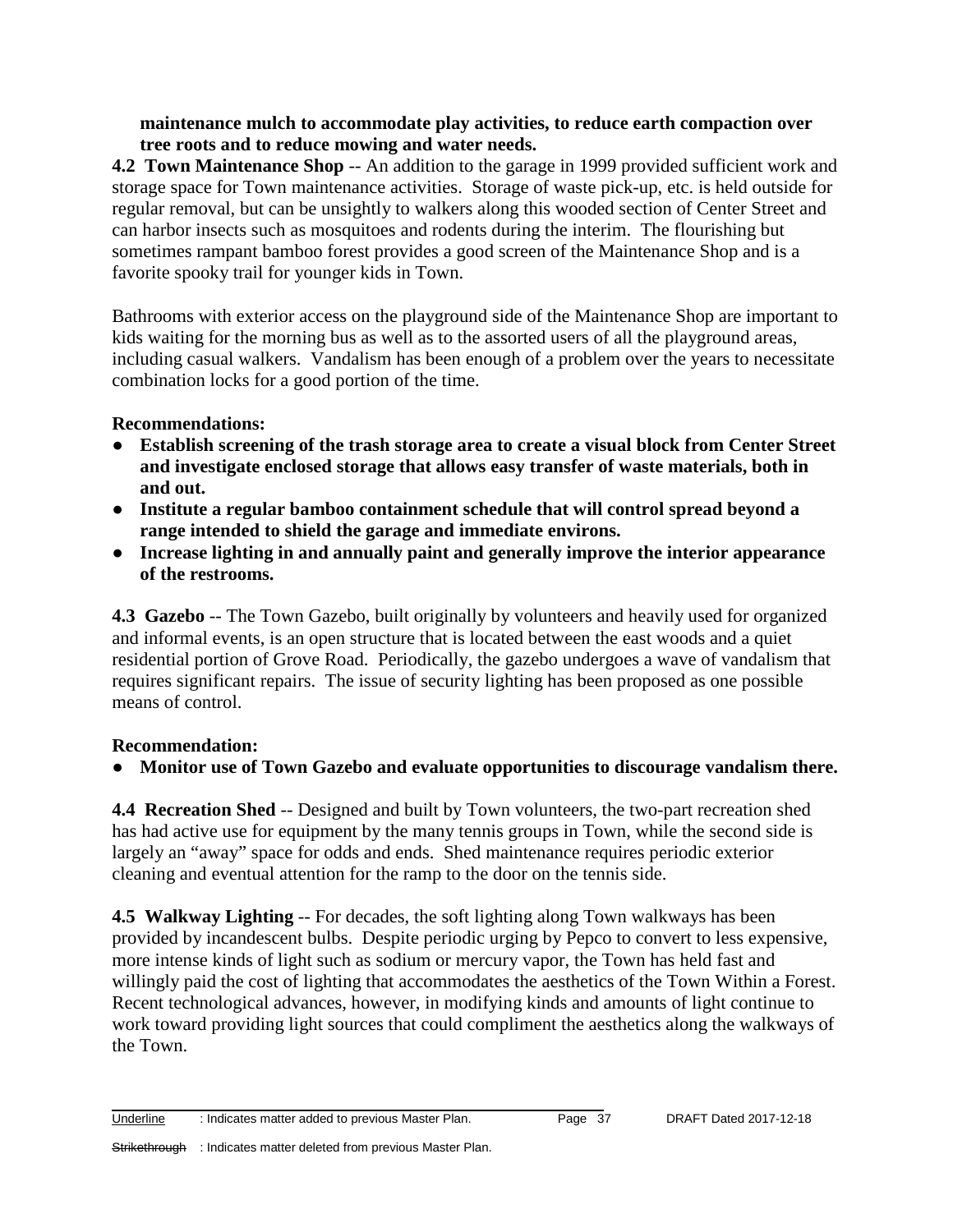**maintenance mulch to accommodate play activities, to reduce earth compaction over tree roots and to reduce mowing and water needs.**

**4.2 Town Maintenance Shop** -- An addition to the garage in 1999 provided sufficient work and storage space for Town maintenance activities. Storage of waste pick-up, etc. is held outside for regular removal, but can be unsightly to walkers along this wooded section of Center Street and can harbor insects such as mosquitoes and rodents during the interim. The flourishing but sometimes rampant bamboo forest provides a good screen of the Maintenance Shop and is a favorite spooky trail for younger kids in Town.

Bathrooms with exterior access on the playground side of the Maintenance Shop are important to kids waiting for the morning bus as well as to the assorted users of all the playground areas, including casual walkers. Vandalism has been enough of a problem over the years to necessitate combination locks for a good portion of the time.

**Recommendations:**

- **Establish screening of the trash storage area to create a visual block from Center Street and investigate enclosed storage that allows easy transfer of waste materials, both in and out.**
- **Institute a regular bamboo containment schedule that will control spread beyond a range intended to shield the garage and immediate environs.**
- **Increase lighting in and annually paint and generally improve the interior appearance of the restrooms.**

**4.3 Gazebo** -- The Town Gazebo, built originally by volunteers and heavily used for organized and informal events, is an open structure that is located between the east woods and a quiet residential portion of Grove Road. Periodically, the gazebo undergoes a wave of vandalism that requires significant repairs. The issue of security lighting has been proposed as one possible means of control.

**Recommendation:**

- **Monitor use of Town Gazebo and evaluate opportunities to discourage vandalism there.**

**4.4 Recreation Shed** -- Designed and built by Town volunteers, the two-part recreation shed has had active use for equipment by the many tennis groups in Town, while the second side is largely an "away" space for odds and ends. Shed maintenance requires periodic exterior cleaning and eventual attention for the ramp to the door on the tennis side.

**4.5 Walkway Lighting** -- For decades, the soft lighting along Town walkways has been provided by incandescent bulbs. Despite periodic urging by Pepco to convert to less expensive, more intense kinds of light such as sodium or mercury vapor, the Town has held fast and willingly paid the cost of lighting that accommodates the aesthetics of the Town Within a Forest. Recent technological advances, however, in modifying kinds and amounts of light continue to work toward providing light sources that could compliment the aesthetics along the walkways of the Town.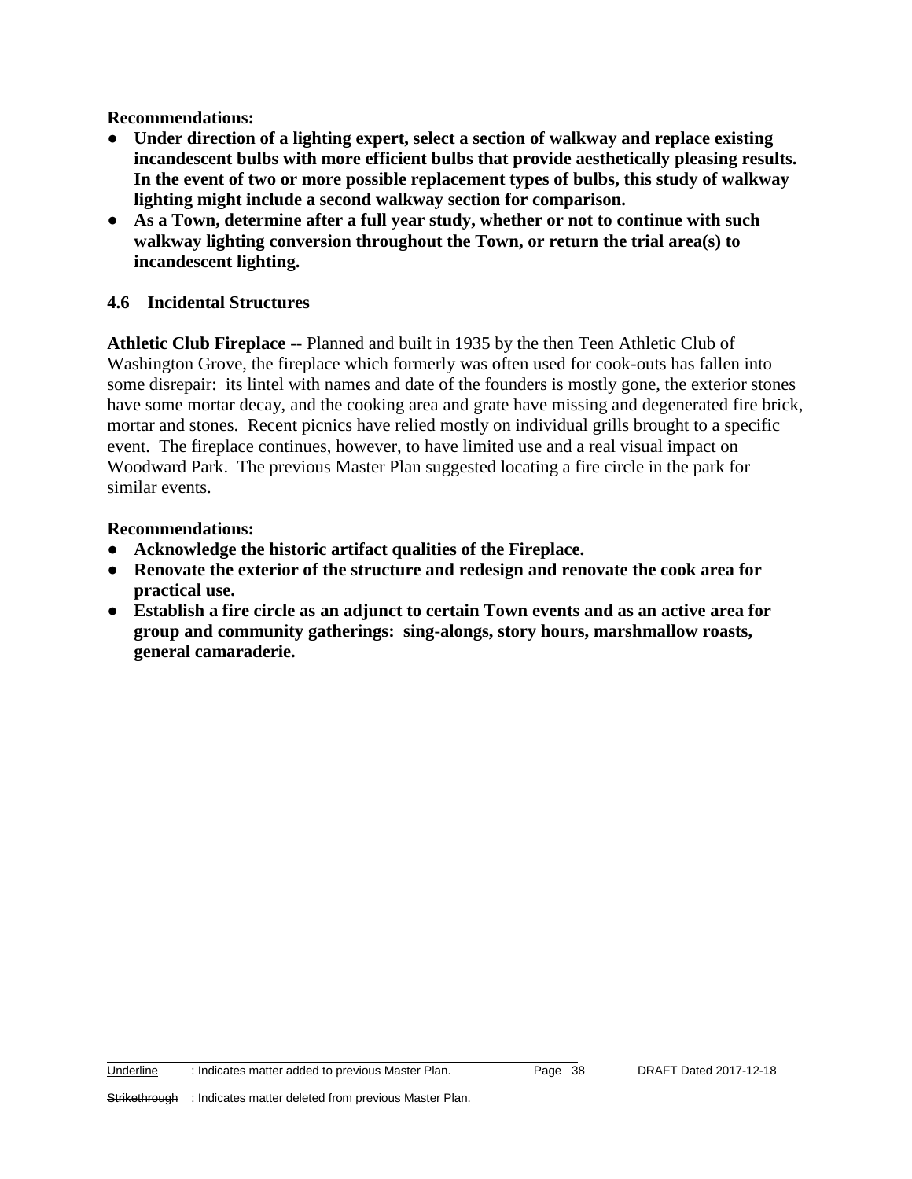**Recommendations:**

- **Under direction of a lighting expert, select a section of walkway and replace existing incandescent bulbs with more efficient bulbs that provide aesthetically pleasing results. In the event of two or more possible replacement types of bulbs, this study of walkway lighting might include a second walkway section for comparison.**
- **As a Town, determine after a full year study, whether or not to continue with such walkway lighting conversion throughout the Town, or return the trial area(s) to incandescent lighting.**

### 4.6 Incidental Structures

**Athletic Club Fireplace** -- Planned and built in 1935 by the then Teen Athletic Club of Washington Grove, the fireplace which formerly was often used for cook-outs has fallen into some disrepair: its lintel with names and date of the founders is mostly gone, the exterior stones have some mortar decay, and the cooking area and grate have missing and degenerated fire brick, mortar and stones. Recent picnics have relied mostly on individual grills brought to a specific event. The fireplace continues, however, to have limited use and a real visual impact on Woodward Park. The previous Master Plan suggested locating a fire circle in the park for similar events.

**Recommendations:**

- **Acknowledge the historic artifact qualities of the Fireplace.**
- **Renovate the exterior of the structure and redesign and renovate the cook area for practical use.**
- **Establish a fire circle as an adjunct to certain Town events and as an active area for group and community gatherings: sing-alongs, story hours, marshmallow roasts, general camaraderie.**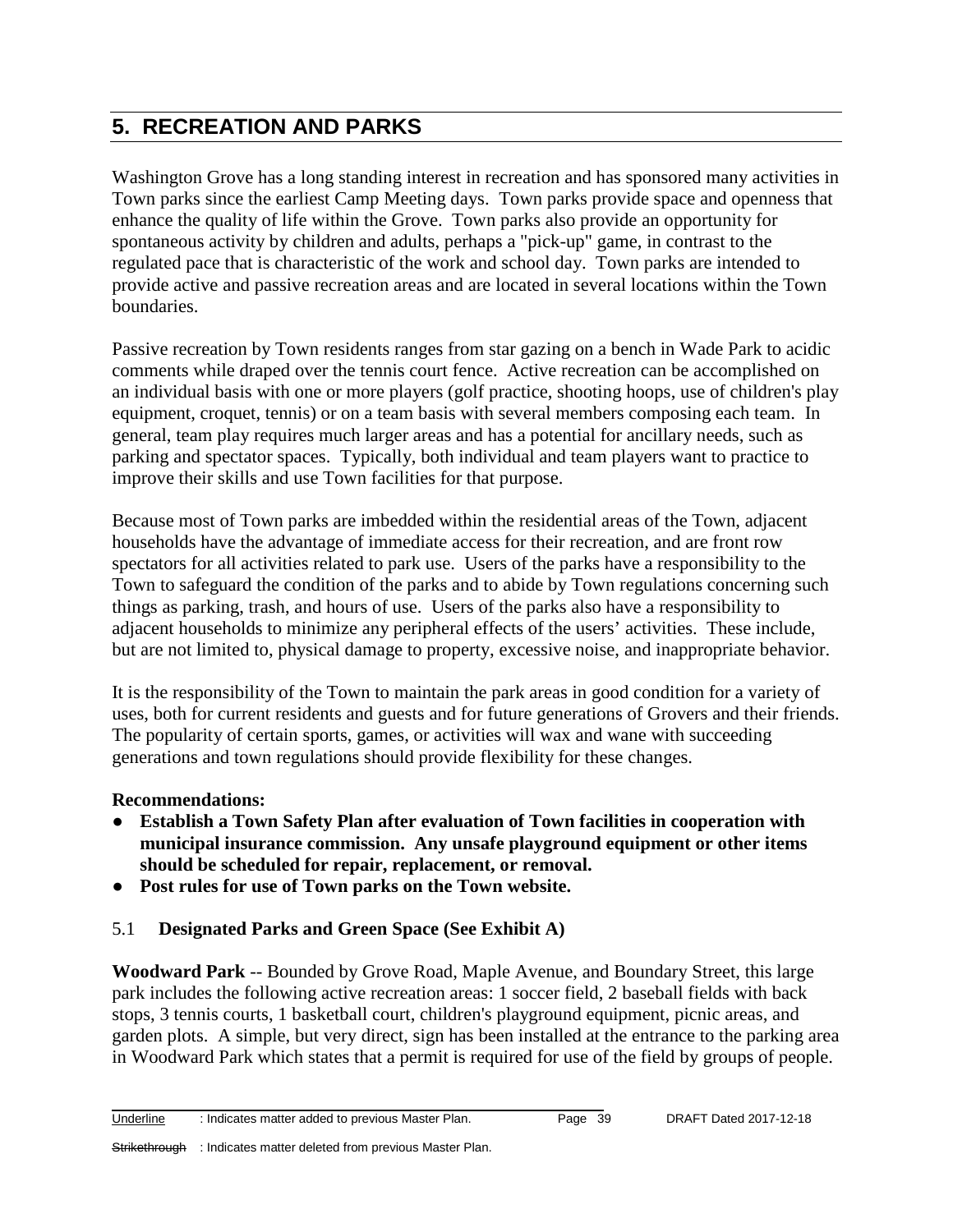# 5. RECREATION AND PARKS

Washington Grove has a long standing interest in recreation and has sponsored many activities in Town parks since the earliest Camp Meeting days. Town parks provide space and openness that enhance the quality of life within the Grove. Town parks also provide an opportunity for spontaneous activity by children and adults, perhaps a "pick-up" game, in contrast to the regulated pace that is characteristic of the work and school day. Town parks are intended to provide active and passive recreation areas and are located in several locations within the Town boundaries.

Passive recreation by Town residents ranges from star gazing on a bench in Wade Park to acidic comments while draped over the tennis court fence. Active recreation can be accomplished on an individual basis with one or more players (golf practice, shooting hoops, use of children's play equipment, croquet, tennis) or on a team basis with several members composing each team. In general, team play requires much larger areas and has a potential for ancillary needs, such as parking and spectator spaces. Typically, both individual and team players want to practice to improve their skills and use Town facilities for that purpose.

Because most of Town parks are imbedded within the residential areas of the Town, adjacent households have the advantage of immediate access for their recreation, and are front row spectators for all activities related to park use. Users of the parks have a responsibility to the Town to safeguard the condition of the parks and to abide by Town regulations concerning such things as parking, trash, and hours of use. Users of the parks also have a responsibility to adjacent households to minimize any peripheral effects of the users' activities. These include, but are not limited to, physical damage to property, excessive noise, and inappropriate behavior.

It is the responsibility of the Town to maintain the park areas in good condition for a variety of uses, both for current residents and guests and for future generations of Grovers and their friends. The popularity of certain sports, games, or activities will wax and wane with succeeding generations and town regulations should provide flexibility for these changes.

**Recommendations:**

- **Establish a Town Safety Plan after evaluation of Town facilities in cooperation with municipal insurance commission. Any unsafe playground equipment or other items should be scheduled for repair, replacement, or removal.**
- **Post rules for use of Town parks on the Town website.**

## 5.1 Designated Parks and Green Space (See Exhibit A)

**Woodward Park** -- Bounded by Grove Road, Maple Avenue, and Boundary Street, this large park includes the following active recreation areas: 1 soccer field, 2 baseball fields with back stops, 3 tennis courts, 1 basketball court, children's playground equipment, picnic areas, and garden plots. A simple, but very direct, sign has been installed at the entrance to the parking area in Woodward Park which states that a permit is required for use of the field by groups of people.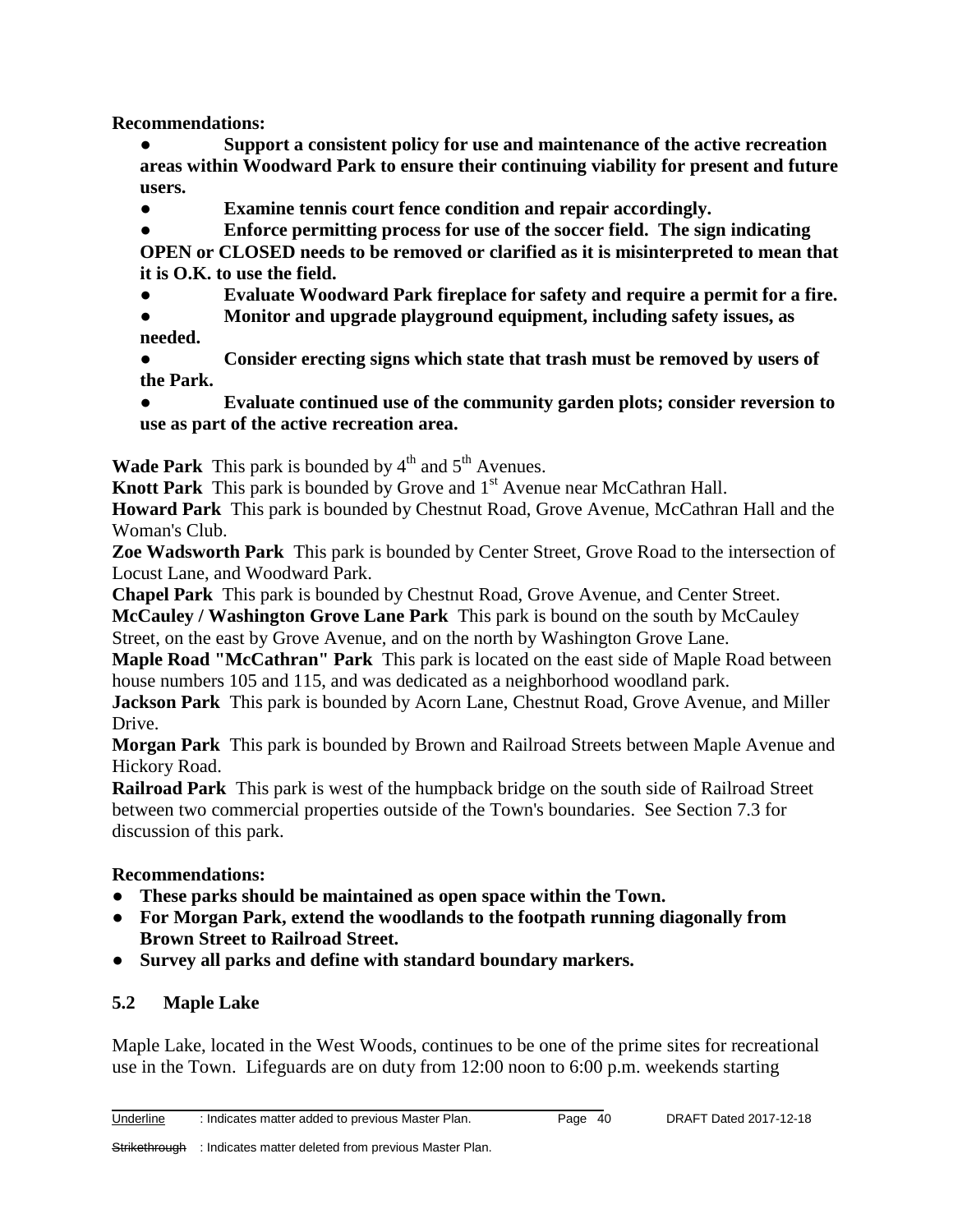**Recommendations:**

- **Support a consistent policy for use and maintenance of the active recreation areas within Woodward Park to ensure their continuing viability for present and future users.**
- **Examine tennis court fence condition and repair accordingly.**
- **Enforce permitting process for use of the soccer field. The sign indicating OPEN or CLOSED needs to be removed or clarified as it is misinterpreted to mean that it is O.K. to use the field.**
- **Evaluate Woodward Park fireplace for safety and require a permit for a fire.**
- **Monitor and upgrade playground equipment, including safety issues, as needed.**
- **Consider erecting signs which state that trash must be removed by users of the Park.**
- **Evaluate continued use of the community garden plots; consider reversion to use as part of the active recreation area.**

**Wade Park** This park is bounded by 4th and 5th Avenues.

**Knott Park** This park is bounded by Grove and 1st Avenue near McCathran Hall.

**Howard Park** This park is bounded by Chestnut Road, Grove Avenue, McCathran Hall and the Woman's Club.

**Zoe Wadsworth Park** This park is bounded by Center Street, Grove Road to the intersection of Locust Lane, and Woodward Park.

**Chapel Park** This park is bounded by Chestnut Road, Grove Avenue, and Center Street.

**McCauley / Washington Grove Lane Park** This park is bound on the south by McCauley Street, on the east by Grove Avenue, and on the north by Washington Grove Lane.

**Maple Road "McCathran" Park** This park is located on the east side of Maple Road between house numbers 105 and 115, and was dedicated as a neighborhood woodland park.

**Jackson Park** This park is bounded by Acorn Lane, Chestnut Road, Grove Avenue, and Miller Drive.

**Morgan Park** This park is bounded by Brown and Railroad Streets between Maple Avenue and Hickory Road.

**Railroad Park** This park is west of the humpback bridge on the south side of Railroad Street between two commercial properties outside of the Town's boundaries. See Section 7.3 for discussion of this park.

**Recommendations:**

- **These parks should be maintained as open space within the Town.**
- **For Morgan Park, extend the woodlands to the footpath running diagonally from Brown Street to Railroad Street.**
- **Survey all parks and define with standard boundary markers.**

## 5.2 Maple Lake

Maple Lake, located in the West Woods, continues to be one of the prime sites for recreational use in the Town. Lifeguards are on duty from 12:00 noon to 6:00 p.m. weekends starting

Underline : Indicates matter added to previous Master Plan.

~~Strikethrough~~ : Indicates matter deleted from previous Master Plan.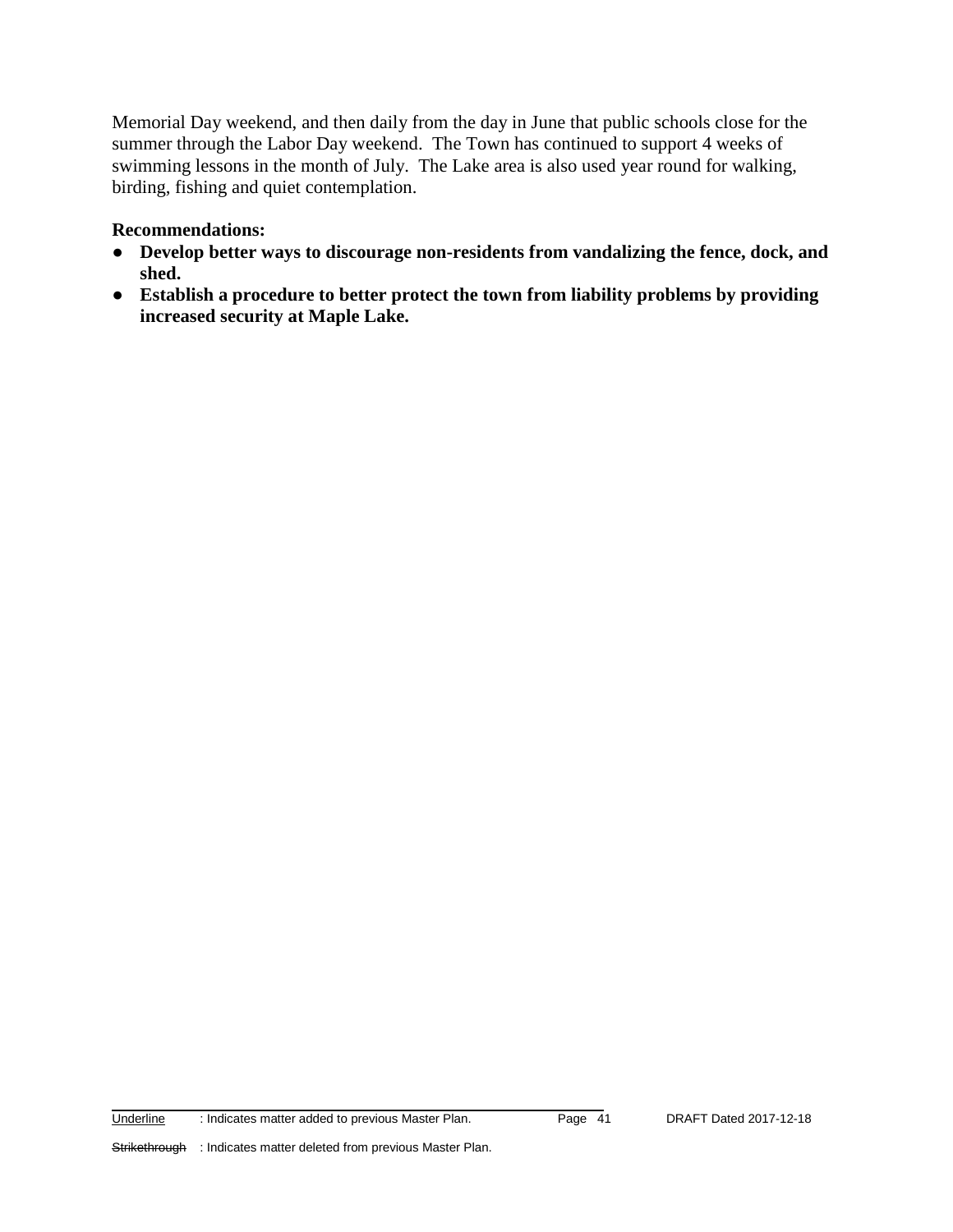Memorial Day weekend, and then daily from the day in June that public schools close for the summer through the Labor Day weekend. The Town has continued to support 4 weeks of swimming lessons in the month of July. The Lake area is also used year round for walking, birding, fishing and quiet contemplation.

**Recommendations:**

- **Develop better ways to discourage non-residents from vandalizing the fence, dock, and shed.**
- **Establish a procedure to better protect the town from liability problems by providing increased security at Maple Lake.**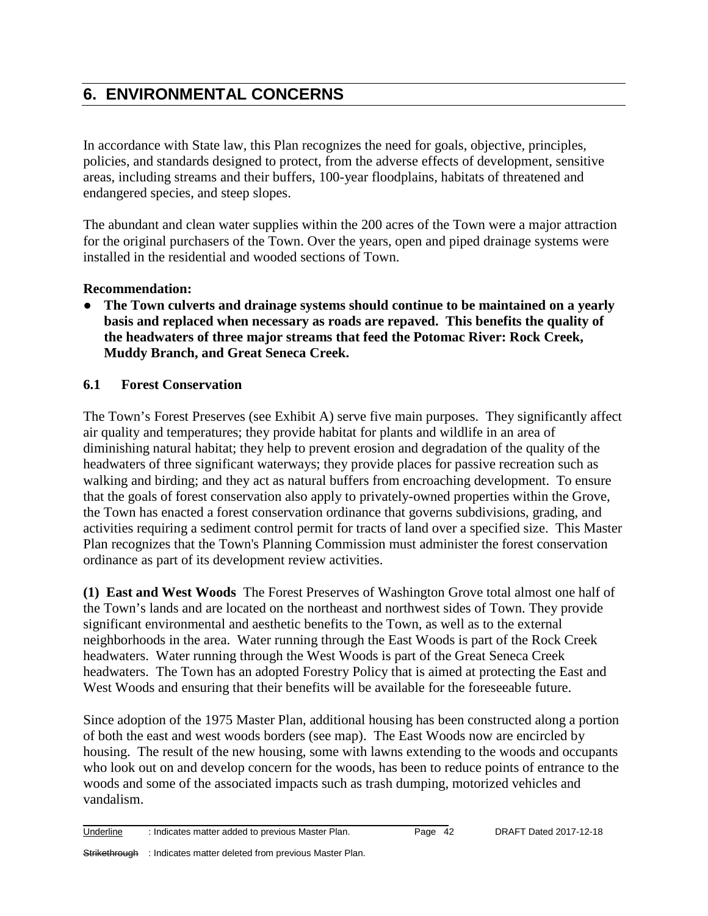# 6. ENVIRONMENTAL CONCERNS

In accordance with State law, this Plan recognizes the need for goals, objective, principles, policies, and standards designed to protect, from the adverse effects of development, sensitive areas, including streams and their buffers, 100-year floodplains, habitats of threatened and endangered species, and steep slopes.

The abundant and clean water supplies within the 200 acres of the Town were a major attraction for the original purchasers of the Town. Over the years, open and piped drainage systems were installed in the residential and wooded sections of Town.

**Recommendation:**

- **The Town culverts and drainage systems should continue to be maintained on a yearly basis and replaced when necessary as roads are repaved. This benefits the quality of the headwaters of three major streams that feed the Potomac River: Rock Creek, Muddy Branch, and Great Seneca Creek.**

## 6.1 Forest Conservation

The Town's Forest Preserves (see Exhibit A) serve five main purposes. They significantly affect air quality and temperatures; they provide habitat for plants and wildlife in an area of diminishing natural habitat; they help to prevent erosion and degradation of the quality of the headwaters of three significant waterways; they provide places for passive recreation such as walking and birding; and they act as natural buffers from encroaching development. To ensure that the goals of forest conservation also apply to privately-owned properties within the Grove, the Town has enacted a forest conservation ordinance that governs subdivisions, grading, and activities requiring a sediment control permit for tracts of land over a specified size. This Master Plan recognizes that the Town's Planning Commission must administer the forest conservation ordinance as part of its development review activities.

**(1) East and West Woods** The Forest Preserves of Washington Grove total almost one half of the Town's lands and are located on the northeast and northwest sides of Town. They provide significant environmental and aesthetic benefits to the Town, as well as to the external neighborhoods in the area. Water running through the East Woods is part of the Rock Creek headwaters. Water running through the West Woods is part of the Great Seneca Creek headwaters. The Town has an adopted Forestry Policy that is aimed at protecting the East and West Woods and ensuring that their benefits will be available for the foreseeable future.

Since adoption of the 1975 Master Plan, additional housing has been constructed along a portion of both the east and west woods borders (see map). The East Woods now are encircled by housing. The result of the new housing, some with lawns extending to the woods and occupants who look out on and develop concern for the woods, has been to reduce points of entrance to the woods and some of the associated impacts such as trash dumping, motorized vehicles and vandalism.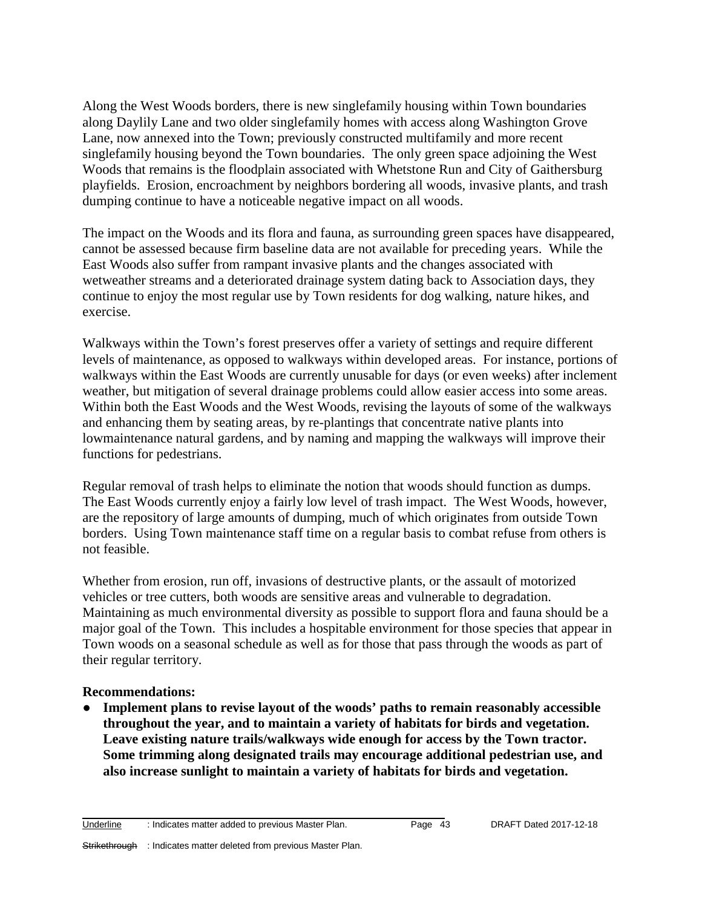Along the West Woods borders, there is new singlefamily housing within Town boundaries along Daylily Lane and two older singlefamily homes with access along Washington Grove Lane, now annexed into the Town; previously constructed multifamily and more recent singlefamily housing beyond the Town boundaries. The only green space adjoining the West Woods that remains is the floodplain associated with Whetstone Run and City of Gaithersburg playfields. Erosion, encroachment by neighbors bordering all woods, invasive plants, and trash dumping continue to have a noticeable negative impact on all woods.

The impact on the Woods and its flora and fauna, as surrounding green spaces have disappeared, cannot be assessed because firm baseline data are not available for preceding years. While the East Woods also suffer from rampant invasive plants and the changes associated with wetweather streams and a deteriorated drainage system dating back to Association days, they continue to enjoy the most regular use by Town residents for dog walking, nature hikes, and exercise.

Walkways within the Town's forest preserves offer a variety of settings and require different levels of maintenance, as opposed to walkways within developed areas. For instance, portions of walkways within the East Woods are currently unusable for days (or even weeks) after inclement weather, but mitigation of several drainage problems could allow easier access into some areas. Within both the East Woods and the West Woods, revising the layouts of some of the walkways and enhancing them by seating areas, by re-plantings that concentrate native plants into lowmaintenance natural gardens, and by naming and mapping the walkways will improve their functions for pedestrians.

Regular removal of trash helps to eliminate the notion that woods should function as dumps. The East Woods currently enjoy a fairly low level of trash impact. The West Woods, however, are the repository of large amounts of dumping, much of which originates from outside Town borders. Using Town maintenance staff time on a regular basis to combat refuse from others is not feasible.

Whether from erosion, run off, invasions of destructive plants, or the assault of motorized vehicles or tree cutters, both woods are sensitive areas and vulnerable to degradation. Maintaining as much environmental diversity as possible to support flora and fauna should be a major goal of the Town. This includes a hospitable environment for those species that appear in Town woods on a seasonal schedule as well as for those that pass through the woods as part of their regular territory.

**Recommendations:**

- **Implement plans to revise layout of the woods' paths to remain reasonably accessible throughout the year, and to maintain a variety of habitats for birds and vegetation. Leave existing nature trails/walkways wide enough for access by the Town tractor. Some trimming along designated trails may encourage additional pedestrian use, and also increase sunlight to maintain a variety of habitats for birds and vegetation.**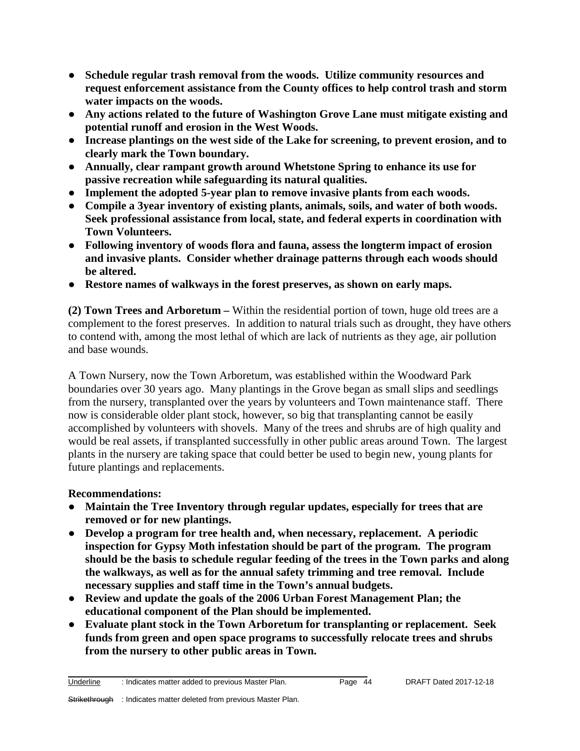- **Schedule regular trash removal from the woods. Utilize community resources and request enforcement assistance from the County offices to help control trash and storm water impacts on the woods.**
- **Any actions related to the future of Washington Grove Lane must mitigate existing and potential runoff and erosion in the West Woods.**
- **Increase plantings on the west side of the Lake for screening, to prevent erosion, and to clearly mark the Town boundary.**
- **Annually, clear rampant growth around Whetstone Spring to enhance its use for passive recreation while safeguarding its natural qualities.**
- **Implement the adopted 5-year plan to remove invasive plants from each woods.**
- **Compile a 3year inventory of existing plants, animals, soils, and water of both woods. Seek professional assistance from local, state, and federal experts in coordination with Town Volunteers.**
- **Following inventory of woods flora and fauna, assess the longterm impact of erosion and invasive plants. Consider whether drainage patterns through each woods should be altered.**
- **Restore names of walkways in the forest preserves, as shown on early maps.**

**(2) Town Trees and Arboretum –** Within the residential portion of town, huge old trees are a complement to the forest preserves. In addition to natural trials such as drought, they have others to contend with, among the most lethal of which are lack of nutrients as they age, air pollution and base wounds.

A Town Nursery, now the Town Arboretum, was established within the Woodward Park boundaries over 30 years ago. Many plantings in the Grove began as small slips and seedlings from the nursery, transplanted over the years by volunteers and Town maintenance staff. There now is considerable older plant stock, however, so big that transplanting cannot be easily accomplished by volunteers with shovels. Many of the trees and shrubs are of high quality and would be real assets, if transplanted successfully in other public areas around Town. The largest plants in the nursery are taking space that could better be used to begin new, young plants for future plantings and replacements.

**Recommendations:**

- **Maintain the Tree Inventory through regular updates, especially for trees that are removed or for new plantings.**
- **Develop a program for tree health and, when necessary, replacement. A periodic inspection for Gypsy Moth infestation should be part of the program. The program should be the basis to schedule regular feeding of the trees in the Town parks and along the walkways, as well as for the annual safety trimming and tree removal. Include necessary supplies and staff time in the Town's annual budgets.**
- **Review and update the goals of the 2006 Urban Forest Management Plan; the educational component of the Plan should be implemented.**
- **Evaluate plant stock in the Town Arboretum for transplanting or replacement. Seek funds from green and open space programs to successfully relocate trees and shrubs from the nursery to other public areas in Town.**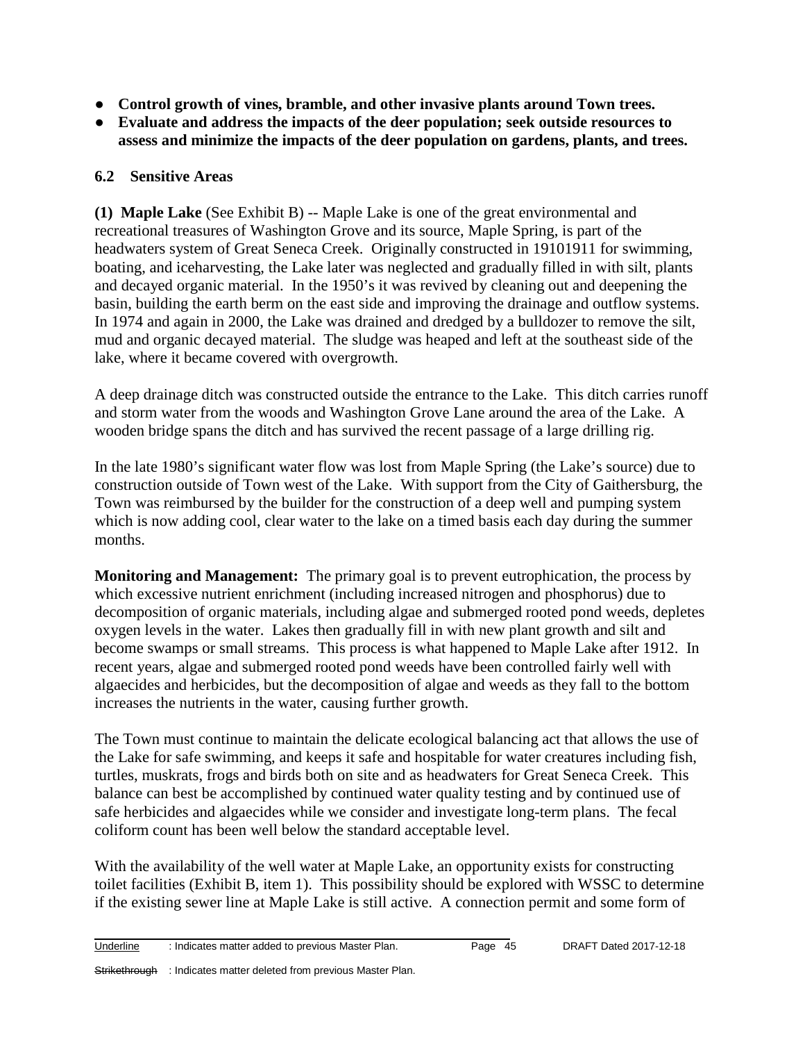- **Control growth of vines, bramble, and other invasive plants around Town trees.**
- **Evaluate and address the impacts of the deer population; seek outside resources to assess and minimize the impacts of the deer population on gardens, plants, and trees.**

### 6.2 Sensitive Areas

**(1) Maple Lake** (See Exhibit B) -- Maple Lake is one of the great environmental and recreational treasures of Washington Grove and its source, Maple Spring, is part of the headwaters system of Great Seneca Creek. Originally constructed in 19101911 for swimming, boating, and iceharvesting, the Lake later was neglected and gradually filled in with silt, plants and decayed organic material. In the 1950's it was revived by cleaning out and deepening the basin, building the earth berm on the east side and improving the drainage and outflow systems. In 1974 and again in 2000, the Lake was drained and dredged by a bulldozer to remove the silt, mud and organic decayed material. The sludge was heaped and left at the southeast side of the lake, where it became covered with overgrowth.

A deep drainage ditch was constructed outside the entrance to the Lake. This ditch carries runoff and storm water from the woods and Washington Grove Lane around the area of the Lake. A wooden bridge spans the ditch and has survived the recent passage of a large drilling rig.

In the late 1980's significant water flow was lost from Maple Spring (the Lake's source) due to construction outside of Town west of the Lake. With support from the City of Gaithersburg, the Town was reimbursed by the builder for the construction of a deep well and pumping system which is now adding cool, clear water to the lake on a timed basis each day during the summer months.

**Monitoring and Management:** The primary goal is to prevent eutrophication, the process by which excessive nutrient enrichment (including increased nitrogen and phosphorus) due to decomposition of organic materials, including algae and submerged rooted pond weeds, depletes oxygen levels in the water. Lakes then gradually fill in with new plant growth and silt and become swamps or small streams. This process is what happened to Maple Lake after 1912. In recent years, algae and submerged rooted pond weeds have been controlled fairly well with algaecides and herbicides, but the decomposition of algae and weeds as they fall to the bottom increases the nutrients in the water, causing further growth.

The Town must continue to maintain the delicate ecological balancing act that allows the use of the Lake for safe swimming, and keeps it safe and hospitable for water creatures including fish, turtles, muskrats, frogs and birds both on site and as headwaters for Great Seneca Creek. This balance can best be accomplished by continued water quality testing and by continued use of safe herbicides and algaecides while we consider and investigate long-term plans. The fecal coliform count has been well below the standard acceptable level.

With the availability of the well water at Maple Lake, an opportunity exists for constructing toilet facilities (Exhibit B, item 1). This possibility should be explored with WSSC to determine if the existing sewer line at Maple Lake is still active. A connection permit and some form of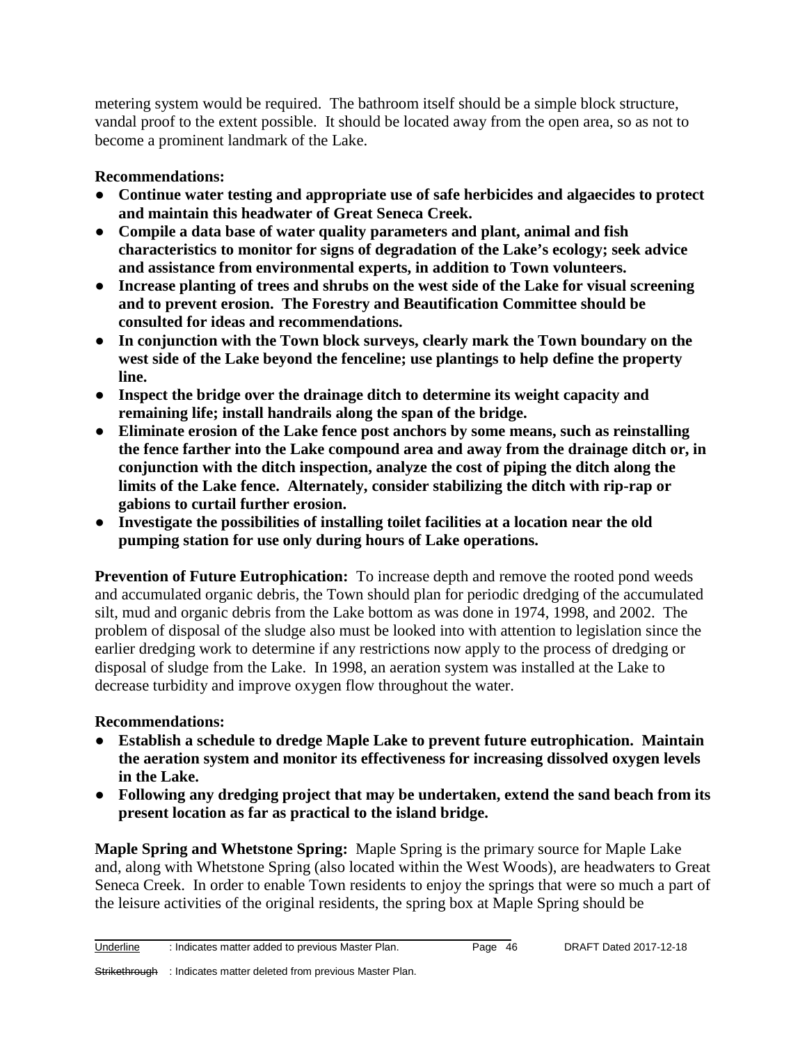metering system would be required. The bathroom itself should be a simple block structure, vandal proof to the extent possible. It should be located away from the open area, so as not to become a prominent landmark of the Lake.

**Recommendations:**

- **Continue water testing and appropriate use of safe herbicides and algaecides to protect and maintain this headwater of Great Seneca Creek.**
- **Compile a data base of water quality parameters and plant, animal and fish characteristics to monitor for signs of degradation of the Lake's ecology; seek advice and assistance from environmental experts, in addition to Town volunteers.**
- **Increase planting of trees and shrubs on the west side of the Lake for visual screening and to prevent erosion. The Forestry and Beautification Committee should be consulted for ideas and recommendations.**
- **In conjunction with the Town block surveys, clearly mark the Town boundary on the west side of the Lake beyond the fenceline; use plantings to help define the property line.**
- **Inspect the bridge over the drainage ditch to determine its weight capacity and remaining life; install handrails along the span of the bridge.**
- **Eliminate erosion of the Lake fence post anchors by some means, such as reinstalling the fence farther into the Lake compound area and away from the drainage ditch or, in conjunction with the ditch inspection, analyze the cost of piping the ditch along the limits of the Lake fence. Alternately, consider stabilizing the ditch with rip-rap or gabions to curtail further erosion.**
- **Investigate the possibilities of installing toilet facilities at a location near the old pumping station for use only during hours of Lake operations.**

**Prevention of Future Eutrophication:** To increase depth and remove the rooted pond weeds and accumulated organic debris, the Town should plan for periodic dredging of the accumulated silt, mud and organic debris from the Lake bottom as was done in 1974, 1998, and 2002. The problem of disposal of the sludge also must be looked into with attention to legislation since the earlier dredging work to determine if any restrictions now apply to the process of dredging or disposal of sludge from the Lake. In 1998, an aeration system was installed at the Lake to decrease turbidity and improve oxygen flow throughout the water.

**Recommendations:**

- **Establish a schedule to dredge Maple Lake to prevent future eutrophication. Maintain the aeration system and monitor its effectiveness for increasing dissolved oxygen levels in the Lake.**
- **Following any dredging project that may be undertaken, extend the sand beach from its present location as far as practical to the island bridge.**

**Maple Spring and Whetstone Spring:** Maple Spring is the primary source for Maple Lake and, along with Whetstone Spring (also located within the West Woods), are headwaters to Great Seneca Creek. In order to enable Town residents to enjoy the springs that were so much a part of the leisure activities of the original residents, the spring box at Maple Spring should be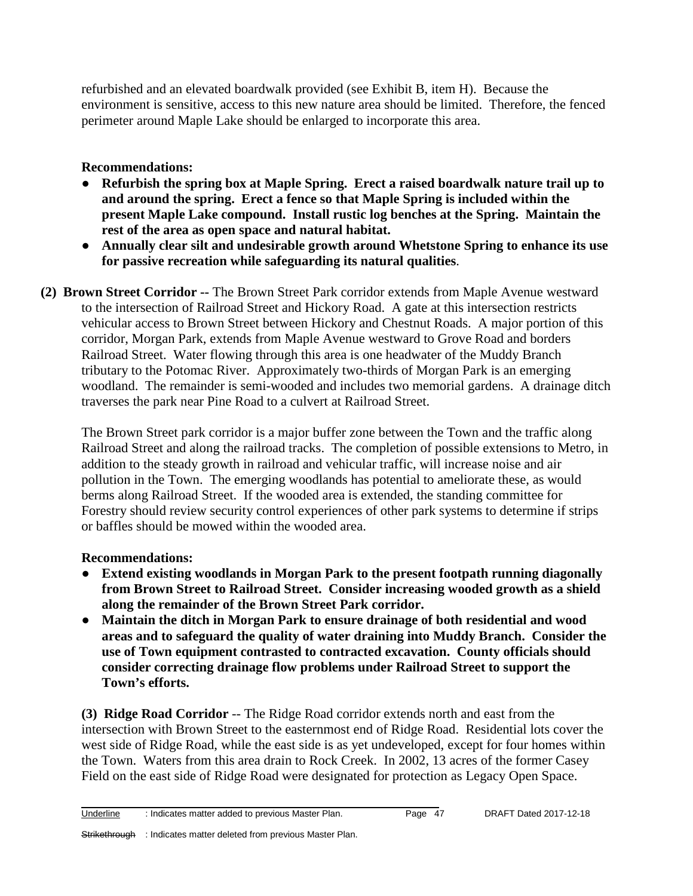refurbished and an elevated boardwalk provided (see Exhibit B, item H). Because the environment is sensitive, access to this new nature area should be limited. Therefore, the fenced perimeter around Maple Lake should be enlarged to incorporate this area.

**Recommendations:**

- **Refurbish the spring box at Maple Spring. Erect a raised boardwalk nature trail up to and around the spring. Erect a fence so that Maple Spring is included within the present Maple Lake compound. Install rustic log benches at the Spring. Maintain the rest of the area as open space and natural habitat.**
- **Annually clear silt and undesirable growth around Whetstone Spring to enhance its use for passive recreation while safeguarding its natural qualities**.

**(2) Brown Street Corridor --** The Brown Street Park corridor extends from Maple Avenue westward to the intersection of Railroad Street and Hickory Road. A gate at this intersection restricts vehicular access to Brown Street between Hickory and Chestnut Roads. A major portion of this corridor, Morgan Park, extends from Maple Avenue westward to Grove Road and borders Railroad Street. Water flowing through this area is one headwater of the Muddy Branch tributary to the Potomac River. Approximately two-thirds of Morgan Park is an emerging woodland. The remainder is semi-wooded and includes two memorial gardens. A drainage ditch traverses the park near Pine Road to a culvert at Railroad Street.

The Brown Street park corridor is a major buffer zone between the Town and the traffic along Railroad Street and along the railroad tracks. The completion of possible extensions to Metro, in addition to the steady growth in railroad and vehicular traffic, will increase noise and air pollution in the Town. The emerging woodlands has potential to ameliorate these, as would berms along Railroad Street. If the wooded area is extended, the standing committee for Forestry should review security control experiences of other park systems to determine if strips or baffles should be mowed within the wooded area.

**Recommendations:**

- **Extend existing woodlands in Morgan Park to the present footpath running diagonally from Brown Street to Railroad Street. Consider increasing wooded growth as a shield along the remainder of the Brown Street Park corridor.**
- **Maintain the ditch in Morgan Park to ensure drainage of both residential and wood areas and to safeguard the quality of water draining into Muddy Branch. Consider the use of Town equipment contrasted to contracted excavation. County officials should consider correcting drainage flow problems under Railroad Street to support the Town's efforts.**

**(3) Ridge Road Corridor** -- The Ridge Road corridor extends north and east from the intersection with Brown Street to the easternmost end of Ridge Road. Residential lots cover the west side of Ridge Road, while the east side is as yet undeveloped, except for four homes within the Town. Waters from this area drain to Rock Creek. In 2002, 13 acres of the former Casey Field on the east side of Ridge Road were designated for protection as Legacy Open Space.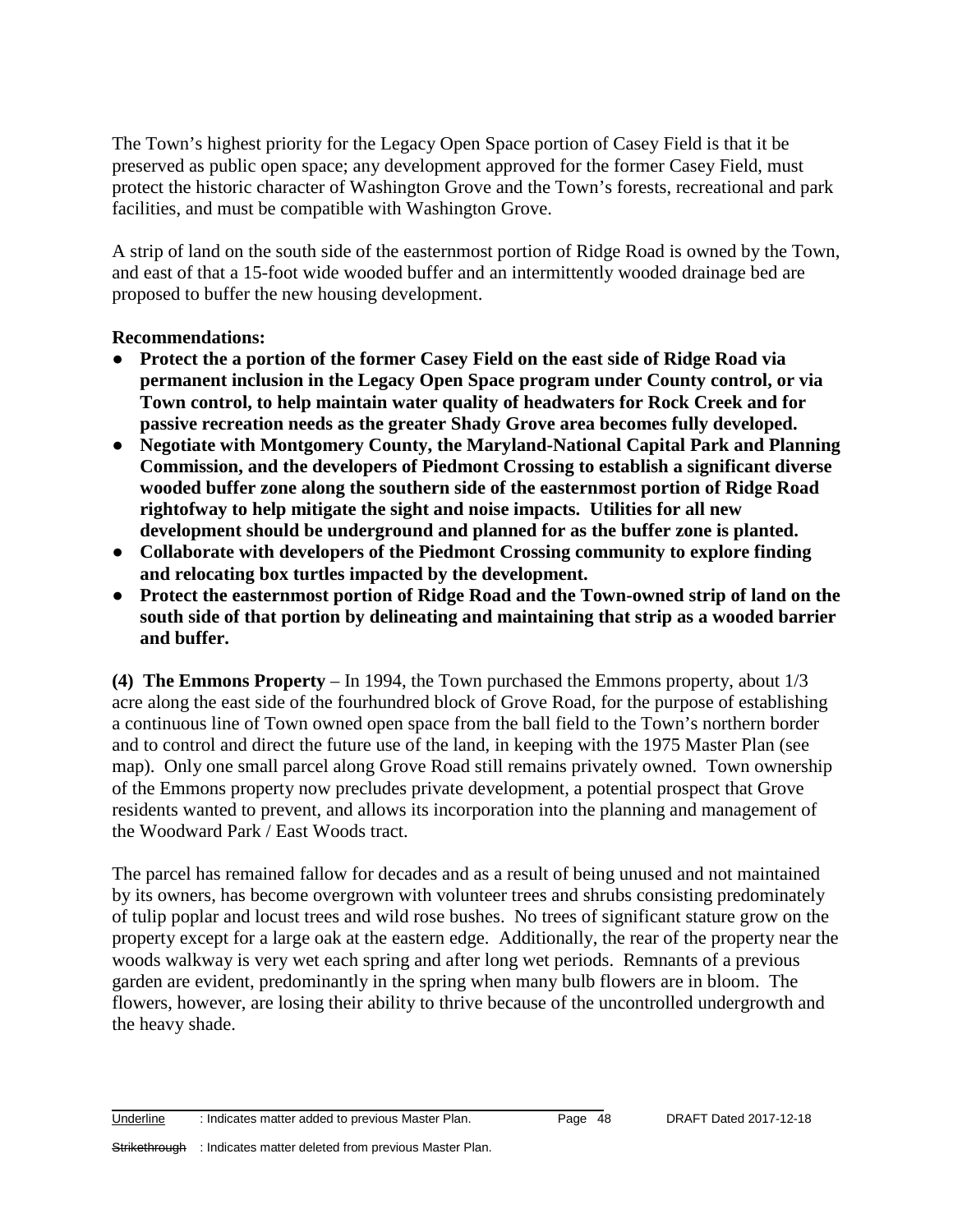The Town's highest priority for the Legacy Open Space portion of Casey Field is that it be preserved as public open space; any development approved for the former Casey Field, must protect the historic character of Washington Grove and the Town's forests, recreational and park facilities, and must be compatible with Washington Grove.

A strip of land on the south side of the easternmost portion of Ridge Road is owned by the Town, and east of that a 15-foot wide wooded buffer and an intermittently wooded drainage bed are proposed to buffer the new housing development.

**Recommendations:**

- **Protect the a portion of the former Casey Field on the east side of Ridge Road via permanent inclusion in the Legacy Open Space program under County control, or via Town control, to help maintain water quality of headwaters for Rock Creek and for passive recreation needs as the greater Shady Grove area becomes fully developed.**
- **Negotiate with Montgomery County, the Maryland-National Capital Park and Planning Commission, and the developers of Piedmont Crossing to establish a significant diverse wooded buffer zone along the southern side of the easternmost portion of Ridge Road rightofway to help mitigate the sight and noise impacts. Utilities for all new development should be underground and planned for as the buffer zone is planted.**
- **Collaborate with developers of the Piedmont Crossing community to explore finding and relocating box turtles impacted by the development.**
- **Protect the easternmost portion of Ridge Road and the Town-owned strip of land on the south side of that portion by delineating and maintaining that strip as a wooded barrier and buffer.**

**(4) The Emmons Property** – In 1994, the Town purchased the Emmons property, about 1/3 acre along the east side of the fourhundred block of Grove Road, for the purpose of establishing a continuous line of Town owned open space from the ball field to the Town's northern border and to control and direct the future use of the land, in keeping with the 1975 Master Plan (see map). Only one small parcel along Grove Road still remains privately owned. Town ownership of the Emmons property now precludes private development, a potential prospect that Grove residents wanted to prevent, and allows its incorporation into the planning and management of the Woodward Park / East Woods tract.

The parcel has remained fallow for decades and as a result of being unused and not maintained by its owners, has become overgrown with volunteer trees and shrubs consisting predominately of tulip poplar and locust trees and wild rose bushes. No trees of significant stature grow on the property except for a large oak at the eastern edge. Additionally, the rear of the property near the woods walkway is very wet each spring and after long wet periods. Remnants of a previous garden are evident, predominantly in the spring when many bulb flowers are in bloom. The flowers, however, are losing their ability to thrive because of the uncontrolled undergrowth and the heavy shade.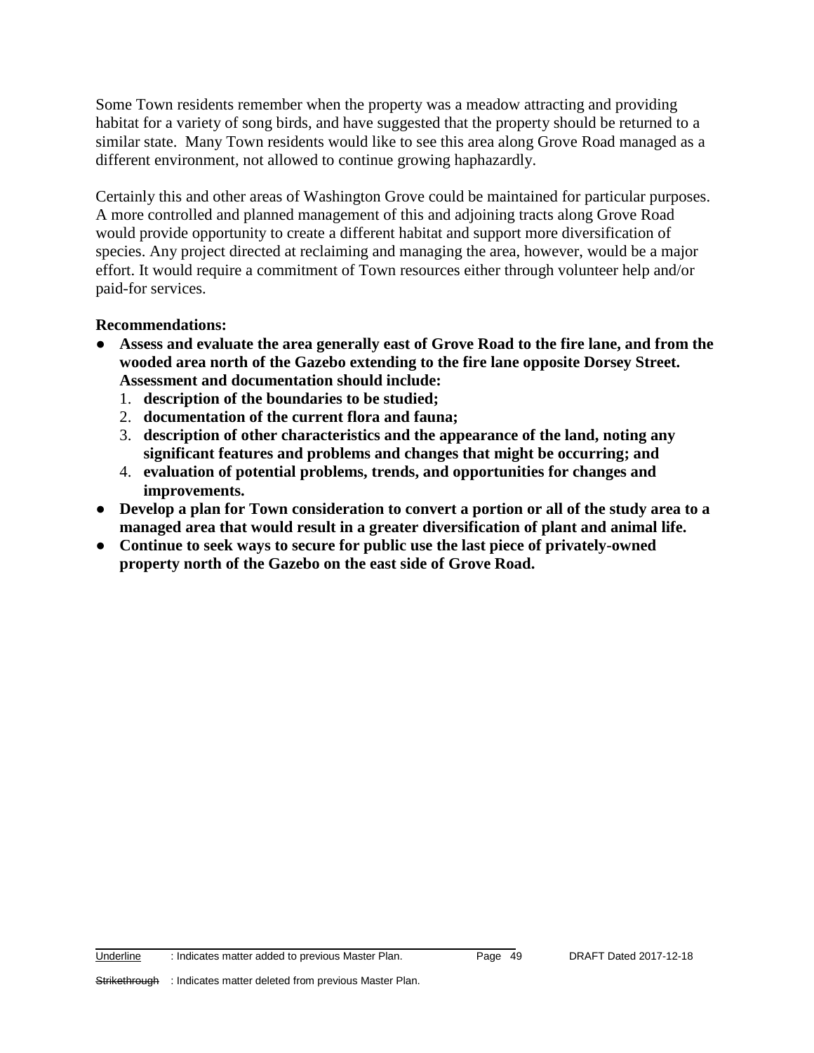Some Town residents remember when the property was a meadow attracting and providing habitat for a variety of song birds, and have suggested that the property should be returned to a similar state. Many Town residents would like to see this area along Grove Road managed as a different environment, not allowed to continue growing haphazardly.

Certainly this and other areas of Washington Grove could be maintained for particular purposes. A more controlled and planned management of this and adjoining tracts along Grove Road would provide opportunity to create a different habitat and support more diversification of species. Any project directed at reclaiming and managing the area, however, would be a major effort. It would require a commitment of Town resources either through volunteer help and/or paid-for services.

**Recommendations:**

- **Assess and evaluate the area generally east of Grove Road to the fire lane, and from the wooded area north of the Gazebo extending to the fire lane opposite Dorsey Street. Assessment and documentation should include:**
  1. **description of the boundaries to be studied;**
  2. **documentation of the current flora and fauna;**
  3. **description of other characteristics and the appearance of the land, noting any significant features and problems and changes that might be occurring; and**
  4. **evaluation of potential problems, trends, and opportunities for changes and improvements.**
- **Develop a plan for Town consideration to convert a portion or all of the study area to a managed area that would result in a greater diversification of plant and animal life.**
- **Continue to seek ways to secure for public use the last piece of privately-owned property north of the Gazebo on the east side of Grove Road.**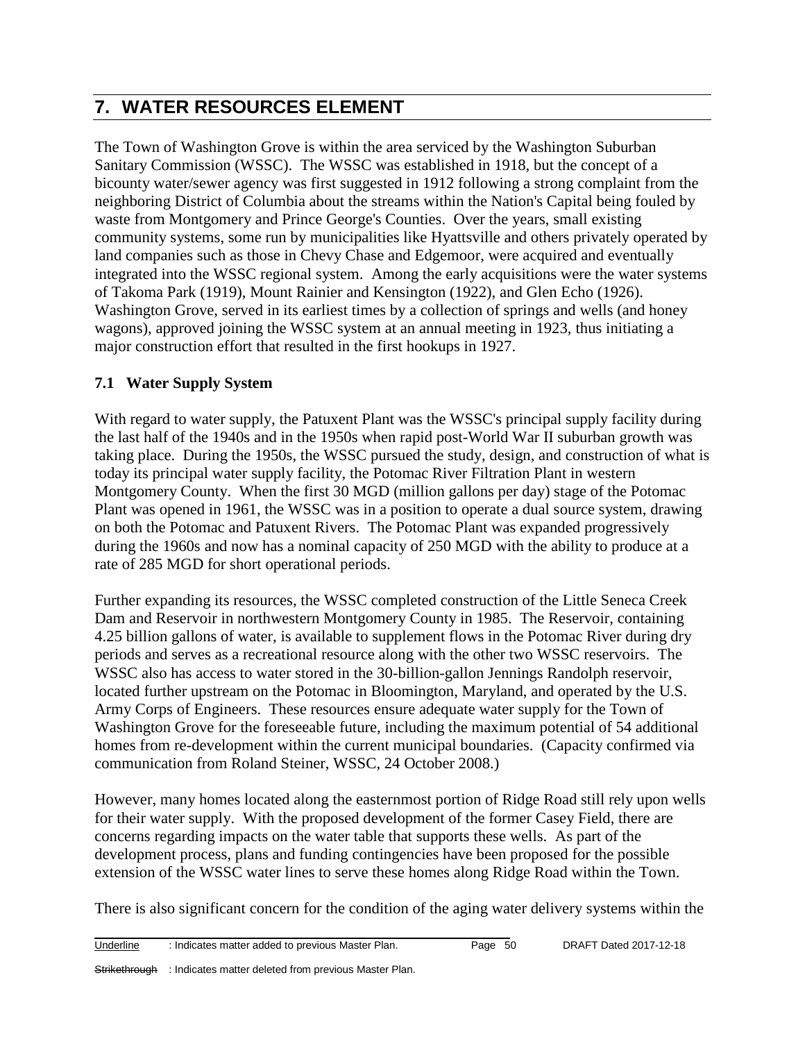# 7. WATER RESOURCES ELEMENT

The Town of Washington Grove is within the area serviced by the Washington Suburban Sanitary Commission (WSSC). The WSSC was established in 1918, but the concept of a bicounty water/sewer agency was first suggested in 1912 following a strong complaint from the neighboring District of Columbia about the streams within the Nation's Capital being fouled by waste from Montgomery and Prince George's Counties. Over the years, small existing community systems, some run by municipalities like Hyattsville and others privately operated by land companies such as those in Chevy Chase and Edgemoor, were acquired and eventually integrated into the WSSC regional system. Among the early acquisitions were the water systems of Takoma Park (1919), Mount Rainier and Kensington (1922), and Glen Echo (1926). Washington Grove, served in its earliest times by a collection of springs and wells (and honey wagons), approved joining the WSSC system at an annual meeting in 1923, thus initiating a major construction effort that resulted in the first hookups in 1927.

## 7.1 Water Supply System

With regard to water supply, the Patuxent Plant was the WSSC's principal supply facility during the last half of the 1940s and in the 1950s when rapid post-World War II suburban growth was taking place. During the 1950s, the WSSC pursued the study, design, and construction of what is today its principal water supply facility, the Potomac River Filtration Plant in western Montgomery County. When the first 30 MGD (million gallons per day) stage of the Potomac Plant was opened in 1961, the WSSC was in a position to operate a dual source system, drawing on both the Potomac and Patuxent Rivers. The Potomac Plant was expanded progressively during the 1960s and now has a nominal capacity of 250 MGD with the ability to produce at a rate of 285 MGD for short operational periods.

Further expanding its resources, the WSSC completed construction of the Little Seneca Creek Dam and Reservoir in northwestern Montgomery County in 1985. The Reservoir, containing 4.25 billion gallons of water, is available to supplement flows in the Potomac River during dry periods and serves as a recreational resource along with the other two WSSC reservoirs. The WSSC also has access to water stored in the 30-billion-gallon Jennings Randolph reservoir, located further upstream on the Potomac in Bloomington, Maryland, and operated by the U.S. Army Corps of Engineers. These resources ensure adequate water supply for the Town of Washington Grove for the foreseeable future, including the maximum potential of 54 additional homes from re-development within the current municipal boundaries. (Capacity confirmed via communication from Roland Steiner, WSSC, 24 October 2008.)

However, many homes located along the easternmost portion of Ridge Road still rely upon wells for their water supply. With the proposed development of the former Casey Field, there are concerns regarding impacts on the water table that supports these wells. As part of the development process, plans and funding contingencies have been proposed for the possible extension of the WSSC water lines to serve these homes along Ridge Road within the Town.

There is also significant concern for the condition of the aging water delivery systems within the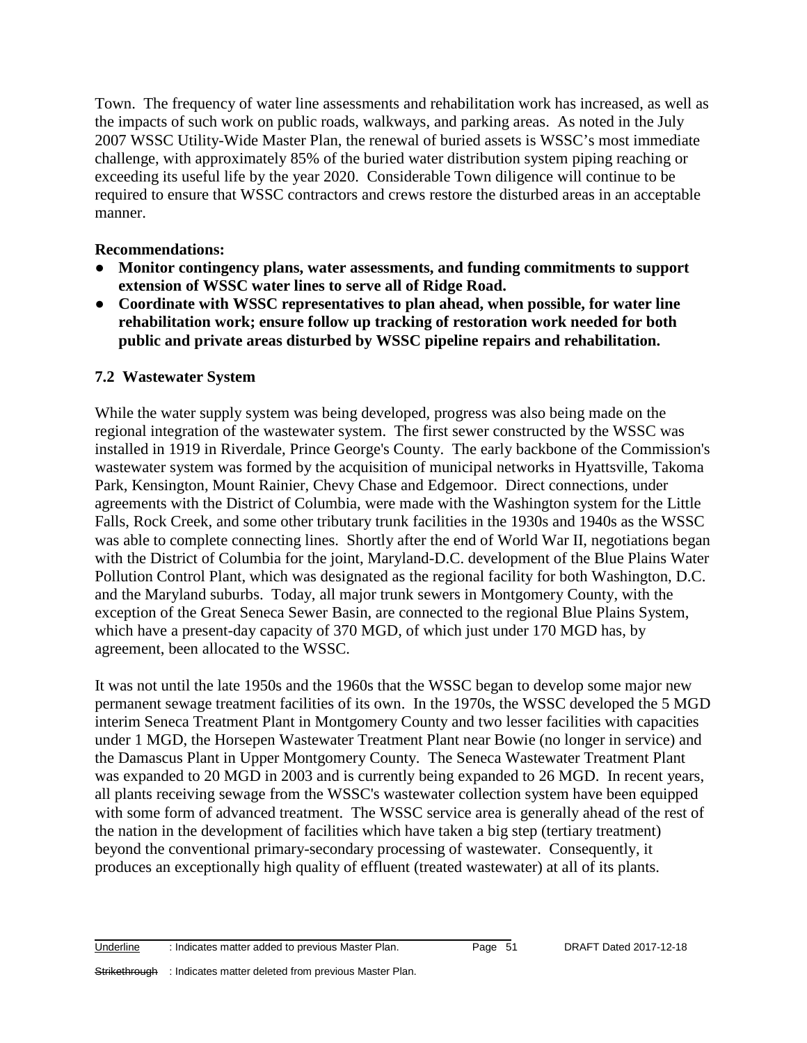Town. The frequency of water line assessments and rehabilitation work has increased, as well as the impacts of such work on public roads, walkways, and parking areas. As noted in the July 2007 WSSC Utility-Wide Master Plan, the renewal of buried assets is WSSC's most immediate challenge, with approximately 85% of the buried water distribution system piping reaching or exceeding its useful life by the year 2020. Considerable Town diligence will continue to be required to ensure that WSSC contractors and crews restore the disturbed areas in an acceptable manner.

**Recommendations:**

- **Monitor contingency plans, water assessments, and funding commitments to support extension of WSSC water lines to serve all of Ridge Road.**
- **Coordinate with WSSC representatives to plan ahead, when possible, for water line rehabilitation work; ensure follow up tracking of restoration work needed for both public and private areas disturbed by WSSC pipeline repairs and rehabilitation.**

### 7.2 Wastewater System

While the water supply system was being developed, progress was also being made on the regional integration of the wastewater system. The first sewer constructed by the WSSC was installed in 1919 in Riverdale, Prince George's County. The early backbone of the Commission's wastewater system was formed by the acquisition of municipal networks in Hyattsville, Takoma Park, Kensington, Mount Rainier, Chevy Chase and Edgemoor. Direct connections, under agreements with the District of Columbia, were made with the Washington system for the Little Falls, Rock Creek, and some other tributary trunk facilities in the 1930s and 1940s as the WSSC was able to complete connecting lines. Shortly after the end of World War II, negotiations began with the District of Columbia for the joint, Maryland-D.C. development of the Blue Plains Water Pollution Control Plant, which was designated as the regional facility for both Washington, D.C. and the Maryland suburbs. Today, all major trunk sewers in Montgomery County, with the exception of the Great Seneca Sewer Basin, are connected to the regional Blue Plains System, which have a present-day capacity of 370 MGD, of which just under 170 MGD has, by agreement, been allocated to the WSSC.

It was not until the late 1950s and the 1960s that the WSSC began to develop some major new permanent sewage treatment facilities of its own. In the 1970s, the WSSC developed the 5 MGD interim Seneca Treatment Plant in Montgomery County and two lesser facilities with capacities under 1 MGD, the Horsepen Wastewater Treatment Plant near Bowie (no longer in service) and the Damascus Plant in Upper Montgomery County. The Seneca Wastewater Treatment Plant was expanded to 20 MGD in 2003 and is currently being expanded to 26 MGD. In recent years, all plants receiving sewage from the WSSC's wastewater collection system have been equipped with some form of advanced treatment. The WSSC service area is generally ahead of the rest of the nation in the development of facilities which have taken a big step (tertiary treatment) beyond the conventional primary-secondary processing of wastewater. Consequently, it produces an exceptionally high quality of effluent (treated wastewater) at all of its plants.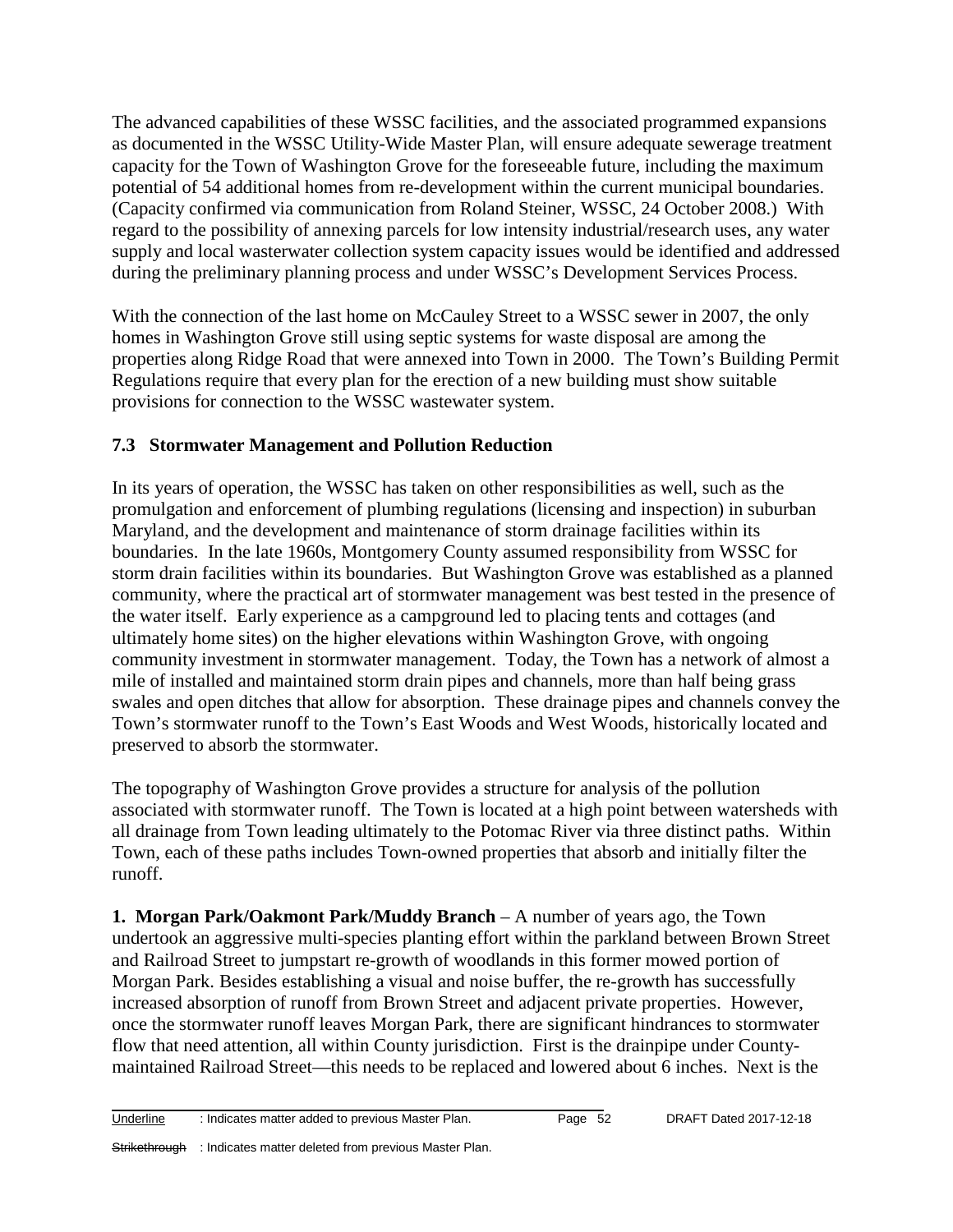The advanced capabilities of these WSSC facilities, and the associated programmed expansions as documented in the WSSC Utility-Wide Master Plan, will ensure adequate sewerage treatment capacity for the Town of Washington Grove for the foreseeable future, including the maximum potential of 54 additional homes from re-development within the current municipal boundaries. (Capacity confirmed via communication from Roland Steiner, WSSC, 24 October 2008.) With regard to the possibility of annexing parcels for low intensity industrial/research uses, any water supply and local wastewater collection system capacity issues would be identified and addressed during the preliminary planning process and under WSSC's Development Services Process.

With the connection of the last home on McCauley Street to a WSSC sewer in 2007, the only homes in Washington Grove still using septic systems for waste disposal are among the properties along Ridge Road that were annexed into Town in 2000. The Town's Building Permit Regulations require that every plan for the erection of a new building must show suitable provisions for connection to the WSSC wastewater system.

### 7.3 Stormwater Management and Pollution Reduction

In its years of operation, the WSSC has taken on other responsibilities as well, such as the promulgation and enforcement of plumbing regulations (licensing and inspection) in suburban Maryland, and the development and maintenance of storm drainage facilities within its boundaries. In the late 1960s, Montgomery County assumed responsibility from WSSC for storm drain facilities within its boundaries. But Washington Grove was established as a planned community, where the practical art of stormwater management was best tested in the presence of the water itself. Early experience as a campground led to placing tents and cottages (and ultimately home sites) on the higher elevations within Washington Grove, with ongoing community investment in stormwater management. Today, the Town has a network of almost a mile of installed and maintained storm drain pipes and channels, more than half being grass swales and open ditches that allow for absorption. These drainage pipes and channels convey the Town's stormwater runoff to the Town's East Woods and West Woods, historically located and preserved to absorb the stormwater.

The topography of Washington Grove provides a structure for analysis of the pollution associated with stormwater runoff. The Town is located at a high point between watersheds with all drainage from Town leading ultimately to the Potomac River via three distinct paths. Within Town, each of these paths includes Town-owned properties that absorb and initially filter the runoff.

**1. Morgan Park/Oakmont Park/Muddy Branch** – A number of years ago, the Town undertook an aggressive multi-species planting effort within the parkland between Brown Street and Railroad Street to jumpstart re-growth of woodlands in this former mowed portion of Morgan Park. Besides establishing a visual and noise buffer, the re-growth has successfully increased absorption of runoff from Brown Street and adjacent private properties. However, once the stormwater runoff leaves Morgan Park, there are significant hindrances to stormwater flow that need attention, all within County jurisdiction. First is the drainpipe under County-maintained Railroad Street—this needs to be replaced and lowered about 6 inches. Next is the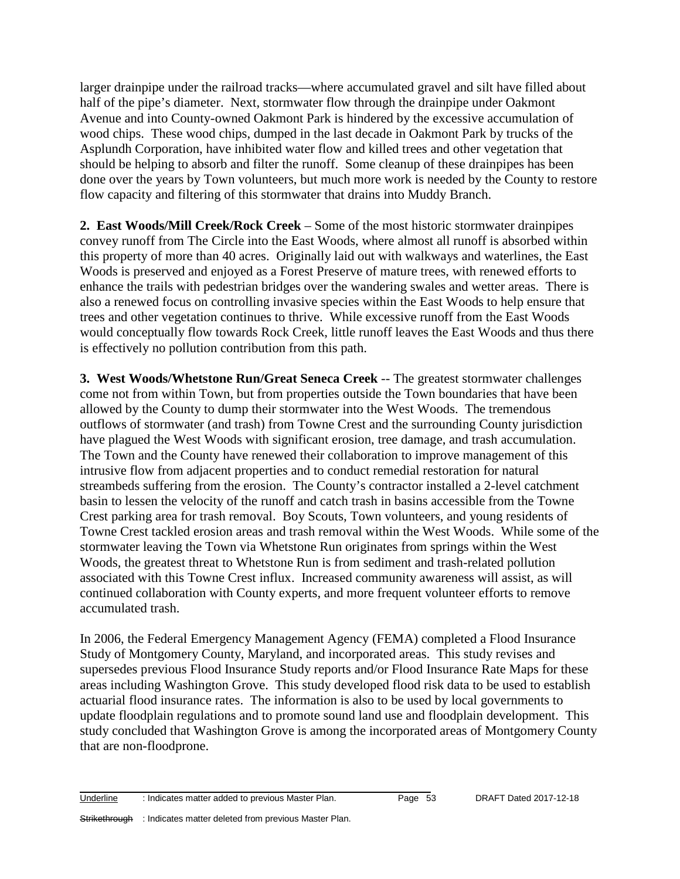larger drainpipe under the railroad tracks—where accumulated gravel and silt have filled about half of the pipe's diameter. Next, stormwater flow through the drainpipe under Oakmont Avenue and into County-owned Oakmont Park is hindered by the excessive accumulation of wood chips. These wood chips, dumped in the last decade in Oakmont Park by trucks of the Asplundh Corporation, have inhibited water flow and killed trees and other vegetation that should be helping to absorb and filter the runoff. Some cleanup of these drainpipes has been done over the years by Town volunteers, but much more work is needed by the County to restore flow capacity and filtering of this stormwater that drains into Muddy Branch.

**2. East Woods/Mill Creek/Rock Creek** – Some of the most historic stormwater drainpipes convey runoff from The Circle into the East Woods, where almost all runoff is absorbed within this property of more than 40 acres. Originally laid out with walkways and waterlines, the East Woods is preserved and enjoyed as a Forest Preserve of mature trees, with renewed efforts to enhance the trails with pedestrian bridges over the wandering swales and wetter areas. There is also a renewed focus on controlling invasive species within the East Woods to help ensure that trees and other vegetation continues to thrive. While excessive runoff from the East Woods would conceptually flow towards Rock Creek, little runoff leaves the East Woods and thus there is effectively no pollution contribution from this path.

**3. West Woods/Whetstone Run/Great Seneca Creek** -- The greatest stormwater challenges come not from within Town, but from properties outside the Town boundaries that have been allowed by the County to dump their stormwater into the West Woods. The tremendous outflows of stormwater (and trash) from Towne Crest and the surrounding County jurisdiction have plagued the West Woods with significant erosion, tree damage, and trash accumulation. The Town and the County have renewed their collaboration to improve management of this intrusive flow from adjacent properties and to conduct remedial restoration for natural streambeds suffering from the erosion. The County's contractor installed a 2-level catchment basin to lessen the velocity of the runoff and catch trash in basins accessible from the Towne Crest parking area for trash removal. Boy Scouts, Town volunteers, and young residents of Towne Crest tackled erosion areas and trash removal within the West Woods. While some of the stormwater leaving the Town via Whetstone Run originates from springs within the West Woods, the greatest threat to Whetstone Run is from sediment and trash-related pollution associated with this Towne Crest influx. Increased community awareness will assist, as will continued collaboration with County experts, and more frequent volunteer efforts to remove accumulated trash.

In 2006, the Federal Emergency Management Agency (FEMA) completed a Flood Insurance Study of Montgomery County, Maryland, and incorporated areas. This study revises and supersedes previous Flood Insurance Study reports and/or Flood Insurance Rate Maps for these areas including Washington Grove. This study developed flood risk data to be used to establish actuarial flood insurance rates. The information is also to be used by local governments to update floodplain regulations and to promote sound land use and floodplain development. This study concluded that Washington Grove is among the incorporated areas of Montgomery County that are non-floodprone.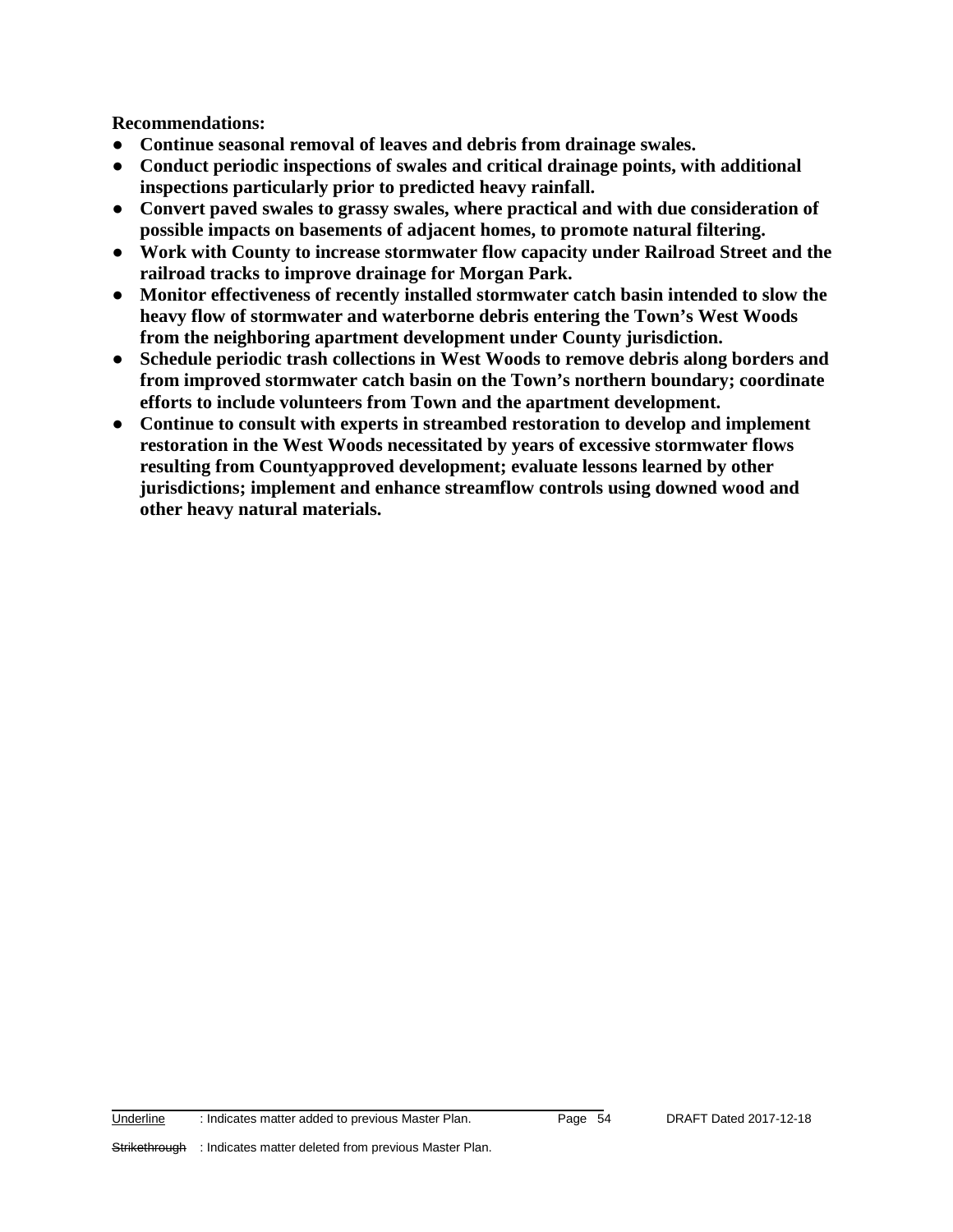**Recommendations:**

- **Continue seasonal removal of leaves and debris from drainage swales.**
- **Conduct periodic inspections of swales and critical drainage points, with additional inspections particularly prior to predicted heavy rainfall.**
- **Convert paved swales to grassy swales, where practical and with due consideration of possible impacts on basements of adjacent homes, to promote natural filtering.**
- **Work with County to increase stormwater flow capacity under Railroad Street and the railroad tracks to improve drainage for Morgan Park.**
- **Monitor effectiveness of recently installed stormwater catch basin intended to slow the heavy flow of stormwater and waterborne debris entering the Town's West Woods from the neighboring apartment development under County jurisdiction.**
- **Schedule periodic trash collections in West Woods to remove debris along borders and from improved stormwater catch basin on the Town's northern boundary; coordinate efforts to include volunteers from Town and the apartment development.**
- **Continue to consult with experts in streambed restoration to develop and implement restoration in the West Woods necessitated by years of excessive stormwater flows resulting from Countyapproved development; evaluate lessons learned by other jurisdictions; implement and enhance streamflow controls using downed wood and other heavy natural materials.**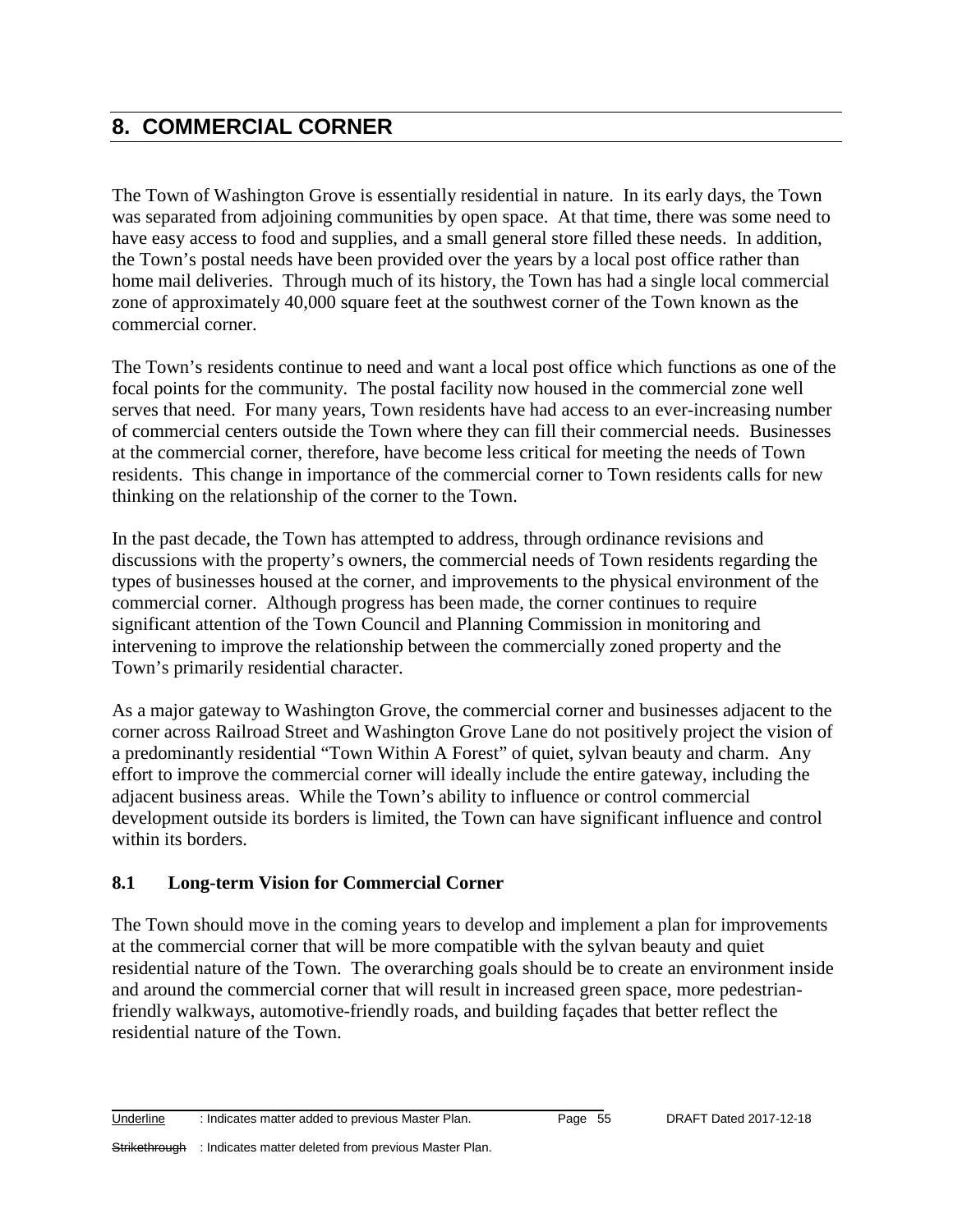# 8. COMMERCIAL CORNER

The Town of Washington Grove is essentially residential in nature. In its early days, the Town was separated from adjoining communities by open space. At that time, there was some need to have easy access to food and supplies, and a small general store filled these needs. In addition, the Town's postal needs have been provided over the years by a local post office rather than home mail deliveries. Through much of its history, the Town has had a single local commercial zone of approximately 40,000 square feet at the southwest corner of the Town known as the commercial corner.

The Town's residents continue to need and want a local post office which functions as one of the focal points for the community. The postal facility now housed in the commercial zone well serves that need. For many years, Town residents have had access to an ever-increasing number of commercial centers outside the Town where they can fill their commercial needs. Businesses at the commercial corner, therefore, have become less critical for meeting the needs of Town residents. This change in importance of the commercial corner to Town residents calls for new thinking on the relationship of the corner to the Town.

In the past decade, the Town has attempted to address, through ordinance revisions and discussions with the property's owners, the commercial needs of Town residents regarding the types of businesses housed at the corner, and improvements to the physical environment of the commercial corner. Although progress has been made, the corner continues to require significant attention of the Town Council and Planning Commission in monitoring and intervening to improve the relationship between the commercially zoned property and the Town's primarily residential character.

As a major gateway to Washington Grove, the commercial corner and businesses adjacent to the corner across Railroad Street and Washington Grove Lane do not positively project the vision of a predominantly residential "Town Within A Forest" of quiet, sylvan beauty and charm. Any effort to improve the commercial corner will ideally include the entire gateway, including the adjacent business areas. While the Town's ability to influence or control commercial development outside its borders is limited, the Town can have significant influence and control within its borders.

## 8.1 Long-term Vision for Commercial Corner

The Town should move in the coming years to develop and implement a plan for improvements at the commercial corner that will be more compatible with the sylvan beauty and quiet residential nature of the Town. The overarching goals should be to create an environment inside and around the commercial corner that will result in increased green space, more pedestrian-friendly walkways, automotive-friendly roads, and building façades that better reflect the residential nature of the Town.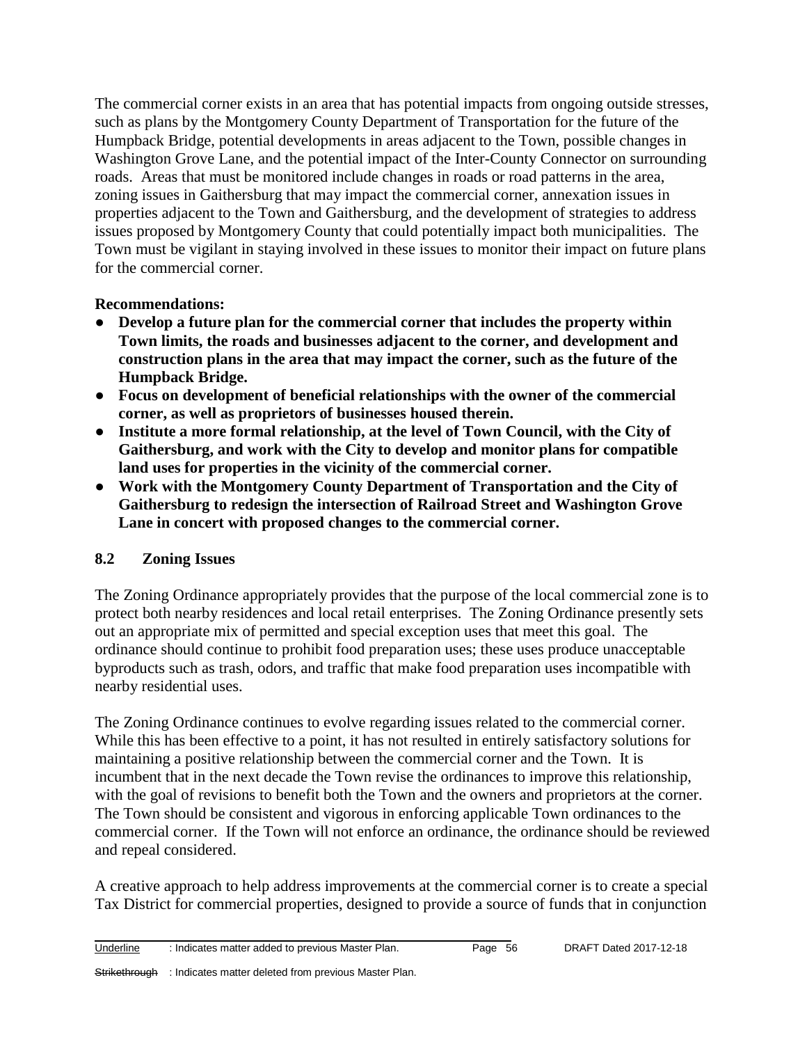The commercial corner exists in an area that has potential impacts from ongoing outside stresses, such as plans by the Montgomery County Department of Transportation for the future of the Humpback Bridge, potential developments in areas adjacent to the Town, possible changes in Washington Grove Lane, and the potential impact of the Inter-County Connector on surrounding roads. Areas that must be monitored include changes in roads or road patterns in the area, zoning issues in Gaithersburg that may impact the commercial corner, annexation issues in properties adjacent to the Town and Gaithersburg, and the development of strategies to address issues proposed by Montgomery County that could potentially impact both municipalities. The Town must be vigilant in staying involved in these issues to monitor their impact on future plans for the commercial corner.

**Recommendations:**

- **Develop a future plan for the commercial corner that includes the property within Town limits, the roads and businesses adjacent to the corner, and development and construction plans in the area that may impact the corner, such as the future of the Humpback Bridge.**
- **Focus on development of beneficial relationships with the owner of the commercial corner, as well as proprietors of businesses housed therein.**
- **Institute a more formal relationship, at the level of Town Council, with the City of Gaithersburg, and work with the City to develop and monitor plans for compatible land uses for properties in the vicinity of the commercial corner.**
- **Work with the Montgomery County Department of Transportation and the City of Gaithersburg to redesign the intersection of Railroad Street and Washington Grove Lane in concert with proposed changes to the commercial corner.**

## 8.2 Zoning Issues

The Zoning Ordinance appropriately provides that the purpose of the local commercial zone is to protect both nearby residences and local retail enterprises. The Zoning Ordinance presently sets out an appropriate mix of permitted and special exception uses that meet this goal. The ordinance should continue to prohibit food preparation uses; these uses produce unacceptable byproducts such as trash, odors, and traffic that make food preparation uses incompatible with nearby residential uses.

The Zoning Ordinance continues to evolve regarding issues related to the commercial corner. While this has been effective to a point, it has not resulted in entirely satisfactory solutions for maintaining a positive relationship between the commercial corner and the Town. It is incumbent that in the next decade the Town revise the ordinances to improve this relationship, with the goal of revisions to benefit both the Town and the owners and proprietors at the corner. The Town should be consistent and vigorous in enforcing applicable Town ordinances to the commercial corner. If the Town will not enforce an ordinance, the ordinance should be reviewed and repeal considered.

A creative approach to help address improvements at the commercial corner is to create a special Tax District for commercial properties, designed to provide a source of funds that in conjunction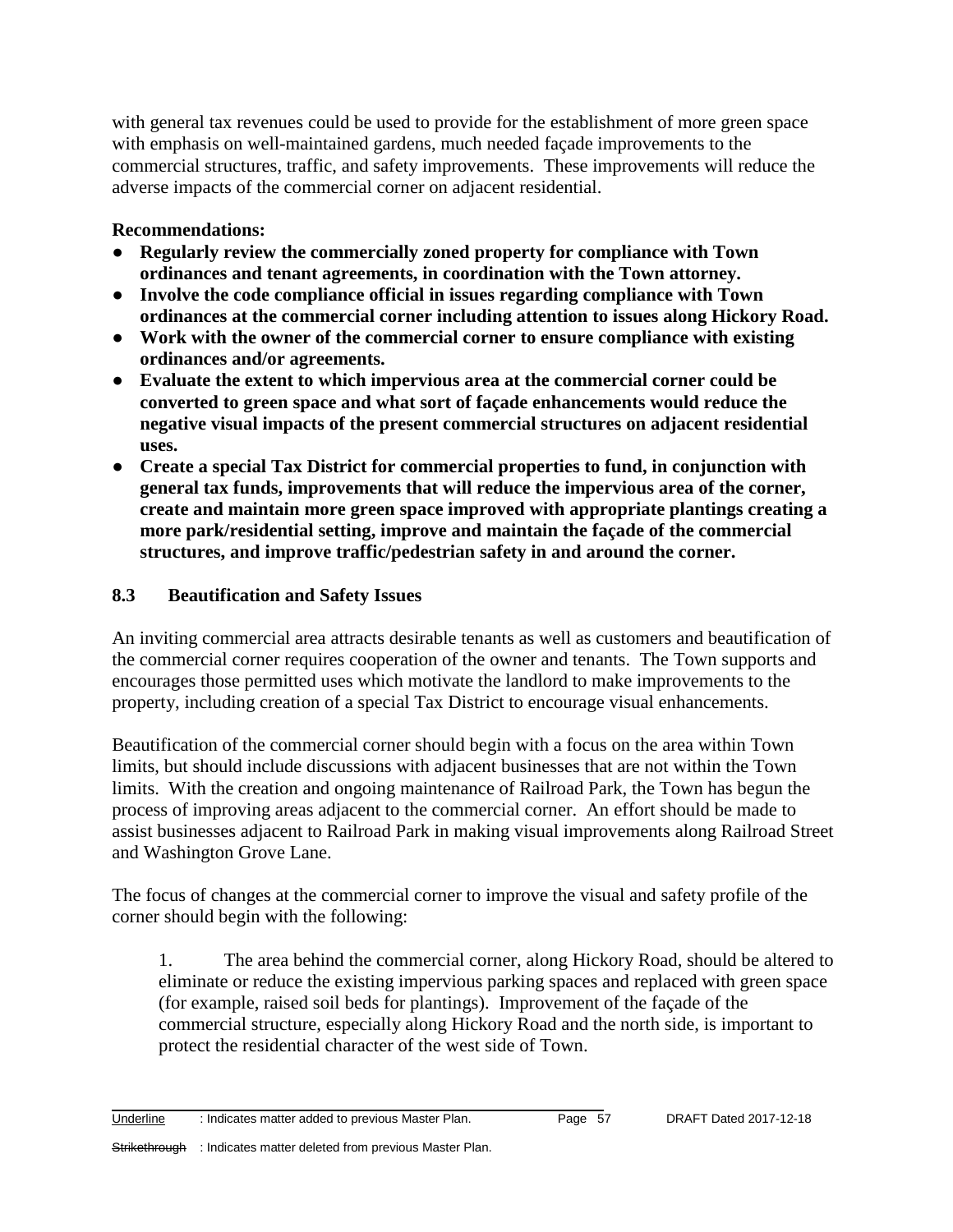with general tax revenues could be used to provide for the establishment of more green space with emphasis on well-maintained gardens, much needed façade improvements to the commercial structures, traffic, and safety improvements. These improvements will reduce the adverse impacts of the commercial corner on adjacent residential.

**Recommendations:**

- **Regularly review the commercially zoned property for compliance with Town ordinances and tenant agreements, in coordination with the Town attorney.**
- **Involve the code compliance official in issues regarding compliance with Town ordinances at the commercial corner including attention to issues along Hickory Road.**
- **Work with the owner of the commercial corner to ensure compliance with existing ordinances and/or agreements.**
- **Evaluate the extent to which impervious area at the commercial corner could be converted to green space and what sort of façade enhancements would reduce the negative visual impacts of the present commercial structures on adjacent residential uses.**
- **Create a special Tax District for commercial properties to fund, in conjunction with general tax funds, improvements that will reduce the impervious area of the corner, create and maintain more green space improved with appropriate plantings creating a more park/residential setting, improve and maintain the façade of the commercial structures, and improve traffic/pedestrian safety in and around the corner.**

### 8.3 Beautification and Safety Issues

An inviting commercial area attracts desirable tenants as well as customers and beautification of the commercial corner requires cooperation of the owner and tenants. The Town supports and encourages those permitted uses which motivate the landlord to make improvements to the property, including creation of a special Tax District to encourage visual enhancements.

Beautification of the commercial corner should begin with a focus on the area within Town limits, but should include discussions with adjacent businesses that are not within the Town limits. With the creation and ongoing maintenance of Railroad Park, the Town has begun the process of improving areas adjacent to the commercial corner. An effort should be made to assist businesses adjacent to Railroad Park in making visual improvements along Railroad Street and Washington Grove Lane.

The focus of changes at the commercial corner to improve the visual and safety profile of the corner should begin with the following:

1. The area behind the commercial corner, along Hickory Road, should be altered to eliminate or reduce the existing impervious parking spaces and replaced with green space (for example, raised soil beds for plantings). Improvement of the façade of the commercial structure, especially along Hickory Road and the north side, is important to protect the residential character of the west side of Town.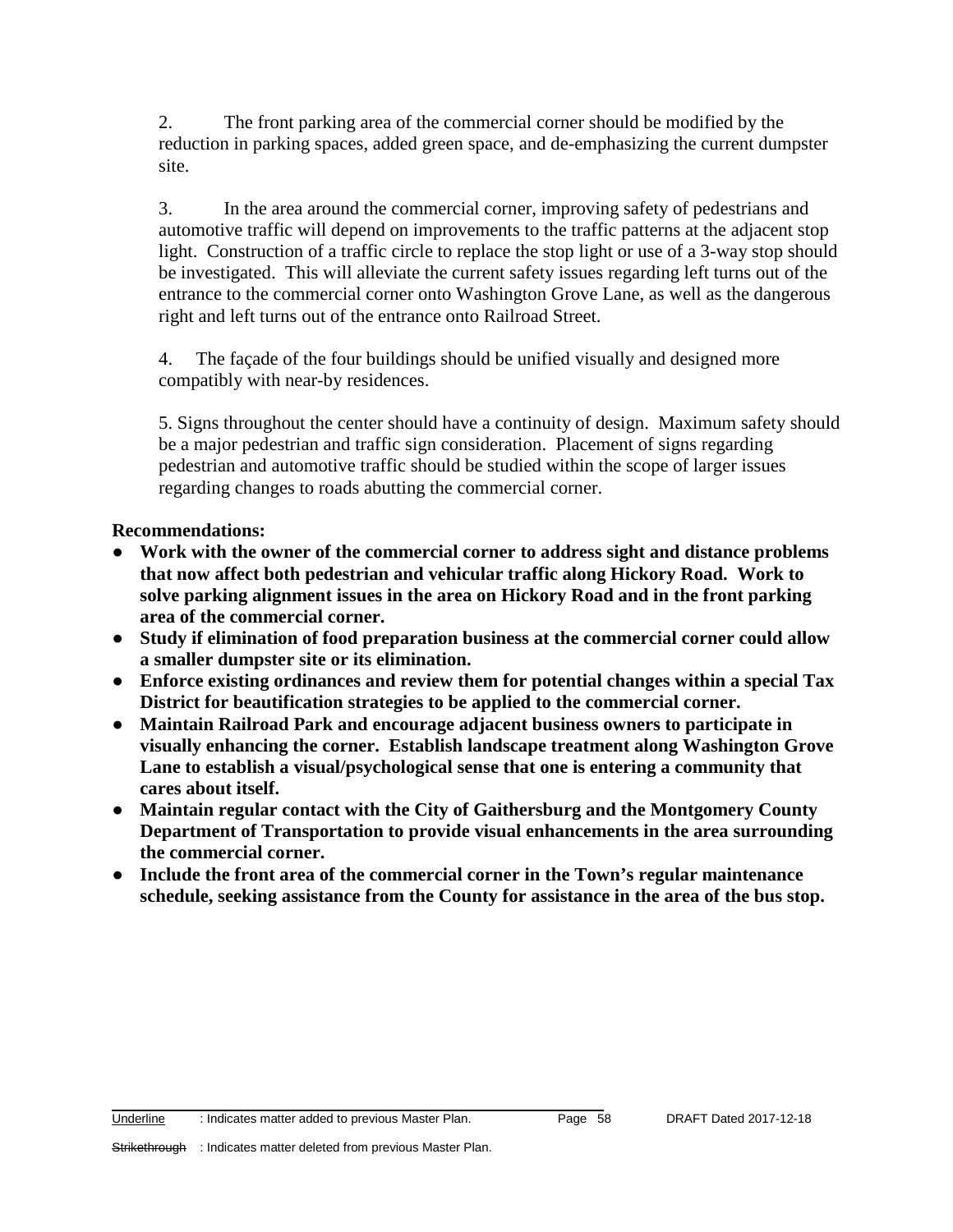2. The front parking area of the commercial corner should be modified by the reduction in parking spaces, added green space, and de-emphasizing the current dumpster site.

3. In the area around the commercial corner, improving safety of pedestrians and automotive traffic will depend on improvements to the traffic patterns at the adjacent stop light. Construction of a traffic circle to replace the stop light or use of a 3-way stop should be investigated. This will alleviate the current safety issues regarding left turns out of the entrance to the commercial corner onto Washington Grove Lane, as well as the dangerous right and left turns out of the entrance onto Railroad Street.

4. The façade of the four buildings should be unified visually and designed more compatibly with near-by residences.

5. Signs throughout the center should have a continuity of design. Maximum safety should be a major pedestrian and traffic sign consideration. Placement of signs regarding pedestrian and automotive traffic should be studied within the scope of larger issues regarding changes to roads abutting the commercial corner.

**Recommendations:**

- **Work with the owner of the commercial corner to address sight and distance problems that now affect both pedestrian and vehicular traffic along Hickory Road. Work to solve parking alignment issues in the area on Hickory Road and in the front parking area of the commercial corner.**
- **Study if elimination of food preparation business at the commercial corner could allow a smaller dumpster site or its elimination.**
- **Enforce existing ordinances and review them for potential changes within a special Tax District for beautification strategies to be applied to the commercial corner.**
- **Maintain Railroad Park and encourage adjacent business owners to participate in visually enhancing the corner. Establish landscape treatment along Washington Grove Lane to establish a visual/psychological sense that one is entering a community that cares about itself.**
- **Maintain regular contact with the City of Gaithersburg and the Montgomery County Department of Transportation to provide visual enhancements in the area surrounding the commercial corner.**
- **Include the front area of the commercial corner in the Town's regular maintenance schedule, seeking assistance from the County for assistance in the area of the bus stop.**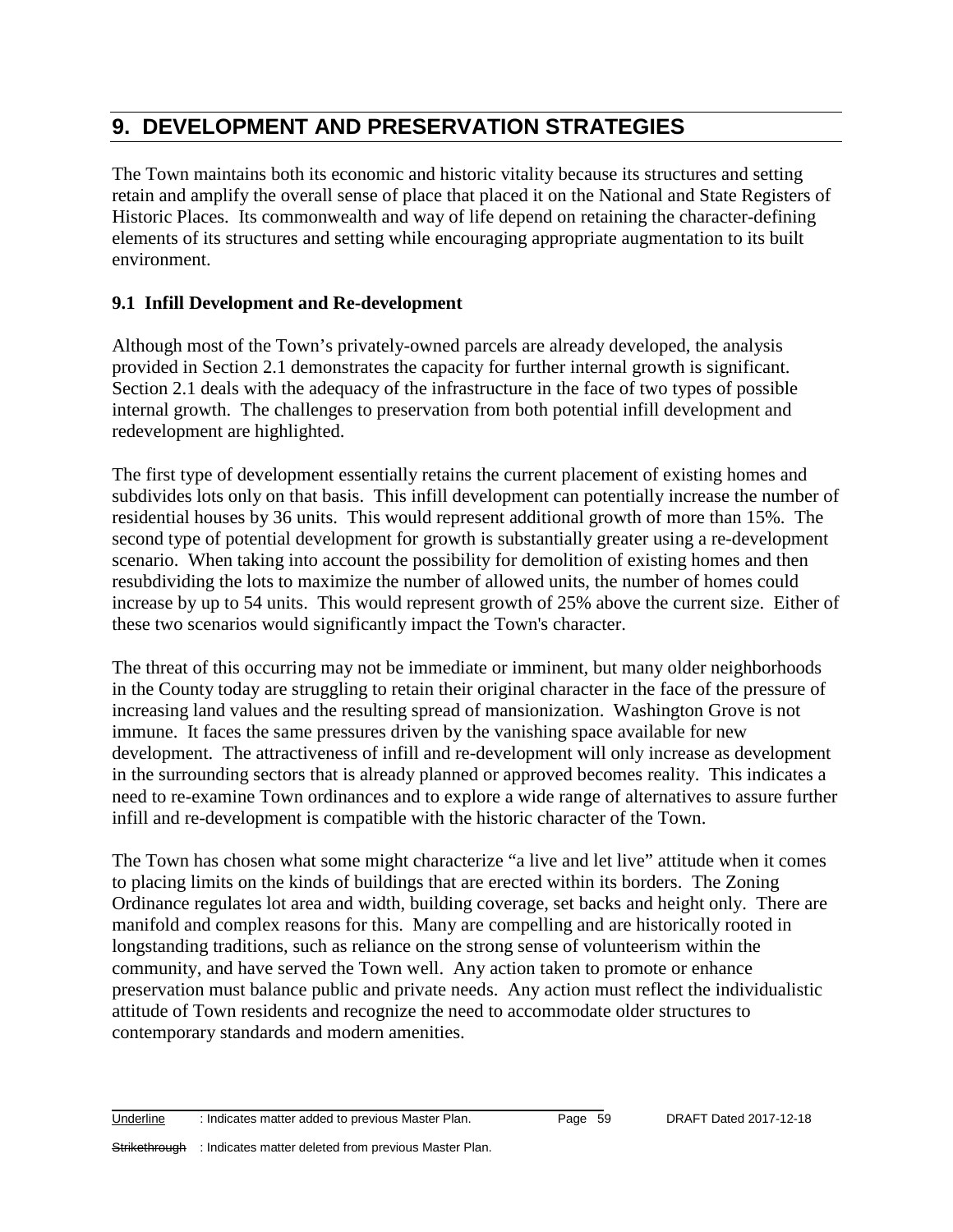# 9. DEVELOPMENT AND PRESERVATION STRATEGIES

The Town maintains both its economic and historic vitality because its structures and setting retain and amplify the overall sense of place that placed it on the National and State Registers of Historic Places. Its commonwealth and way of life depend on retaining the character-defining elements of its structures and setting while encouraging appropriate augmentation to its built environment.

### 9.1 Infill Development and Re-development

Although most of the Town's privately-owned parcels are already developed, the analysis provided in Section 2.1 demonstrates the capacity for further internal growth is significant. Section 2.1 deals with the adequacy of the infrastructure in the face of two types of possible internal growth. The challenges to preservation from both potential infill development and redevelopment are highlighted.

The first type of development essentially retains the current placement of existing homes and subdivides lots only on that basis. This infill development can potentially increase the number of residential houses by 36 units. This would represent additional growth of more than 15%. The second type of potential development for growth is substantially greater using a re-development scenario. When taking into account the possibility for demolition of existing homes and then resubdividing the lots to maximize the number of allowed units, the number of homes could increase by up to 54 units. This would represent growth of 25% above the current size. Either of these two scenarios would significantly impact the Town's character.

The threat of this occurring may not be immediate or imminent, but many older neighborhoods in the County today are struggling to retain their original character in the face of the pressure of increasing land values and the resulting spread of mansionization. Washington Grove is not immune. It faces the same pressures driven by the vanishing space available for new development. The attractiveness of infill and re-development will only increase as development in the surrounding sectors that is already planned or approved becomes reality. This indicates a need to re-examine Town ordinances and to explore a wide range of alternatives to assure further infill and re-development is compatible with the historic character of the Town.

The Town has chosen what some might characterize "a live and let live" attitude when it comes to placing limits on the kinds of buildings that are erected within its borders. The Zoning Ordinance regulates lot area and width, building coverage, set backs and height only. There are manifold and complex reasons for this. Many are compelling and are historically rooted in longstanding traditions, such as reliance on the strong sense of volunteerism within the community, and have served the Town well. Any action taken to promote or enhance preservation must balance public and private needs. Any action must reflect the individualistic attitude of Town residents and recognize the need to accommodate older structures to contemporary standards and modern amenities.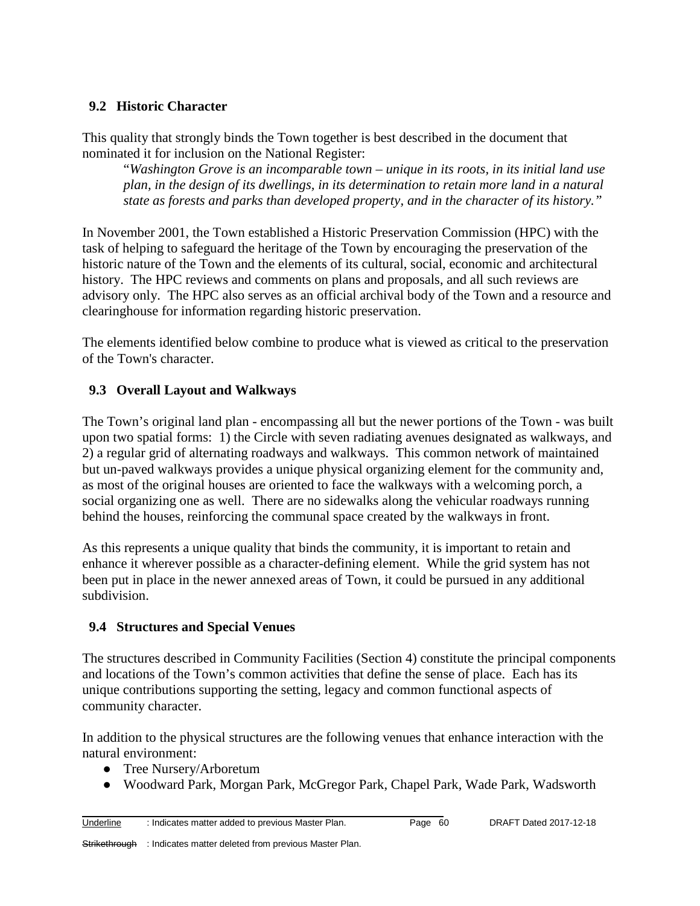## 9.2 Historic Character

This quality that strongly binds the Town together is best described in the document that nominated it for inclusion on the National Register:

> "*Washington Grove is an incomparable town – unique in its roots, in its initial land use plan, in the design of its dwellings, in its determination to retain more land in a natural state as forests and parks than developed property, and in the character of its history."*

In November 2001, the Town established a Historic Preservation Commission (HPC) with the task of helping to safeguard the heritage of the Town by encouraging the preservation of the historic nature of the Town and the elements of its cultural, social, economic and architectural history. The HPC reviews and comments on plans and proposals, and all such reviews are advisory only. The HPC also serves as an official archival body of the Town and a resource and clearinghouse for information regarding historic preservation.

The elements identified below combine to produce what is viewed as critical to the preservation of the Town's character.

## 9.3 Overall Layout and Walkways

The Town's original land plan - encompassing all but the newer portions of the Town - was built upon two spatial forms: 1) the Circle with seven radiating avenues designated as walkways, and 2) a regular grid of alternating roadways and walkways. This common network of maintained but un-paved walkways provides a unique physical organizing element for the community and, as most of the original houses are oriented to face the walkways with a welcoming porch, a social organizing one as well. There are no sidewalks along the vehicular roadways running behind the houses, reinforcing the communal space created by the walkways in front.

As this represents a unique quality that binds the community, it is important to retain and enhance it wherever possible as a character-defining element. While the grid system has not been put in place in the newer annexed areas of Town, it could be pursued in any additional subdivision.

## 9.4 Structures and Special Venues

The structures described in Community Facilities (Section 4) constitute the principal components and locations of the Town's common activities that define the sense of place. Each has its unique contributions supporting the setting, legacy and common functional aspects of community character.

In addition to the physical structures are the following venues that enhance interaction with the natural environment:

- Tree Nursery/Arboretum
- Woodward Park, Morgan Park, McGregor Park, Chapel Park, Wade Park, Wadsworth

Underline : Indicates matter added to previous Master Plan. DRAFT Dated 2017-12-18

~~Strikethrough~~ : Indicates matter deleted from previous Master Plan.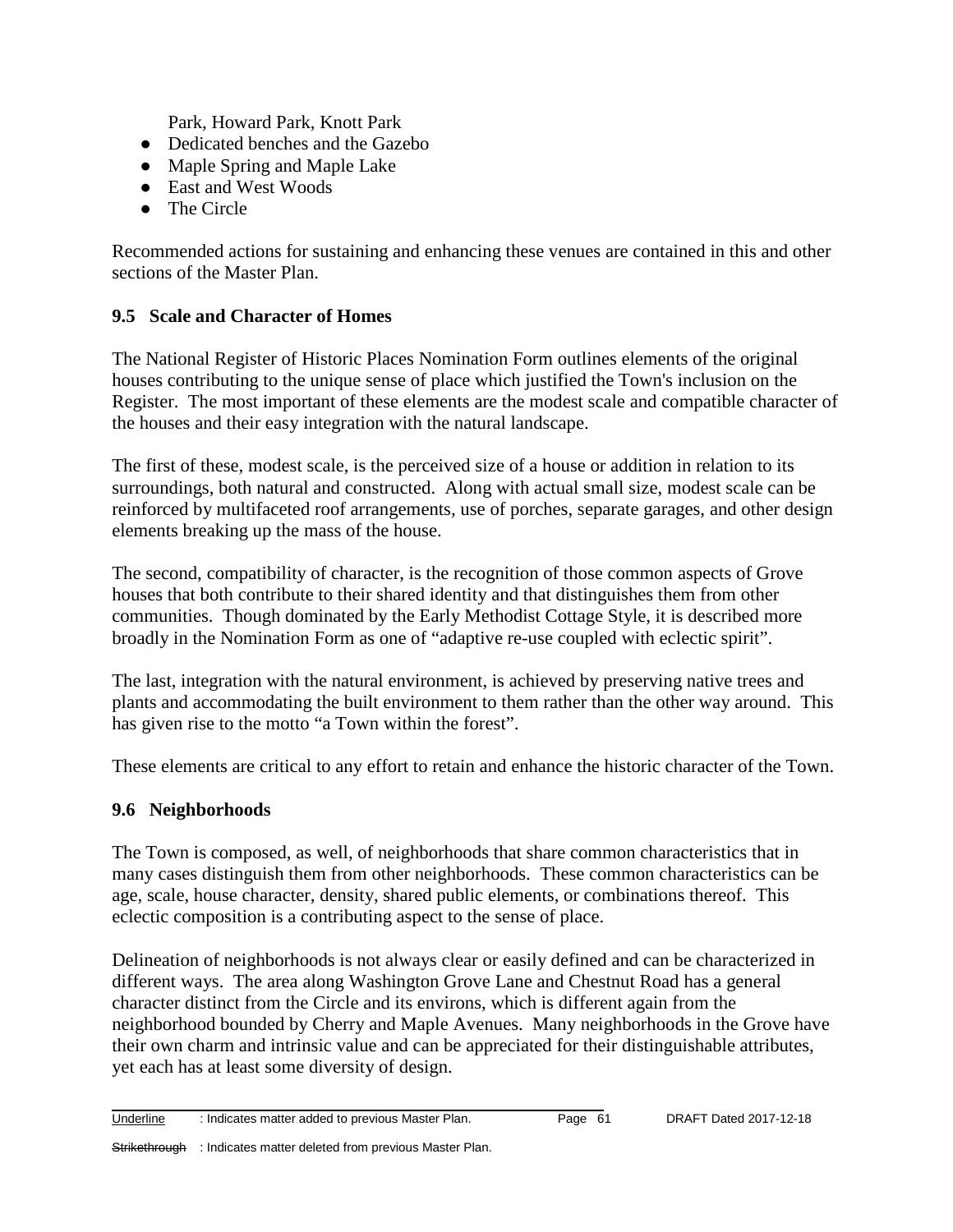Park, Howard Park, Knott Park

- Dedicated benches and the Gazebo
- Maple Spring and Maple Lake
- East and West Woods
- The Circle

Recommended actions for sustaining and enhancing these venues are contained in this and other sections of the Master Plan.

### 9.5 Scale and Character of Homes

The National Register of Historic Places Nomination Form outlines elements of the original houses contributing to the unique sense of place which justified the Town's inclusion on the Register. The most important of these elements are the modest scale and compatible character of the houses and their easy integration with the natural landscape.

The first of these, modest scale, is the perceived size of a house or addition in relation to its surroundings, both natural and constructed. Along with actual small size, modest scale can be reinforced by multifaceted roof arrangements, use of porches, separate garages, and other design elements breaking up the mass of the house.

The second, compatibility of character, is the recognition of those common aspects of Grove houses that both contribute to their shared identity and that distinguishes them from other communities. Though dominated by the Early Methodist Cottage Style, it is described more broadly in the Nomination Form as one of "adaptive re-use coupled with eclectic spirit".

The last, integration with the natural environment, is achieved by preserving native trees and plants and accommodating the built environment to them rather than the other way around. This has given rise to the motto "a Town within the forest".

These elements are critical to any effort to retain and enhance the historic character of the Town.

### 9.6 Neighborhoods

The Town is composed, as well, of neighborhoods that share common characteristics that in many cases distinguish them from other neighborhoods. These common characteristics can be age, scale, house character, density, shared public elements, or combinations thereof. This eclectic composition is a contributing aspect to the sense of place.

Delineation of neighborhoods is not always clear or easily defined and can be characterized in different ways. The area along Washington Grove Lane and Chestnut Road has a general character distinct from the Circle and its environs, which is different again from the neighborhood bounded by Cherry and Maple Avenues. Many neighborhoods in the Grove have their own charm and intrinsic value and can be appreciated for their distinguishable attributes, yet each has at least some diversity of design.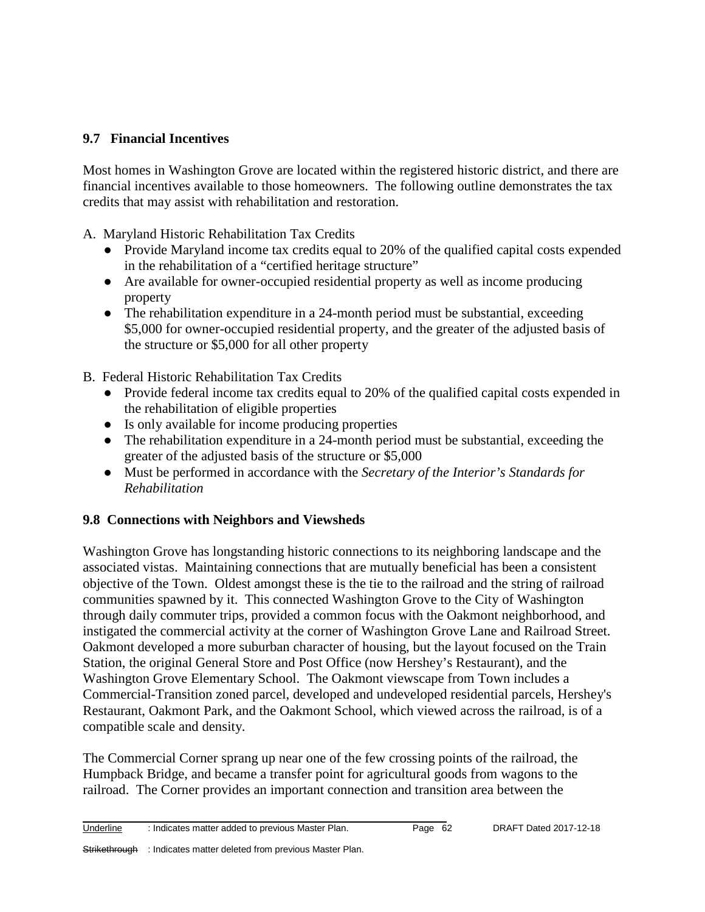## 9.7 Financial Incentives

Most homes in Washington Grove are located within the registered historic district, and there are financial incentives available to those homeowners. The following outline demonstrates the tax credits that may assist with rehabilitation and restoration.

A. Maryland Historic Rehabilitation Tax Credits
- Provide Maryland income tax credits equal to 20% of the qualified capital costs expended in the rehabilitation of a "certified heritage structure"
- Are available for owner-occupied residential property as well as income producing property
- The rehabilitation expenditure in a 24-month period must be substantial, exceeding \$5,000 for owner-occupied residential property, and the greater of the adjusted basis of the structure or \$5,000 for all other property

B. Federal Historic Rehabilitation Tax Credits
- Provide federal income tax credits equal to 20% of the qualified capital costs expended in the rehabilitation of eligible properties
- Is only available for income producing properties
- The rehabilitation expenditure in a 24-month period must be substantial, exceeding the greater of the adjusted basis of the structure or \$5,000
- Must be performed in accordance with the *Secretary of the Interior's Standards for Rehabilitation*

## 9.8 Connections with Neighbors and Viewsheds

Washington Grove has longstanding historic connections to its neighboring landscape and the associated vistas. Maintaining connections that are mutually beneficial has been a consistent objective of the Town. Oldest amongst these is the tie to the railroad and the string of railroad communities spawned by it. This connected Washington Grove to the City of Washington through daily commuter trips, provided a common focus with the Oakmont neighborhood, and instigated the commercial activity at the corner of Washington Grove Lane and Railroad Street. Oakmont developed a more suburban character of housing, but the layout focused on the Train Station, the original General Store and Post Office (now Hershey's Restaurant), and the Washington Grove Elementary School. The Oakmont viewscape from Town includes a Commercial-Transition zoned parcel, developed and undeveloped residential parcels, Hershey's Restaurant, Oakmont Park, and the Oakmont School, which viewed across the railroad, is of a compatible scale and density.

The Commercial Corner sprang up near one of the few crossing points of the railroad, the Humpback Bridge, and became a transfer point for agricultural goods from wagons to the railroad. The Corner provides an important connection and transition area between the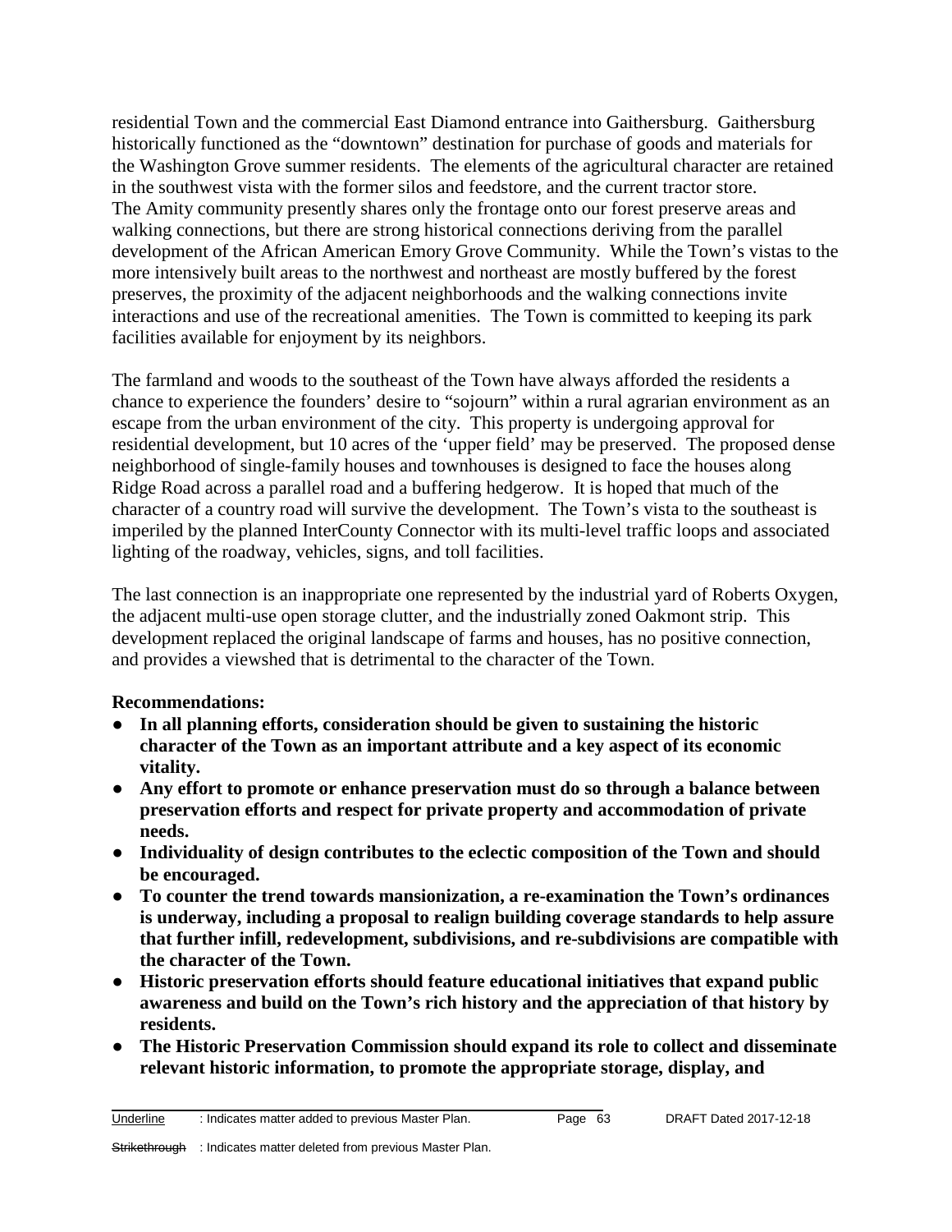residential Town and the commercial East Diamond entrance into Gaithersburg. Gaithersburg historically functioned as the "downtown" destination for purchase of goods and materials for the Washington Grove summer residents. The elements of the agricultural character are retained in the southwest vista with the former silos and feedstore, and the current tractor store. The Amity community presently shares only the frontage onto our forest preserve areas and walking connections, but there are strong historical connections deriving from the parallel development of the African American Emory Grove Community. While the Town's vistas to the more intensively built areas to the northwest and northeast are mostly buffered by the forest preserves, the proximity of the adjacent neighborhoods and the walking connections invite interactions and use of the recreational amenities. The Town is committed to keeping its park facilities available for enjoyment by its neighbors.

The farmland and woods to the southeast of the Town have always afforded the residents a chance to experience the founders' desire to "sojourn" within a rural agrarian environment as an escape from the urban environment of the city. This property is undergoing approval for residential development, but 10 acres of the 'upper field' may be preserved. The proposed dense neighborhood of single-family houses and townhouses is designed to face the houses along Ridge Road across a parallel road and a buffering hedgerow. It is hoped that much of the character of a country road will survive the development. The Town's vista to the southeast is imperiled by the planned InterCounty Connector with its multi-level traffic loops and associated lighting of the roadway, vehicles, signs, and toll facilities.

The last connection is an inappropriate one represented by the industrial yard of Roberts Oxygen, the adjacent multi-use open storage clutter, and the industrially zoned Oakmont strip. This development replaced the original landscape of farms and houses, has no positive connection, and provides a viewshed that is detrimental to the character of the Town.

**Recommendations:**

- **In all planning efforts, consideration should be given to sustaining the historic character of the Town as an important attribute and a key aspect of its economic vitality.**
- **Any effort to promote or enhance preservation must do so through a balance between preservation efforts and respect for private property and accommodation of private needs.**
- **Individuality of design contributes to the eclectic composition of the Town and should be encouraged.**
- **To counter the trend towards mansionization, a re-examination the Town's ordinances is underway, including a proposal to realign building coverage standards to help assure that further infill, redevelopment, subdivisions, and re-subdivisions are compatible with the character of the Town.**
- **Historic preservation efforts should feature educational initiatives that expand public awareness and build on the Town's rich history and the appreciation of that history by residents.**
- **The Historic Preservation Commission should expand its role to collect and disseminate relevant historic information, to promote the appropriate storage, display, and**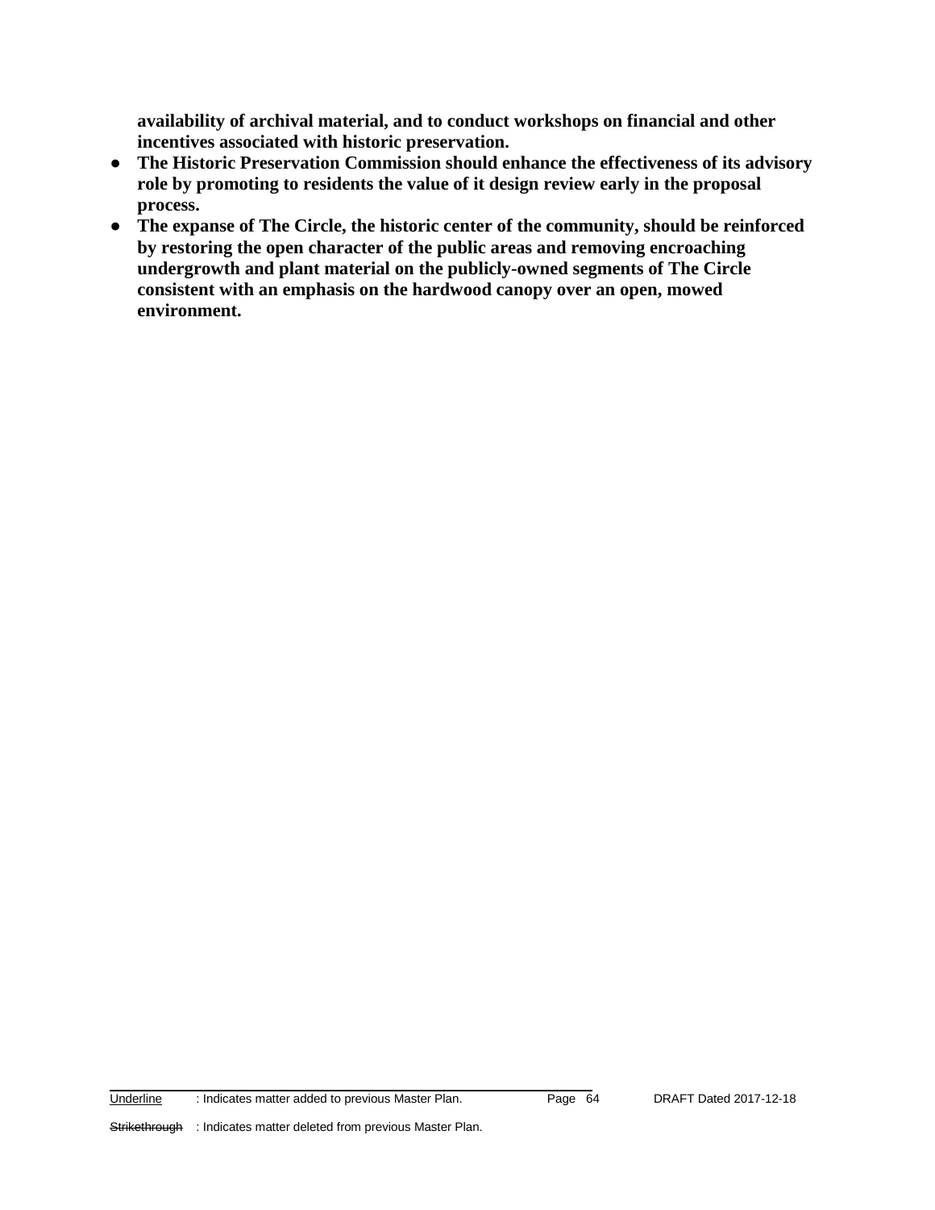**availability of archival material, and to conduct workshops on financial and other incentives associated with historic preservation.**

- **The Historic Preservation Commission should enhance the effectiveness of its advisory role by promoting to residents the value of it design review early in the proposal process.**
- **The expanse of The Circle, the historic center of the community, should be reinforced by restoring the open character of the public areas and removing encroaching undergrowth and plant material on the publicly-owned segments of The Circle consistent with an emphasis on the hardwood canopy over an open, mowed environment.**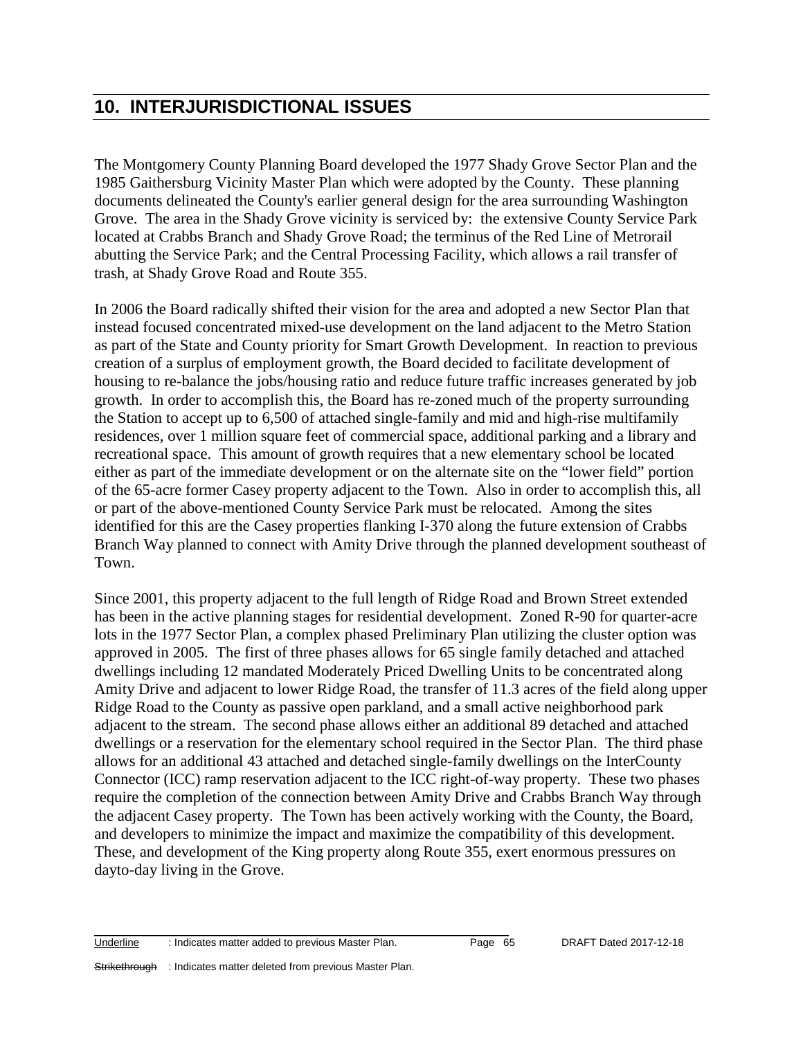## 10. INTERJURISDICTIONAL ISSUES

The Montgomery County Planning Board developed the 1977 Shady Grove Sector Plan and the 1985 Gaithersburg Vicinity Master Plan which were adopted by the County. These planning documents delineated the County's earlier general design for the area surrounding Washington Grove. The area in the Shady Grove vicinity is serviced by: the extensive County Service Park located at Crabbs Branch and Shady Grove Road; the terminus of the Red Line of Metrorail abutting the Service Park; and the Central Processing Facility, which allows a rail transfer of trash, at Shady Grove Road and Route 355.

In 2006 the Board radically shifted their vision for the area and adopted a new Sector Plan that instead focused concentrated mixed-use development on the land adjacent to the Metro Station as part of the State and County priority for Smart Growth Development. In reaction to previous creation of a surplus of employment growth, the Board decided to facilitate development of housing to re-balance the jobs/housing ratio and reduce future traffic increases generated by job growth. In order to accomplish this, the Board has re-zoned much of the property surrounding the Station to accept up to 6,500 of attached single-family and mid and high-rise multifamily residences, over 1 million square feet of commercial space, additional parking and a library and recreational space. This amount of growth requires that a new elementary school be located either as part of the immediate development or on the alternate site on the "lower field" portion of the 65-acre former Casey property adjacent to the Town. Also in order to accomplish this, all or part of the above-mentioned County Service Park must be relocated. Among the sites identified for this are the Casey properties flanking I-370 along the future extension of Crabbs Branch Way planned to connect with Amity Drive through the planned development southeast of Town.

Since 2001, this property adjacent to the full length of Ridge Road and Brown Street extended has been in the active planning stages for residential development. Zoned R-90 for quarter-acre lots in the 1977 Sector Plan, a complex phased Preliminary Plan utilizing the cluster option was approved in 2005. The first of three phases allows for 65 single family detached and attached dwellings including 12 mandated Moderately Priced Dwelling Units to be concentrated along Amity Drive and adjacent to lower Ridge Road, the transfer of 11.3 acres of the field along upper Ridge Road to the County as passive open parkland, and a small active neighborhood park adjacent to the stream. The second phase allows either an additional 89 detached and attached dwellings or a reservation for the elementary school required in the Sector Plan. The third phase allows for an additional 43 attached and detached single-family dwellings on the InterCounty Connector (ICC) ramp reservation adjacent to the ICC right-of-way property. These two phases require the completion of the connection between Amity Drive and Crabbs Branch Way through the adjacent Casey property. The Town has been actively working with the County, the Board, and developers to minimize the impact and maximize the compatibility of this development. These, and development of the King property along Route 355, exert enormous pressures on dayto-day living in the Grove.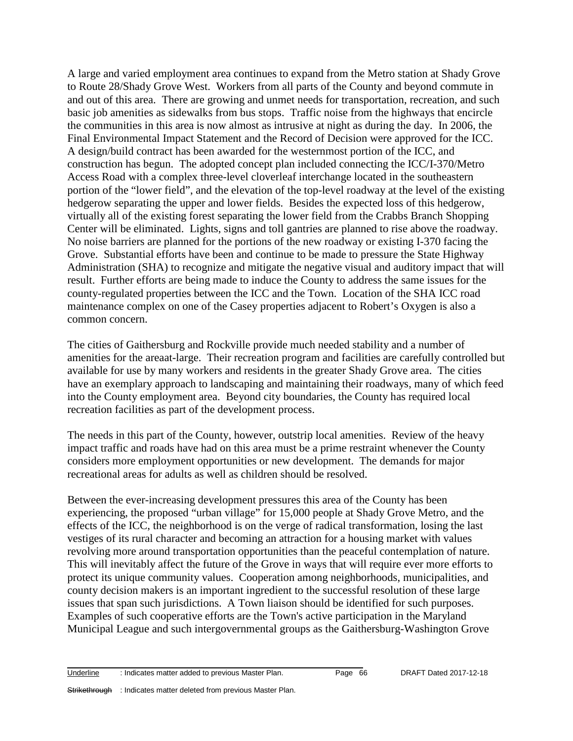A large and varied employment area continues to expand from the Metro station at Shady Grove to Route 28/Shady Grove West. Workers from all parts of the County and beyond commute in and out of this area. There are growing and unmet needs for transportation, recreation, and such basic job amenities as sidewalks from bus stops. Traffic noise from the highways that encircle the communities in this area is now almost as intrusive at night as during the day. In 2006, the Final Environmental Impact Statement and the Record of Decision were approved for the ICC. A design/build contract has been awarded for the westernmost portion of the ICC, and construction has begun. The adopted concept plan included connecting the ICC/I-370/Metro Access Road with a complex three-level cloverleaf interchange located in the southeastern portion of the "lower field", and the elevation of the top-level roadway at the level of the existing hedgerow separating the upper and lower fields. Besides the expected loss of this hedgerow, virtually all of the existing forest separating the lower field from the Crabbs Branch Shopping Center will be eliminated. Lights, signs and toll gantries are planned to rise above the roadway. No noise barriers are planned for the portions of the new roadway or existing I-370 facing the Grove. Substantial efforts have been and continue to be made to pressure the State Highway Administration (SHA) to recognize and mitigate the negative visual and auditory impact that will result. Further efforts are being made to induce the County to address the same issues for the county-regulated properties between the ICC and the Town. Location of the SHA ICC road maintenance complex on one of the Casey properties adjacent to Robert's Oxygen is also a common concern.

The cities of Gaithersburg and Rockville provide much needed stability and a number of amenities for the areaat-large. Their recreation program and facilities are carefully controlled but available for use by many workers and residents in the greater Shady Grove area. The cities have an exemplary approach to landscaping and maintaining their roadways, many of which feed into the County employment area. Beyond city boundaries, the County has required local recreation facilities as part of the development process.

The needs in this part of the County, however, outstrip local amenities. Review of the heavy impact traffic and roads have had on this area must be a prime restraint whenever the County considers more employment opportunities or new development. The demands for major recreational areas for adults as well as children should be resolved.

Between the ever-increasing development pressures this area of the County has been experiencing, the proposed "urban village" for 15,000 people at Shady Grove Metro, and the effects of the ICC, the neighborhood is on the verge of radical transformation, losing the last vestiges of its rural character and becoming an attraction for a housing market with values revolving more around transportation opportunities than the peaceful contemplation of nature. This will inevitably affect the future of the Grove in ways that will require ever more efforts to protect its unique community values. Cooperation among neighborhoods, municipalities, and county decision makers is an important ingredient to the successful resolution of these large issues that span such jurisdictions. A Town liaison should be identified for such purposes. Examples of such cooperative efforts are the Town's active participation in the Maryland Municipal League and such intergovernmental groups as the Gaithersburg-Washington Grove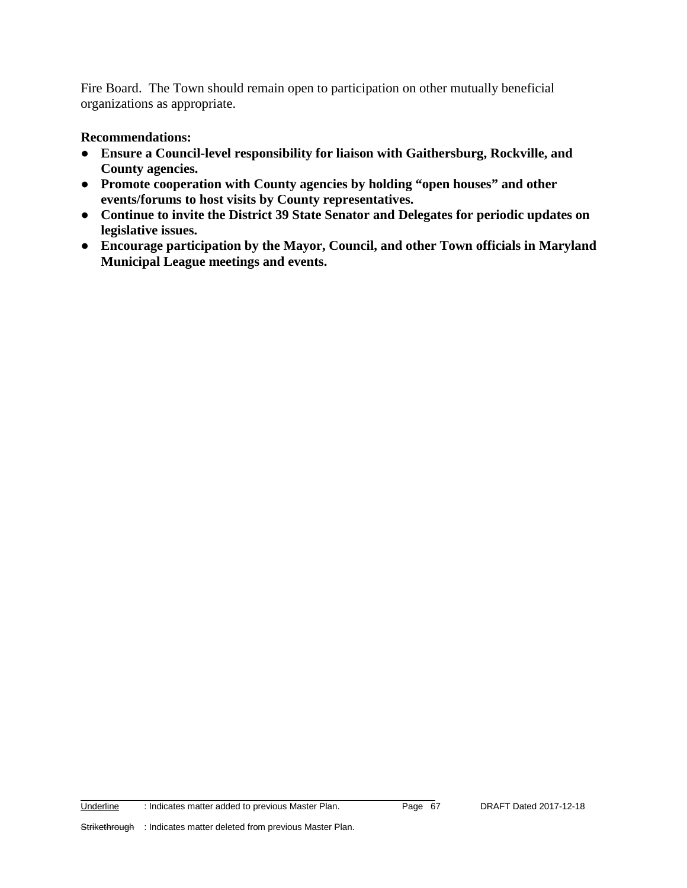Fire Board. The Town should remain open to participation on other mutually beneficial organizations as appropriate.

**Recommendations:**

- **Ensure a Council-level responsibility for liaison with Gaithersburg, Rockville, and County agencies.**
- **Promote cooperation with County agencies by holding "open houses" and other events/forums to host visits by County representatives.**
- **Continue to invite the District 39 State Senator and Delegates for periodic updates on legislative issues.**
- **Encourage participation by the Mayor, Council, and other Town officials in Maryland Municipal League meetings and events.**